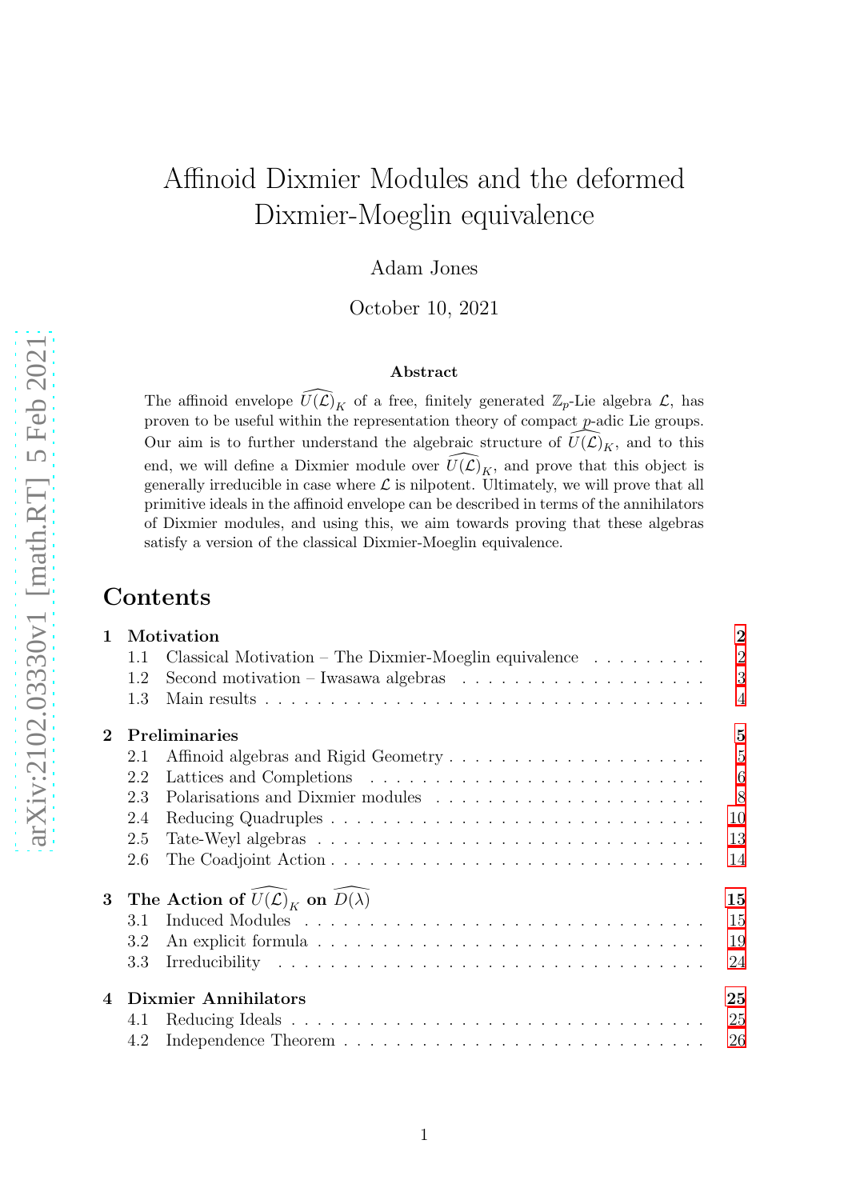# Affinoid Dixmier Modules and the deformed Dixmier-Moeglin equivalence

Adam Jones

October 10, 2021

### Abstract

The affinoid envelope $\widehat{U(\mathcal{L})}_K$ of a free, finitely generated $\mathbb{Z}_p$-Lie algebra $\mathcal{L}$, has proven to be useful within the representation theory of compact $p$-adic Lie groups. Our aim is to further understand the algebraic structure of $\widehat{U(\mathcal{L})}_K$, and to this end, we will define a Dixmier module over $\widehat{U(\mathcal{L})}_K$, and prove that this object is generally irreducible in case where $\mathcal{L}$ is nilpotent. Ultimately, we will prove that all primitive ideals in the affinoid envelope can be described in terms of the annihilators of Dixmier modules, and using this, we aim towards proving that these algebras satisfy a version of the classical Dixmier-Moeglin equivalence.

## Contents

- **1 Motivation** — 2
  - 1.1 Classical Motivation – The Dixmier-Moeglin equivalence — 2
  - 1.2 Second motivation – Iwasawa algebras — 3
  - 1.3 Main results — 4
- **2 Preliminaries** — 5
  - 2.1 Affinoid algebras and Rigid Geometry — 5
  - 2.2 Lattices and Completions — 6
  - 2.3 Polarisations and Dixmier modules — 8
  - 2.4 Reducing Quadruples — 10
  - 2.5 Tate-Weyl algebras — 13
  - 2.6 The Coadjoint Action — 14
- **3 The Action of $\widehat{U(\mathcal{L})}_K$ on $\widehat{D(\lambda)}$** — 15
  - 3.1 Induced Modules — 15
  - 3.2 An explicit formula — 19
  - 3.3 Irreducibility — 24
- **4 Dixmier Annihilators** — 25
  - 4.1 Reducing Ideals — 25
  - 4.2 Independence Theorem — 26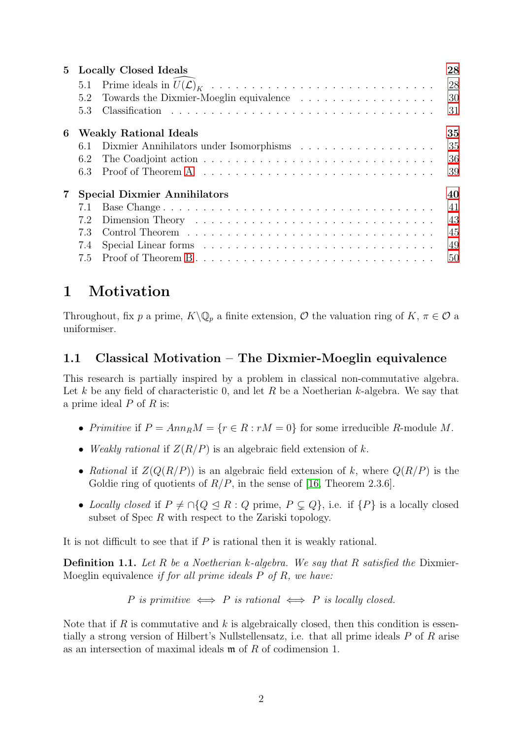| | | |
|---|---|---|
| **5** | **Locally Closed Ideals** | **28** |
| 5.1 | Prime ideals in $\widehat{U(\mathcal{L})}_K$ | 28 |
| 5.2 | Towards the Dixmier-Moeglin equivalence | 30 |
| 5.3 | Classification | 31 |
| **6** | **Weakly Rational Ideals** | **35** |
| 6.1 | Dixmier Annihilators under Isomorphisms | 35 |
| 6.2 | The Coadjoint action | 36 |
| 6.3 | Proof of Theorem A | 39 |
| **7** | **Special Dixmier Annihilators** | **40** |
| 7.1 | Base Change | 41 |
| 7.2 | Dimension Theory | 43 |
| 7.3 | Control Theorem | 45 |
| 7.4 | Special Linear forms | 49 |
| 7.5 | Proof of Theorem B | 50 |

# 1 Motivation

Throughout, fix $p$ a prime, $K\backslash\mathbb{Q}_p$ a finite extension, $\mathcal{O}$ the valuation ring of $K$, $\pi \in \mathcal{O}$ a uniformiser.

## 1.1 Classical Motivation – The Dixmier-Moeglin equivalence

This research is partially inspired by a problem in classical non-commutative algebra. Let $k$ be any field of characteristic 0, and let $R$ be a Noetherian $k$-algebra. We say that a prime ideal $P$ of $R$ is:

- *Primitive* if $P = Ann_R M = \{r \in R : rM = 0\}$ for some irreducible $R$-module $M$.
- *Weakly rational* if $Z(R/P)$ is an algebraic field extension of $k$.
- *Rational* if $Z(Q(R/P))$ is an algebraic field extension of $k$, where $Q(R/P)$ is the Goldie ring of quotients of $R/P$, in the sense of [16, Theorem 2.3.6].
- *Locally closed* if $P \neq \cap\{Q \trianglelefteq R : Q \text{ prime}, P \subsetneq Q\}$, i.e. if $\{P\}$ is a locally closed subset of Spec $R$ with respect to the Zariski topology.

It is not difficult to see that if $P$ is rational then it is weakly rational.

**Definition 1.1.** *Let $R$ be a Noetherian $k$-algebra. We say that $R$ satisfied the* Dixmier-Moeglin equivalence *if for all prime ideals $P$ of $R$, we have:*

$$P \text{ is primitive} \iff P \text{ is rational} \iff P \text{ is locally closed.}$$

Note that if $R$ is commutative and $k$ is algebraically closed, then this condition is essentially a strong version of Hilbert's Nullstellensatz, i.e. that all prime ideals $P$ of $R$ arise as an intersection of maximal ideals $\mathfrak{m}$ of $R$ of codimension 1.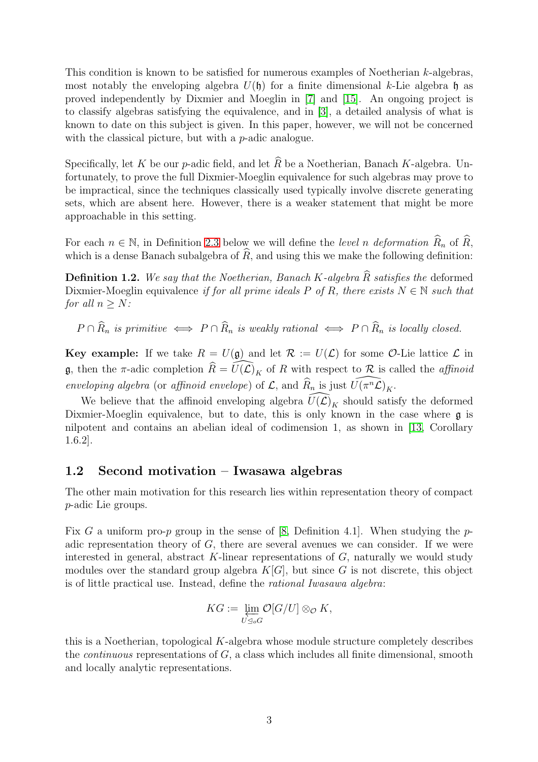This condition is known to be satisfied for numerous examples of Noetherian $k$-algebras, most notably the enveloping algebra $U(\mathfrak{h})$ for a finite dimensional $k$-Lie algebra $\mathfrak{h}$ as proved independently by Dixmier and Moeglin in [7] and [15]. An ongoing project is to classify algebras satisfying the equivalence, and in [3], a detailed analysis of what is known to date on this subject is given. In this paper, however, we will not be concerned with the classical picture, but with a $p$-adic analogue.

Specifically, let $K$ be our $p$-adic field, and let $\widehat{R}$ be a Noetherian, Banach $K$-algebra. Unfortunately, to prove the full Dixmier-Moeglin equivalence for such algebras may prove to be impractical, since the techniques classically used typically involve discrete generating sets, which are absent here. However, there is a weaker statement that might be more approachable in this setting.

For each $n \in \mathbb{N}$, in Definition 2.3 below we will define the *level $n$ deformation* $\widehat{R}_n$ of $\widehat{R}$, which is a dense Banach subalgebra of $\widehat{R}$, and using this we make the following definition:

**Definition 1.2.** *We say that the Noetherian, Banach $K$-algebra $\widehat{R}$ satisfies the* deformed Dixmier-Moeglin equivalence *if for all prime ideals $P$ of $R$, there exists $N \in \mathbb{N}$ such that for all $n \geq N$:*

$$P \cap \widehat{R}_n \text{ is primitive} \iff P \cap \widehat{R}_n \text{ is weakly rational} \iff P \cap \widehat{R}_n \text{ is locally closed.}$$

**Key example:** If we take $R = U(\mathfrak{g})$ and let $\mathcal{R} := U(\mathcal{L})$ for some $\mathcal{O}$-Lie lattice $\mathcal{L}$ in $\mathfrak{g}$, then the $\pi$-adic completion $\widehat{R} = \widehat{U(\mathcal{L})}_K$ of $R$ with respect to $\mathcal{R}$ is called the *affinoid enveloping algebra* (or *affinoid envelope*) of $\mathcal{L}$, and $\widehat{R}_n$ is just $\widehat{U(\pi^n\mathcal{L})}_K$.

We believe that the affinoid enveloping algebra $\widehat{U(\mathcal{L})}_K$ should satisfy the deformed Dixmier-Moeglin equivalence, but to date, this is only known in the case where $\mathfrak{g}$ is nilpotent and contains an abelian ideal of codimension 1, as shown in [13, Corollary 1.6.2].

## 1.2 Second motivation – Iwasawa algebras

The other main motivation for this research lies within representation theory of compact $p$-adic Lie groups.

Fix $G$ a uniform pro-$p$ group in the sense of [8, Definition 4.1]. When studying the $p$-adic representation theory of $G$, there are several avenues we can consider. If we were interested in general, abstract $K$-linear representations of $G$, naturally we would study modules over the standard group algebra $K[G]$, but since $G$ is not discrete, this object is of little practical use. Instead, define the *rational Iwasawa algebra*:

$$KG := \varprojlim_{U \trianglelefteq_o G} \mathcal{O}[G/U] \otimes_{\mathcal{O}} K,$$

this is a Noetherian, topological $K$-algebra whose module structure completely describes the *continuous* representations of $G$, a class which includes all finite dimensional, smooth and locally analytic representations.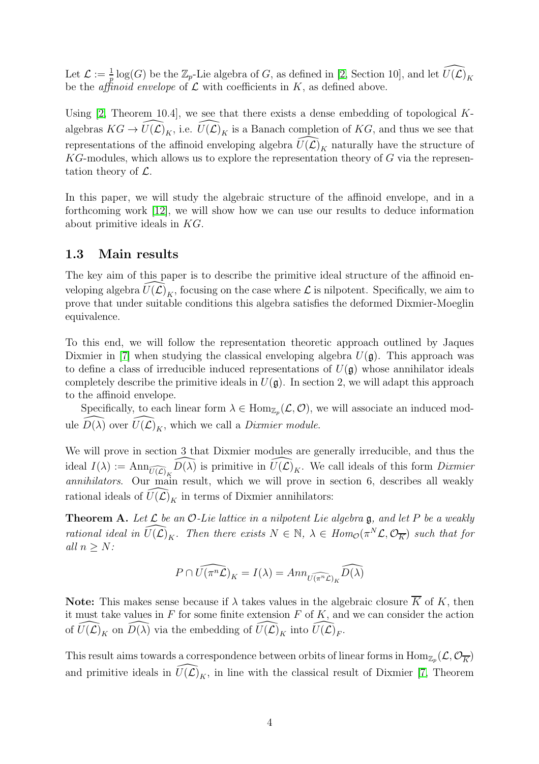Let $\mathcal{L} := \frac{1}{p}\log(G)$ be the $\mathbb{Z}_p$-Lie algebra of $G$, as defined in [2, Section 10], and let $\widehat{U(\mathcal{L})}_K$ be the *affinoid envelope* of $\mathcal{L}$ with coefficients in $K$, as defined above.

Using [2, Theorem 10.4], we see that there exists a dense embedding of topological $K$-algebras $KG \to \widehat{U(\mathcal{L})}_K$, i.e. $\widehat{U(\mathcal{L})}_K$ is a Banach completion of $KG$, and thus we see that representations of the affinoid enveloping algebra $\widehat{U(\mathcal{L})}_K$ naturally have the structure of $KG$-modules, which allows us to explore the representation theory of $G$ via the representation theory of $\mathcal{L}$.

In this paper, we will study the algebraic structure of the affinoid envelope, and in a forthcoming work [12], we will show how we can use our results to deduce information about primitive ideals in $KG$.

### 1.3 Main results

The key aim of this paper is to describe the primitive ideal structure of the affinoid enveloping algebra $\widehat{U(\mathcal{L})}_K$, focusing on the case where $\mathcal{L}$ is nilpotent. Specifically, we aim to prove that under suitable conditions this algebra satisfies the deformed Dixmier-Moeglin equivalence.

To this end, we will follow the representation theoretic approach outlined by Jaques Dixmier in [7] when studying the classical enveloping algebra $U(\mathfrak{g})$. This approach was to define a class of irreducible induced representations of $U(\mathfrak{g})$ whose annihilator ideals completely describe the primitive ideals in $U(\mathfrak{g})$. In section 2, we will adapt this approach to the affinoid envelope.

Specifically, to each linear form $\lambda \in \mathrm{Hom}_{\mathbb{Z}_p}(\mathcal{L}, \mathcal{O})$, we will associate an induced module $\widehat{D(\lambda)}$ over $\widehat{U(\mathcal{L})}_K$, which we call a *Dixmier module*.

We will prove in section 3 that Dixmier modules are generally irreducible, and thus the ideal $I(\lambda) := \mathrm{Ann}_{\widehat{U(\mathcal{L})}_K} \widehat{D(\lambda)}$ is primitive in $\widehat{U(\mathcal{L})}_K$. We call ideals of this form *Dixmier annihilators*. Our main result, which we will prove in section 6, describes all weakly rational ideals of $\widehat{U(\mathcal{L})}_K$ in terms of Dixmier annihilators:

**Theorem A.** *Let $\mathcal{L}$ be an $\mathcal{O}$-Lie lattice in a nilpotent Lie algebra $\mathfrak{g}$, and let $P$ be a weakly rational ideal in $\widehat{U(\mathcal{L})}_K$. Then there exists $N \in \mathbb{N}$, $\lambda \in Hom_{\mathcal{O}}(\pi^N\mathcal{L}, \mathcal{O}_{\overline{K}})$ such that for all $n \geq N$:*

$$P \cap \widehat{U(\pi^n\mathcal{L})}_K = I(\lambda) = Ann_{\widehat{U(\pi^n\mathcal{L})}_K} \widehat{D(\lambda)}$$

**Note:** This makes sense because if $\lambda$ takes values in the algebraic closure $\overline{K}$ of $K$, then it must take values in $F$ for some finite extension $F$ of $K$, and we can consider the action of $\widehat{U(\mathcal{L})}_K$ on $\widehat{D(\lambda)}$ via the embedding of $\widehat{U(\mathcal{L})}_K$ into $\widehat{U(\mathcal{L})}_F$.

This result aims towards a correspondence between orbits of linear forms in $\mathrm{Hom}_{\mathbb{Z}_p}(\mathcal{L}, \mathcal{O}_{\overline{K}})$ and primitive ideals in $\widehat{U(\mathcal{L})}_K$, in line with the classical result of Dixmier [7, Theorem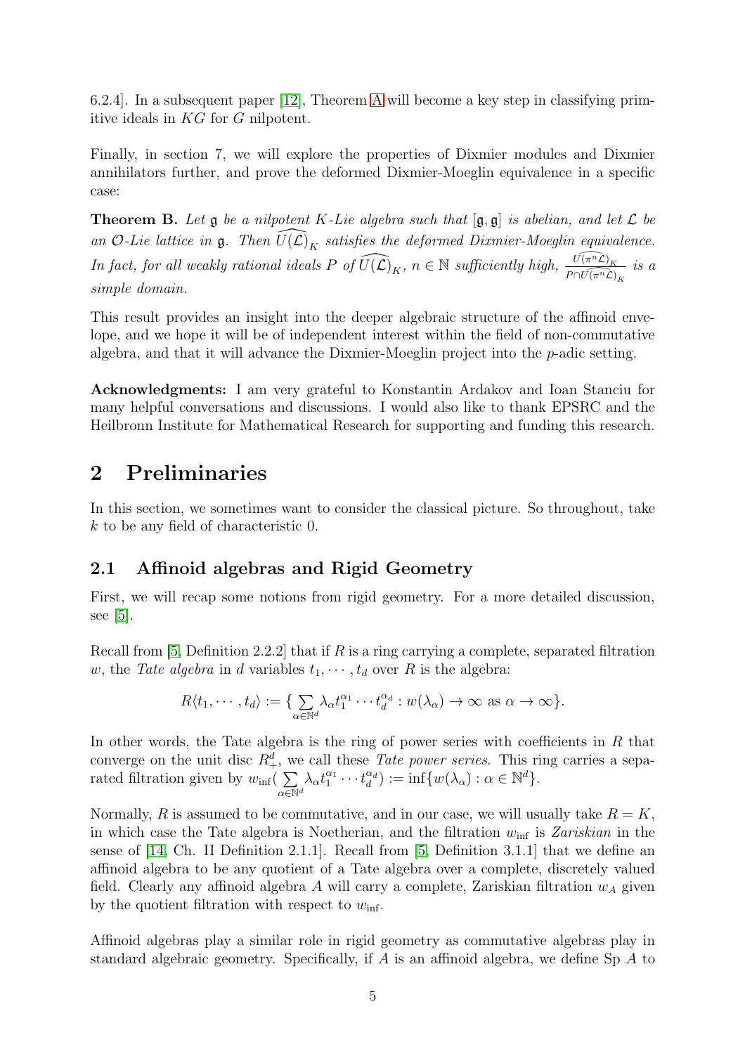6.2.4]. In a subsequent paper [12], Theorem A will become a key step in classifying primitive ideals in $KG$ for $G$ nilpotent.

Finally, in section 7, we will explore the properties of Dixmier modules and Dixmier annihilators further, and prove the deformed Dixmier-Moeglin equivalence in a specific case:

**Theorem B.** *Let $\mathfrak{g}$ be a nilpotent $K$-Lie algebra such that $[\mathfrak{g},\mathfrak{g}]$ is abelian, and let $\mathcal{L}$ be an $\mathcal{O}$-Lie lattice in $\mathfrak{g}$. Then $\widehat{U(\mathcal{L})}_K$ satisfies the deformed Dixmier-Moeglin equivalence. In fact, for all weakly rational ideals $P$ of $\widehat{U(\mathcal{L})}_K$, $n \in \mathbb{N}$ sufficiently high, $\frac{\widehat{U(\pi^n\mathcal{L})}_K}{P\cap \widehat{U(\pi^n\mathcal{L})}_K}$ is a simple domain.*

This result provides an insight into the deeper algebraic structure of the affinoid envelope, and we hope it will be of independent interest within the field of non-commutative algebra, and that it will advance the Dixmier-Moeglin project into the $p$-adic setting.

**Acknowledgments:** I am very grateful to Konstantin Ardakov and Ioan Stanciu for many helpful conversations and discussions. I would also like to thank EPSRC and the Heilbronn Institute for Mathematical Research for supporting and funding this research.

# 2 Preliminaries

In this section, we sometimes want to consider the classical picture. So throughout, take $k$ to be any field of characteristic 0.

## 2.1 Affinoid algebras and Rigid Geometry

First, we will recap some notions from rigid geometry. For a more detailed discussion, see [5].

Recall from [5, Definition 2.2.2] that if $R$ is a ring carrying a complete, separated filtration $w$, the *Tate algebra* in $d$ variables $t_1, \cdots, t_d$ over $R$ is the algebra:

$$R\langle t_1, \cdots, t_d\rangle := \{ \sum_{\alpha\in\mathbb{N}^d} \lambda_\alpha t_1^{\alpha_1}\cdots t_d^{\alpha_d} : w(\lambda_\alpha) \to \infty \text{ as } \alpha \to \infty\}.$$

In other words, the Tate algebra is the ring of power series with coefficients in $R$ that converge on the unit disc $R_+^d$, we call these *Tate power series.* This ring carries a separated filtration given by $w_{\inf}(\sum_{\alpha\in\mathbb{N}^d} \lambda_\alpha t_1^{\alpha_1}\cdots t_d^{\alpha_d}) := \inf\{w(\lambda_\alpha) : \alpha \in \mathbb{N}^d\}$.

Normally, $R$ is assumed to be commutative, and in our case, we will usually take $R = K$, in which case the Tate algebra is Noetherian, and the filtration $w_{\inf}$ is *Zariskian* in the sense of [14, Ch. II Definition 2.1.1]. Recall from [5, Definition 3.1.1] that we define an affinoid algebra to be any quotient of a Tate algebra over a complete, discretely valued field. Clearly any affinoid algebra $A$ will carry a complete, Zariskian filtration $w_A$ given by the quotient filtration with respect to $w_{\inf}$.

Affinoid algebras play a similar role in rigid geometry as commutative algebras play in standard algebraic geometry. Specifically, if $A$ is an affinoid algebra, we define Sp $A$ to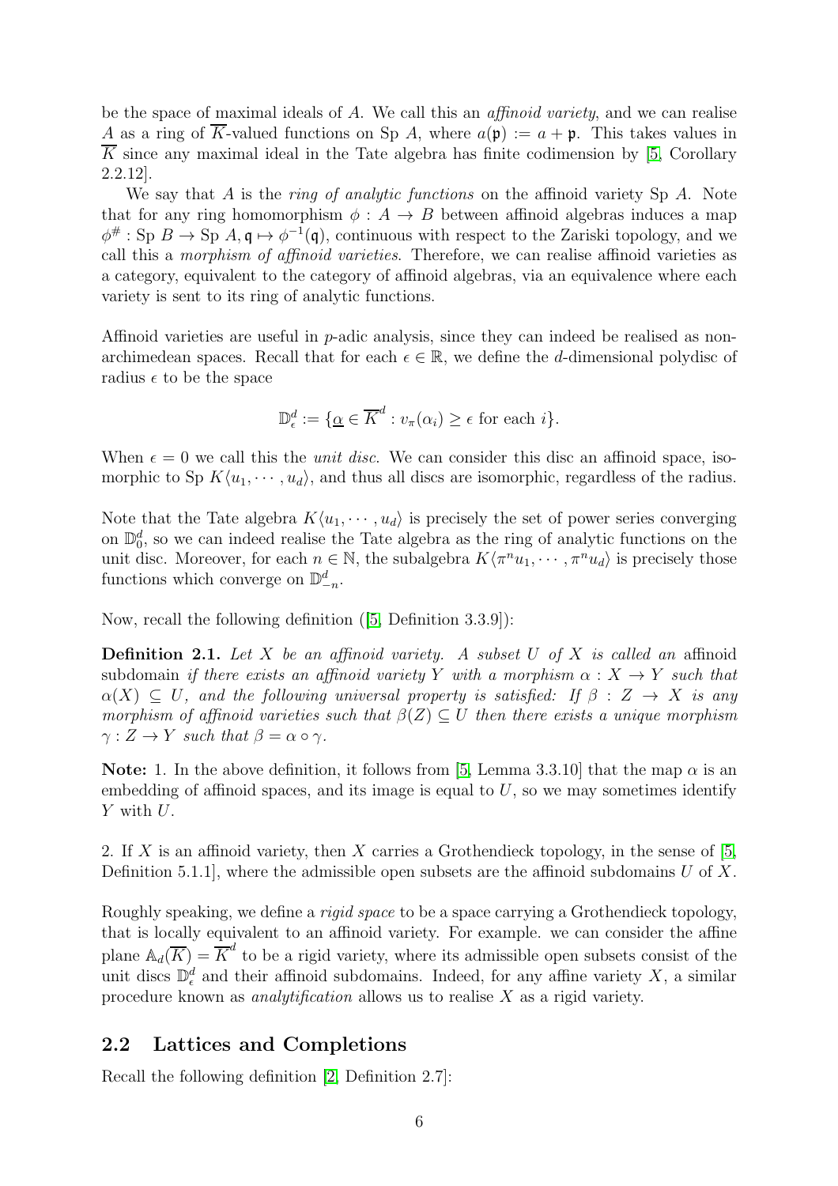be the space of maximal ideals of $A$. We call this an *affinoid variety*, and we can realise $A$ as a ring of $\overline{K}$-valued functions on Sp $A$, where $a(\mathfrak{p}) := a + \mathfrak{p}$. This takes values in $\overline{K}$ since any maximal ideal in the Tate algebra has finite codimension by [5, Corollary 2.2.12].

We say that $A$ is the *ring of analytic functions* on the affinoid variety Sp $A$. Note that for any ring homomorphism $\phi : A \to B$ between affinoid algebras induces a map $\phi^{\#} : \text{Sp } B \to \text{Sp } A, \mathfrak{q} \mapsto \phi^{-1}(\mathfrak{q})$, continuous with respect to the Zariski topology, and we call this a *morphism of affinoid varieties*. Therefore, we can realise affinoid varieties as a category, equivalent to the category of affinoid algebras, via an equivalence where each variety is sent to its ring of analytic functions.

Affinoid varieties are useful in $p$-adic analysis, since they can indeed be realised as non-archimedean spaces. Recall that for each $\epsilon \in \mathbb{R}$, we define the $d$-dimensional polydisc of radius $\epsilon$ to be the space

$$\mathbb{D}^d_\epsilon := \{\underline{\alpha} \in \overline{K}^d : v_\pi(\alpha_i) \geq \epsilon \text{ for each } i\}.$$

When $\epsilon = 0$ we call this the *unit disc*. We can consider this disc an affinoid space, isomorphic to Sp $K\langle u_1, \cdots, u_d\rangle$, and thus all discs are isomorphic, regardless of the radius.

Note that the Tate algebra $K\langle u_1, \cdots, u_d\rangle$ is precisely the set of power series converging on $\mathbb{D}^d_0$, so we can indeed realise the Tate algebra as the ring of analytic functions on the unit disc. Moreover, for each $n \in \mathbb{N}$, the subalgebra $K\langle \pi^n u_1, \cdots, \pi^n u_d\rangle$ is precisely those functions which converge on $\mathbb{D}^d_{-n}$.

Now, recall the following definition ([5, Definition 3.3.9]):

**Definition 2.1.** *Let $X$ be an affinoid variety. A subset $U$ of $X$ is called an* affinoid subdomain *if there exists an affinoid variety $Y$ with a morphism $\alpha : X \to Y$ such that $\alpha(X) \subseteq U$, and the following universal property is satisfied: If $\beta : Z \to X$ is any morphism of affinoid varieties such that $\beta(Z) \subseteq U$ then there exists a unique morphism $\gamma : Z \to Y$ such that $\beta = \alpha \circ \gamma$.*

**Note:** 1. In the above definition, it follows from [5, Lemma 3.3.10] that the map $\alpha$ is an embedding of affinoid spaces, and its image is equal to $U$, so we may sometimes identify $Y$ with $U$.

2. If $X$ is an affinoid variety, then $X$ carries a Grothendieck topology, in the sense of [5, Definition 5.1.1], where the admissible open subsets are the affinoid subdomains $U$ of $X$.

Roughly speaking, we define a *rigid space* to be a space carrying a Grothendieck topology, that is locally equivalent to an affinoid variety. For example. we can consider the affine plane $\mathbb{A}_d(\overline{K}) = \overline{K}^d$ to be a rigid variety, where its admissible open subsets consist of the unit discs $\mathbb{D}^d_\epsilon$ and their affinoid subdomains. Indeed, for any affine variety $X$, a similar procedure known as *analytification* allows us to realise $X$ as a rigid variety.

## 2.2 Lattices and Completions

Recall the following definition [2, Definition 2.7]: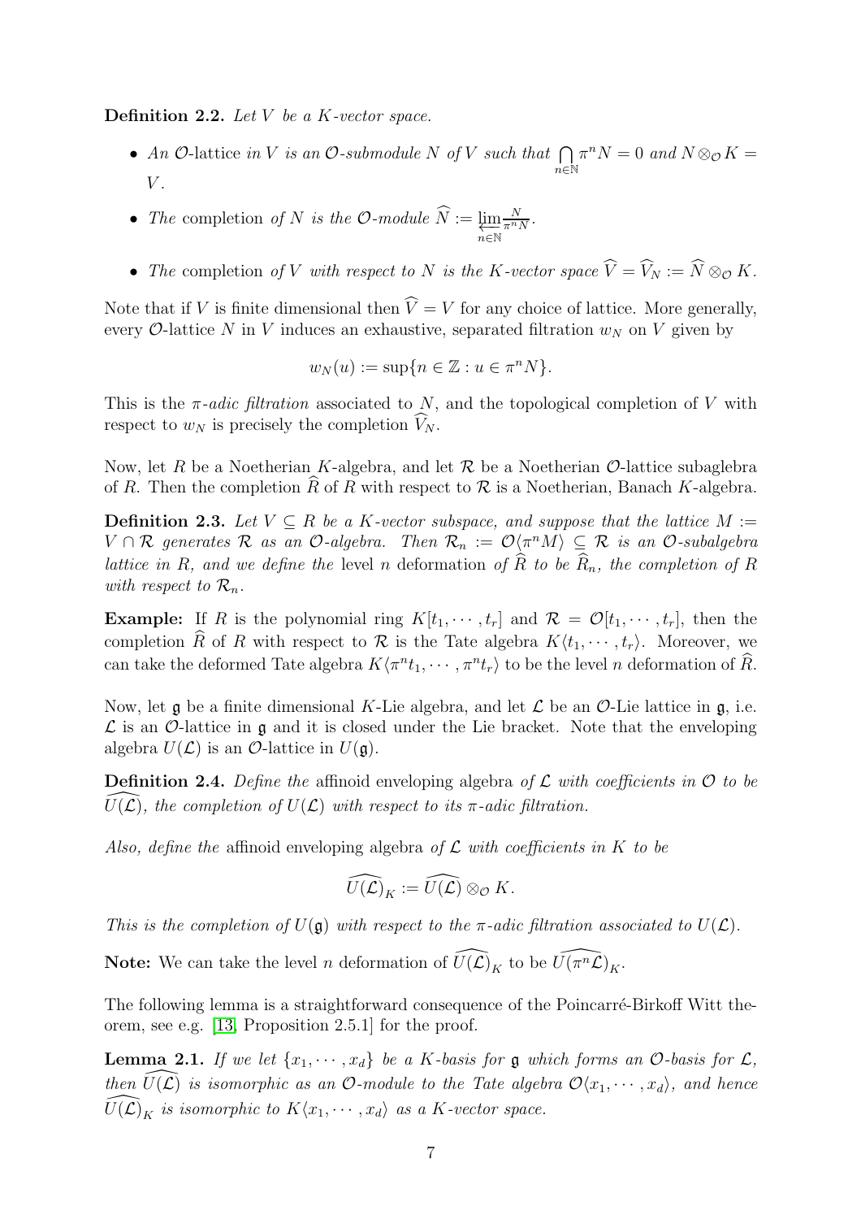**Definition 2.2.** *Let $V$ be a $K$-vector space.*

- *An* $\mathcal{O}$-lattice *in $V$ is an $\mathcal{O}$-submodule $N$ of $V$ such that $\bigcap_{n\in\mathbb{N}} \pi^n N = 0$ and $N \otimes_{\mathcal{O}} K = V$.*
- *The* completion *of $N$ is the $\mathcal{O}$-module $\widehat{N} := \varprojlim_{n\in\mathbb{N}} \frac{N}{\pi^n N}$.*
- *The* completion *of $V$ with respect to $N$ is the $K$-vector space $\widehat{V} = \widehat{V}_N := \widehat{N} \otimes_{\mathcal{O}} K$.*

Note that if $V$ is finite dimensional then $\widehat{V} = V$ for any choice of lattice. More generally, every $\mathcal{O}$-lattice $N$ in $V$ induces an exhaustive, separated filtration $w_N$ on $V$ given by

$$w_N(u) := \sup\{n \in \mathbb{Z} : u \in \pi^n N\}.$$

This is the *$\pi$-adic filtration* associated to $N$, and the topological completion of $V$ with respect to $w_N$ is precisely the completion $\widehat{V}_N$.

Now, let $R$ be a Noetherian $K$-algebra, and let $\mathcal{R}$ be a Noetherian $\mathcal{O}$-lattice subaglebra of $R$. Then the completion $\widehat{R}$ of $R$ with respect to $\mathcal{R}$ is a Noetherian, Banach $K$-algebra.

**Definition 2.3.** *Let $V \subseteq R$ be a $K$-vector subspace, and suppose that the lattice $M := V \cap \mathcal{R}$ generates $\mathcal{R}$ as an $\mathcal{O}$-algebra. Then $\mathcal{R}_n := \mathcal{O}\langle \pi^n M\rangle \subseteq \mathcal{R}$ is an $\mathcal{O}$-subalgebra lattice in $R$, and we define the* level $n$ deformation *of $\widehat{R}$ to be $\widehat{R}_n$, the completion of $R$ with respect to $\mathcal{R}_n$.*

**Example:** If $R$ is the polynomial ring $K[t_1, \cdots, t_r]$ and $\mathcal{R} = \mathcal{O}[t_1, \cdots, t_r]$, then the completion $\widehat{R}$ of $R$ with respect to $\mathcal{R}$ is the Tate algebra $K\langle t_1, \cdots, t_r\rangle$. Moreover, we can take the deformed Tate algebra $K\langle \pi^n t_1, \cdots, \pi^n t_r\rangle$ to be the level $n$ deformation of $\widehat{R}$.

Now, let $\mathfrak{g}$ be a finite dimensional $K$-Lie algebra, and let $\mathcal{L}$ be an $\mathcal{O}$-Lie lattice in $\mathfrak{g}$, i.e. $\mathcal{L}$ is an $\mathcal{O}$-lattice in $\mathfrak{g}$ and it is closed under the Lie bracket. Note that the enveloping algebra $U(\mathcal{L})$ is an $\mathcal{O}$-lattice in $U(\mathfrak{g})$.

**Definition 2.4.** *Define the* affinoid enveloping algebra *of $\mathcal{L}$ with coefficients in $\mathcal{O}$ to be $\widehat{U(\mathcal{L})}$, the completion of $U(\mathcal{L})$ with respect to its $\pi$-adic filtration.*

*Also, define the* affinoid enveloping algebra *of $\mathcal{L}$ with coefficients in $K$ to be*

$$\widehat{U(\mathcal{L})}_K := \widehat{U(\mathcal{L})} \otimes_{\mathcal{O}} K.$$

*This is the completion of $U(\mathfrak{g})$ with respect to the $\pi$-adic filtration associated to $U(\mathcal{L})$.*

**Note:** We can take the level $n$ deformation of $\widehat{U(\mathcal{L})}_K$ to be $\widehat{U(\pi^n\mathcal{L})}_K$.

The following lemma is a straightforward consequence of the Poincarré-Birkoff Witt theorem, see e.g. [13, Proposition 2.5.1] for the proof.

**Lemma 2.1.** *If we let $\{x_1, \cdots, x_d\}$ be a $K$-basis for $\mathfrak{g}$ which forms an $\mathcal{O}$-basis for $\mathcal{L}$, then $\widehat{U(\mathcal{L})}$ is isomorphic as an $\mathcal{O}$-module to the Tate algebra $\mathcal{O}\langle x_1, \cdots, x_d\rangle$, and hence $\widehat{U(\mathcal{L})}_K$ is isomorphic to $K\langle x_1, \cdots, x_d\rangle$ as a $K$-vector space.*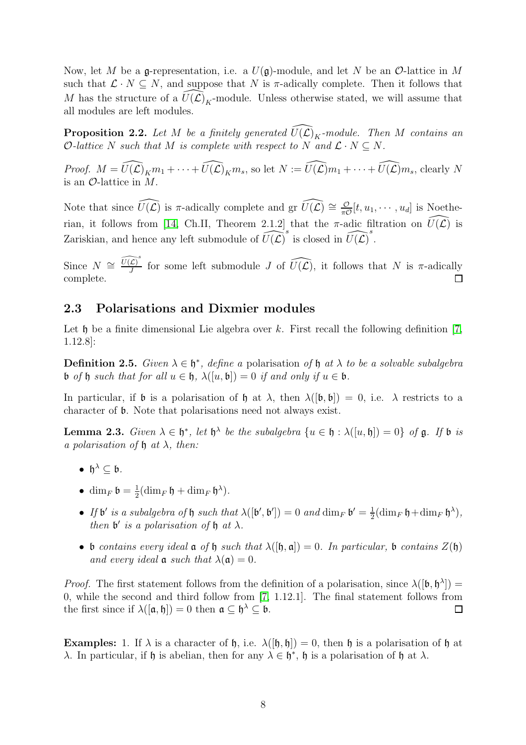Now, let $M$ be a $\mathfrak{g}$-representation, i.e. a $U(\mathfrak{g})$-module, and let $N$ be an $\mathcal{O}$-lattice in $M$ such that $\mathcal{L} \cdot N \subseteq N$, and suppose that $N$ is $\pi$-adically complete. Then it follows that $M$ has the structure of a $\widehat{U(\mathcal{L})}_K$-module. Unless otherwise stated, we will assume that all modules are left modules.

**Proposition 2.2.** *Let $M$ be a finitely generated $\widehat{U(\mathcal{L})}_K$-module. Then $M$ contains an $\mathcal{O}$-lattice $N$ such that $M$ is complete with respect to $N$ and $\mathcal{L} \cdot N \subseteq N$.*

*Proof.* $M = \widehat{U(\mathcal{L})}_K m_1 + \cdots + \widehat{U(\mathcal{L})}_K m_s$, so let $N := \widehat{U(\mathcal{L})} m_1 + \cdots + \widehat{U(\mathcal{L})} m_s$, clearly $N$ is an $\mathcal{O}$-lattice in $M$.

Note that since $\widehat{U(\mathcal{L})}$ is $\pi$-adically complete and $\text{gr}\ \widehat{U(\mathcal{L})} \cong \frac{\mathcal{O}}{\pi\mathcal{O}}[t, u_1, \cdots, u_d]$ is Noetherian, it follows from [14, Ch.II, Theorem 2.1.2] that the $\pi$-adic filtration on $\widehat{U(\mathcal{L})}$ is Zariskian, and hence any left submodule of $\widehat{U(\mathcal{L})}^s$ is closed in $\widehat{U(\mathcal{L})}^s$.

Since $N \cong \frac{\widehat{U(\mathcal{L})}^s}{J}$ for some left submodule $J$ of $\widehat{U(\mathcal{L})}$, it follows that $N$ is $\pi$-adically complete. $\square$

## 2.3 Polarisations and Dixmier modules

Let $\mathfrak{h}$ be a finite dimensional Lie algebra over $k$. First recall the following definition [7, 1.12.8]:

**Definition 2.5.** *Given $\lambda \in \mathfrak{h}^*$, define a* polarisation *of $\mathfrak{h}$ at $\lambda$ to be a solvable subalgebra $\mathfrak{b}$ of $\mathfrak{h}$ such that for all $u \in \mathfrak{h}$, $\lambda([u, \mathfrak{b}]) = 0$ if and only if $u \in \mathfrak{b}$.*

In particular, if $\mathfrak{b}$ is a polarisation of $\mathfrak{h}$ at $\lambda$, then $\lambda([\mathfrak{b}, \mathfrak{b}]) = 0$, i.e. $\lambda$ restricts to a character of $\mathfrak{b}$. Note that polarisations need not always exist.

**Lemma 2.3.** *Given $\lambda \in \mathfrak{h}^*$, let $\mathfrak{h}^\lambda$ be the subalgebra $\{u \in \mathfrak{h} : \lambda([u, \mathfrak{h}]) = 0\}$ of $\mathfrak{g}$. If $\mathfrak{b}$ is a polarisation of $\mathfrak{h}$ at $\lambda$, then:*

- *$\mathfrak{h}^\lambda \subseteq \mathfrak{b}$.*
- *$\dim_F \mathfrak{b} = \frac{1}{2}(\dim_F \mathfrak{h} + \dim_F \mathfrak{h}^\lambda)$.*
- *If $\mathfrak{b}'$ is a subalgebra of $\mathfrak{h}$ such that $\lambda([\mathfrak{b}', \mathfrak{b}']) = 0$ and $\dim_F \mathfrak{b}' = \frac{1}{2}(\dim_F \mathfrak{h} + \dim_F \mathfrak{h}^\lambda)$, then $\mathfrak{b}'$ is a polarisation of $\mathfrak{h}$ at $\lambda$.*
- *$\mathfrak{b}$ contains every ideal $\mathfrak{a}$ of $\mathfrak{h}$ such that $\lambda([\mathfrak{h}, \mathfrak{a}]) = 0$. In particular, $\mathfrak{b}$ contains $Z(\mathfrak{h})$ and every ideal $\mathfrak{a}$ such that $\lambda(\mathfrak{a}) = 0$.*

*Proof.* The first statement follows from the definition of a polarisation, since $\lambda([\mathfrak{b}, \mathfrak{h}^\lambda]) = 0$, while the second and third follow from [7, 1.12.1]. The final statement follows from the first since if $\lambda([\mathfrak{a}, \mathfrak{h}]) = 0$ then $\mathfrak{a} \subseteq \mathfrak{h}^\lambda \subseteq \mathfrak{b}$. $\square$

**Examples:** 1. If $\lambda$ is a character of $\mathfrak{h}$, i.e. $\lambda([\mathfrak{h}, \mathfrak{h}]) = 0$, then $\mathfrak{h}$ is a polarisation of $\mathfrak{h}$ at $\lambda$. In particular, if $\mathfrak{h}$ is abelian, then for any $\lambda \in \mathfrak{h}^*$, $\mathfrak{h}$ is a polarisation of $\mathfrak{h}$ at $\lambda$.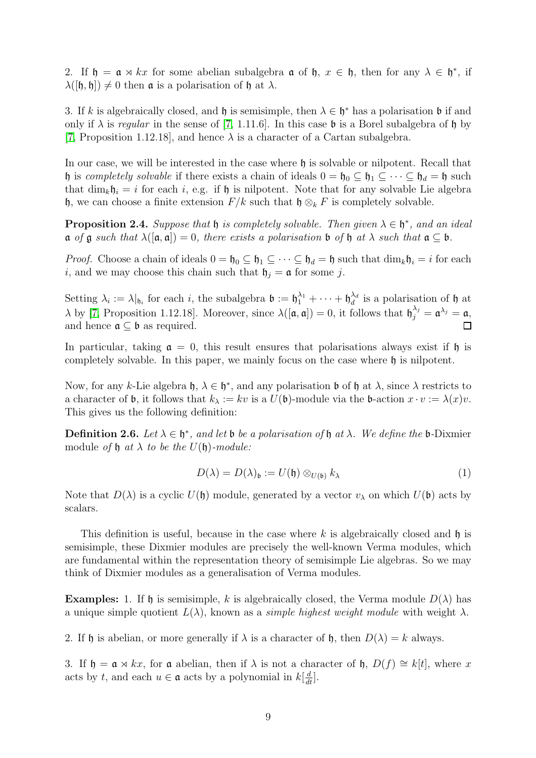2. If $\mathfrak{h} = \mathfrak{a} \rtimes kx$ for some abelian subalgebra $\mathfrak{a}$ of $\mathfrak{h}$, $x \in \mathfrak{h}$, then for any $\lambda \in \mathfrak{h}^*$, if $\lambda([\mathfrak{h},\mathfrak{h}]) \neq 0$ then $\mathfrak{a}$ is a polarisation of $\mathfrak{h}$ at $\lambda$.

3. If $k$ is algebraically closed, and $\mathfrak{h}$ is semisimple, then $\lambda \in \mathfrak{h}^*$ has a polarisation $\mathfrak{b}$ if and only if $\lambda$ is *regular* in the sense of [7, 1.11.6]. In this case $\mathfrak{b}$ is a Borel subalgebra of $\mathfrak{h}$ by [7, Proposition 1.12.18], and hence $\lambda$ is a character of a Cartan subalgebra.

In our case, we will be interested in the case where $\mathfrak{h}$ is solvable or nilpotent. Recall that $\mathfrak{h}$ is *completely solvable* if there exists a chain of ideals $0 = \mathfrak{h}_0 \subseteq \mathfrak{h}_1 \subseteq \cdots \subseteq \mathfrak{h}_d = \mathfrak{h}$ such that $\dim_k \mathfrak{h}_i = i$ for each $i$, e.g. if $\mathfrak{h}$ is nilpotent. Note that for any solvable Lie algebra $\mathfrak{h}$, we can choose a finite extension $F/k$ such that $\mathfrak{h} \otimes_k F$ is completely solvable.

**Proposition 2.4.** *Suppose that $\mathfrak{h}$ is completely solvable. Then given $\lambda \in \mathfrak{h}^*$, and an ideal $\mathfrak{a}$ of $\mathfrak{g}$ such that $\lambda([\mathfrak{a},\mathfrak{a}]) = 0$, there exists a polarisation $\mathfrak{b}$ of $\mathfrak{h}$ at $\lambda$ such that $\mathfrak{a} \subseteq \mathfrak{b}$.*

*Proof.* Choose a chain of ideals $0 = \mathfrak{h}_0 \subseteq \mathfrak{h}_1 \subseteq \cdots \subseteq \mathfrak{h}_d = \mathfrak{h}$ such that $\dim_k \mathfrak{h}_i = i$ for each $i$, and we may choose this chain such that $\mathfrak{h}_j = \mathfrak{a}$ for some $j$.

Setting $\lambda_i := \lambda|_{\mathfrak{h}_i}$ for each $i$, the subalgebra $\mathfrak{b} := \mathfrak{h}_1^{\lambda_1} + \cdots + \mathfrak{h}_d^{\lambda_d}$ is a polarisation of $\mathfrak{h}$ at $\lambda$ by [7, Proposition 1.12.18]. Moreover, since $\lambda([\mathfrak{a},\mathfrak{a}]) = 0$, it follows that $\mathfrak{h}_j^{\lambda_j} = \mathfrak{a}^{\lambda_j} = \mathfrak{a}$, and hence $\mathfrak{a} \subseteq \mathfrak{b}$ as required. □

In particular, taking $\mathfrak{a} = 0$, this result ensures that polarisations always exist if $\mathfrak{h}$ is completely solvable. In this paper, we mainly focus on the case where $\mathfrak{h}$ is nilpotent.

Now, for any $k$-Lie algebra $\mathfrak{h}$, $\lambda \in \mathfrak{h}^*$, and any polarisation $\mathfrak{b}$ of $\mathfrak{h}$ at $\lambda$, since $\lambda$ restricts to a character of $\mathfrak{b}$, it follows that $k_\lambda := kv$ is a $U(\mathfrak{b})$-module via the $\mathfrak{b}$-action $x \cdot v := \lambda(x)v$. This gives us the following definition:

**Definition 2.6.** *Let $\lambda \in \mathfrak{h}^*$, and let $\mathfrak{b}$ be a polarisation of $\mathfrak{h}$ at $\lambda$. We define the* $\mathfrak{b}$-Dixmier module *of $\mathfrak{h}$ at $\lambda$ to be the $U(\mathfrak{h})$-module:*

$$D(\lambda) = D(\lambda)_{\mathfrak{b}} := U(\mathfrak{h}) \otimes_{U(\mathfrak{b})} k_\lambda \tag{1}$$

Note that $D(\lambda)$ is a cyclic $U(\mathfrak{h})$ module, generated by a vector $v_\lambda$ on which $U(\mathfrak{b})$ acts by scalars.

This definition is useful, because in the case where $k$ is algebraically closed and $\mathfrak{h}$ is semisimple, these Dixmier modules are precisely the well-known Verma modules, which are fundamental within the representation theory of semisimple Lie algebras. So we may think of Dixmier modules as a generalisation of Verma modules.

**Examples:** 1. If $\mathfrak{h}$ is semisimple, $k$ is algebraically closed, the Verma module $D(\lambda)$ has a unique simple quotient $L(\lambda)$, known as a *simple highest weight module* with weight $\lambda$.

2. If $\mathfrak{h}$ is abelian, or more generally if $\lambda$ is a character of $\mathfrak{h}$, then $D(\lambda) = k$ always.

3. If $\mathfrak{h} = \mathfrak{a} \rtimes kx$, for $\mathfrak{a}$ abelian, then if $\lambda$ is not a character of $\mathfrak{h}$, $D(f) \cong k[t]$, where $x$ acts by $t$, and each $u \in \mathfrak{a}$ acts by a polynomial in $k[\frac{d}{dt}]$.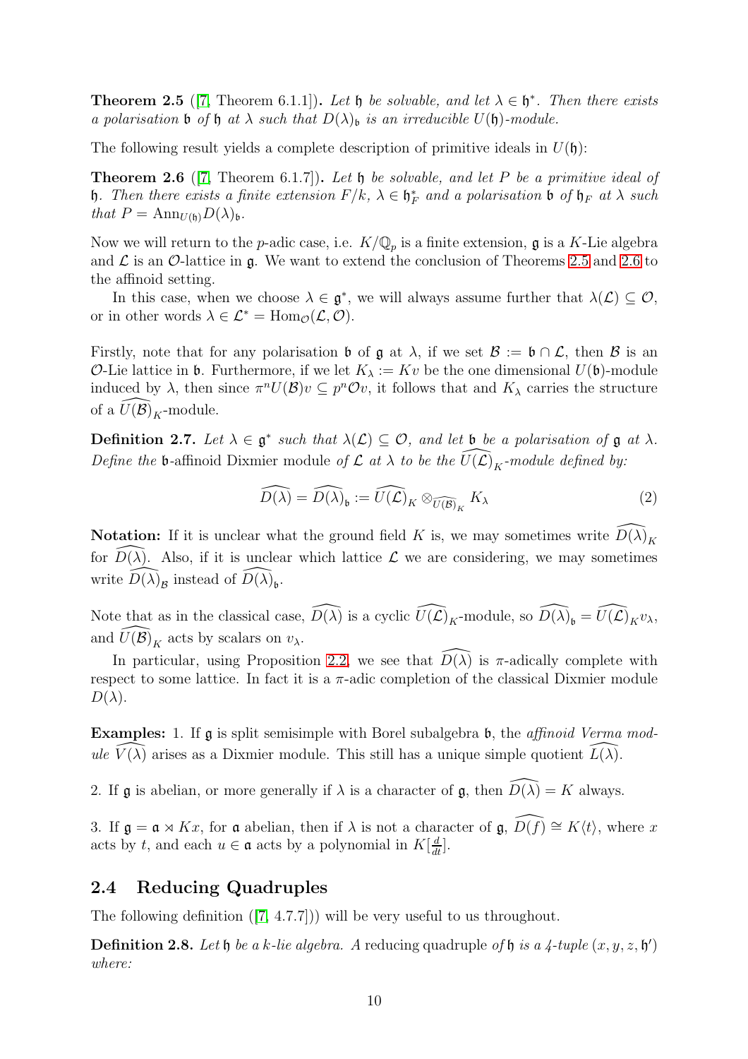**Theorem 2.5** ([7, Theorem 6.1.1])**.** *Let $\mathfrak{h}$ be solvable, and let $\lambda \in \mathfrak{h}^*$. Then there exists a polarisation $\mathfrak{b}$ of $\mathfrak{h}$ at $\lambda$ such that $D(\lambda)_{\mathfrak{b}}$ is an irreducible $U(\mathfrak{h})$-module.*

The following result yields a complete description of primitive ideals in $U(\mathfrak{h})$:

**Theorem 2.6** ([7, Theorem 6.1.7])**.** *Let $\mathfrak{h}$ be solvable, and let $P$ be a primitive ideal of $\mathfrak{h}$. Then there exists a finite extension $F/k$, $\lambda \in \mathfrak{h}_F^*$ and a polarisation $\mathfrak{b}$ of $\mathfrak{h}_F$ at $\lambda$ such that $P = \mathrm{Ann}_{U(\mathfrak{h})} D(\lambda)_{\mathfrak{b}}$.*

Now we will return to the $p$-adic case, i.e. $K/\mathbb{Q}_p$ is a finite extension, $\mathfrak{g}$ is a $K$-Lie algebra and $\mathcal{L}$ is an $\mathcal{O}$-lattice in $\mathfrak{g}$. We want to extend the conclusion of Theorems 2.5 and 2.6 to the affinoid setting.

In this case, when we choose $\lambda \in \mathfrak{g}^*$, we will always assume further that $\lambda(\mathcal{L}) \subseteq \mathcal{O}$, or in other words $\lambda \in \mathcal{L}^* = \mathrm{Hom}_{\mathcal{O}}(\mathcal{L}, \mathcal{O})$.

Firstly, note that for any polarisation $\mathfrak{b}$ of $\mathfrak{g}$ at $\lambda$, if we set $\mathcal{B} := \mathfrak{b} \cap \mathcal{L}$, then $\mathcal{B}$ is an $\mathcal{O}$-Lie lattice in $\mathfrak{b}$. Furthermore, if we let $K_\lambda := Kv$ be the one dimensional $U(\mathfrak{b})$-module induced by $\lambda$, then since $\pi^n U(\mathcal{B}) v \subseteq p^n \mathcal{O} v$, it follows that and $K_\lambda$ carries the structure of a $\widehat{U(\mathcal{B})}_K$-module.

**Definition 2.7.** *Let $\lambda \in \mathfrak{g}^*$ such that $\lambda(\mathcal{L}) \subseteq \mathcal{O}$, and let $\mathfrak{b}$ be a polarisation of $\mathfrak{g}$ at $\lambda$. Define the* $\mathfrak{b}$-affinoid Dixmier module *of $\mathcal{L}$ at $\lambda$ to be the $\widehat{U(\mathcal{L})}_K$-module defined by:*

$$\widehat{D(\lambda)} = \widehat{D(\lambda)}_{\mathfrak{b}} := \widehat{U(\mathcal{L})}_K \otimes_{\widehat{U(\mathcal{B})}_K} K_\lambda \tag{2}$$

**Notation:** If it is unclear what the ground field $K$ is, we may sometimes write $\widehat{D(\lambda)}_K$ for $\widehat{D(\lambda)}$. Also, if it is unclear which lattice $\mathcal{L}$ we are considering, we may sometimes write $\widehat{D(\lambda)}_{\mathcal{B}}$ instead of $\widehat{D(\lambda)}_{\mathfrak{b}}$.

Note that as in the classical case, $\widehat{D(\lambda)}$ is a cyclic $\widehat{U(\mathcal{L})}_K$-module, so $\widehat{D(\lambda)}_{\mathfrak{b}} = \widehat{U(\mathcal{L})}_K v_\lambda$, and $\widehat{U(\mathcal{B})}_K$ acts by scalars on $v_\lambda$.

In particular, using Proposition 2.2, we see that $\widehat{D(\lambda)}$ is $\pi$-adically complete with respect to some lattice. In fact it is a $\pi$-adic completion of the classical Dixmier module $D(\lambda)$.

**Examples:** 1. If $\mathfrak{g}$ is split semisimple with Borel subalgebra $\mathfrak{b}$, the *affinoid Verma module* $\widehat{V(\lambda)}$ arises as a Dixmier module. This still has a unique simple quotient $\widehat{L(\lambda)}$.

2. If $\mathfrak{g}$ is abelian, or more generally if $\lambda$ is a character of $\mathfrak{g}$, then $\widehat{D(\lambda)} = K$ always.

3. If $\mathfrak{g} = \mathfrak{a} \rtimes Kx$, for $\mathfrak{a}$ abelian, then if $\lambda$ is not a character of $\mathfrak{g}$, $\widehat{D(f)} \cong K\langle t \rangle$, where $x$ acts by $t$, and each $u \in \mathfrak{a}$ acts by a polynomial in $K[\frac{d}{dt}]$.

## 2.4 Reducing Quadruples

The following definition ([7, 4.7.7]) will be very useful to us throughout.

**Definition 2.8.** *Let $\mathfrak{h}$ be a $k$-lie algebra. A* reducing quadruple *of $\mathfrak{h}$ is a 4-tuple $(x, y, z, \mathfrak{h}')$ where:*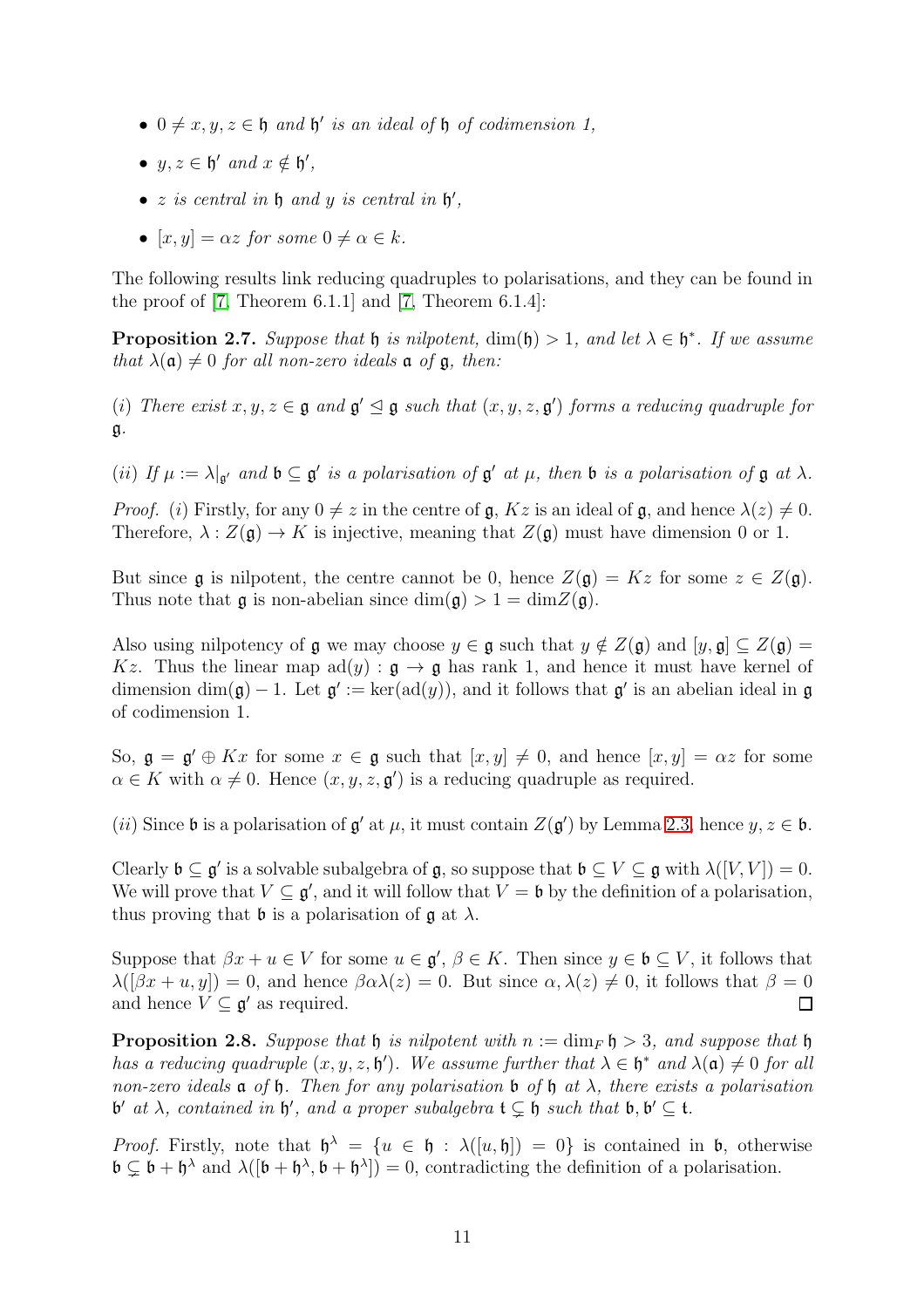- $0 \neq x, y, z \in \mathfrak{h}$ *and* $\mathfrak{h}'$ *is an ideal of* $\mathfrak{h}$ *of codimension 1,*
- $y, z \in \mathfrak{h}'$ *and* $x \notin \mathfrak{h}'$*,*
- $z$ *is central in* $\mathfrak{h}$ *and* $y$ *is central in* $\mathfrak{h}'$*,*
- $[x, y] = \alpha z$ *for some* $0 \neq \alpha \in k$*.*

The following results link reducing quadruples to polarisations, and they can be found in the proof of [7, Theorem 6.1.1] and [7, Theorem 6.1.4]:

**Proposition 2.7.** *Suppose that* $\mathfrak{h}$ *is nilpotent,* $\dim(\mathfrak{h}) > 1$*, and let* $\lambda \in \mathfrak{h}^*$*. If we assume that* $\lambda(\mathfrak{a}) \neq 0$ *for all non-zero ideals* $\mathfrak{a}$ *of* $\mathfrak{g}$*, then:*

$(i)$ *There exist* $x, y, z \in \mathfrak{g}$ *and* $\mathfrak{g}' \trianglelefteq \mathfrak{g}$ *such that* $(x, y, z, \mathfrak{g}')$ *forms a reducing quadruple for* $\mathfrak{g}$*.*

$(ii)$ *If* $\mu := \lambda|_{\mathfrak{g}'}$ *and* $\mathfrak{b} \subseteq \mathfrak{g}'$ *is a polarisation of* $\mathfrak{g}'$ *at* $\mu$*, then* $\mathfrak{b}$ *is a polarisation of* $\mathfrak{g}$ *at* $\lambda$*.*

*Proof.* $(i)$ Firstly, for any $0 \neq z$ in the centre of $\mathfrak{g}$, $Kz$ is an ideal of $\mathfrak{g}$, and hence $\lambda(z) \neq 0$. Therefore, $\lambda : Z(\mathfrak{g}) \to K$ is injective, meaning that $Z(\mathfrak{g})$ must have dimension 0 or 1.

But since $\mathfrak{g}$ is nilpotent, the centre cannot be 0, hence $Z(\mathfrak{g}) = Kz$ for some $z \in Z(\mathfrak{g})$. Thus note that $\mathfrak{g}$ is non-abelian since $\dim(\mathfrak{g}) > 1 = \dim Z(\mathfrak{g})$.

Also using nilpotency of $\mathfrak{g}$ we may choose $y \in \mathfrak{g}$ such that $y \notin Z(\mathfrak{g})$ and $[y, \mathfrak{g}] \subseteq Z(\mathfrak{g}) = Kz$. Thus the linear map $\mathrm{ad}(y) : \mathfrak{g} \to \mathfrak{g}$ has rank 1, and hence it must have kernel of dimension $\dim(\mathfrak{g}) - 1$. Let $\mathfrak{g}' := \ker(\mathrm{ad}(y))$, and it follows that $\mathfrak{g}'$ is an abelian ideal in $\mathfrak{g}$ of codimension 1.

So, $\mathfrak{g} = \mathfrak{g}' \oplus Kx$ for some $x \in \mathfrak{g}$ such that $[x, y] \neq 0$, and hence $[x, y] = \alpha z$ for some $\alpha \in K$ with $\alpha \neq 0$. Hence $(x, y, z, \mathfrak{g}')$ is a reducing quadruple as required.

$(ii)$ Since $\mathfrak{b}$ is a polarisation of $\mathfrak{g}'$ at $\mu$, it must contain $Z(\mathfrak{g}')$ by Lemma 2.3, hence $y, z \in \mathfrak{b}$.

Clearly $\mathfrak{b} \subseteq \mathfrak{g}'$ is a solvable subalgebra of $\mathfrak{g}$, so suppose that $\mathfrak{b} \subseteq V \subseteq \mathfrak{g}$ with $\lambda([V, V]) = 0$. We will prove that $V \subseteq \mathfrak{g}'$, and it will follow that $V = \mathfrak{b}$ by the definition of a polarisation, thus proving that $\mathfrak{b}$ is a polarisation of $\mathfrak{g}$ at $\lambda$.

Suppose that $\beta x + u \in V$ for some $u \in \mathfrak{g}'$, $\beta \in K$. Then since $y \in \mathfrak{b} \subseteq V$, it follows that $\lambda([\beta x + u, y]) = 0$, and hence $\beta\alpha\lambda(z) = 0$. But since $\alpha, \lambda(z) \neq 0$, it follows that $\beta = 0$ and hence $V \subseteq \mathfrak{g}'$ as required. $\square$

**Proposition 2.8.** *Suppose that* $\mathfrak{h}$ *is nilpotent with* $n := \dim_F \mathfrak{h} > 3$*, and suppose that* $\mathfrak{h}$ *has a reducing quadruple* $(x, y, z, \mathfrak{h}')$*. We assume further that* $\lambda \in \mathfrak{h}^*$ *and* $\lambda(\mathfrak{a}) \neq 0$ *for all non-zero ideals* $\mathfrak{a}$ *of* $\mathfrak{h}$*. Then for any polarisation* $\mathfrak{b}$ *of* $\mathfrak{h}$ *at* $\lambda$*, there exists a polarisation* $\mathfrak{b}'$ *at* $\lambda$*, contained in* $\mathfrak{h}'$*, and a proper subalgebra* $\mathfrak{t} \subsetneq \mathfrak{h}$ *such that* $\mathfrak{b}, \mathfrak{b}' \subseteq \mathfrak{t}$*.*

*Proof.* Firstly, note that $\mathfrak{h}^\lambda = \{u \in \mathfrak{h} : \lambda([u, \mathfrak{h}]) = 0\}$ is contained in $\mathfrak{b}$, otherwise $\mathfrak{b} \subsetneq \mathfrak{b} + \mathfrak{h}^\lambda$ and $\lambda([\mathfrak{b} + \mathfrak{h}^\lambda, \mathfrak{b} + \mathfrak{h}^\lambda]) = 0$, contradicting the definition of a polarisation.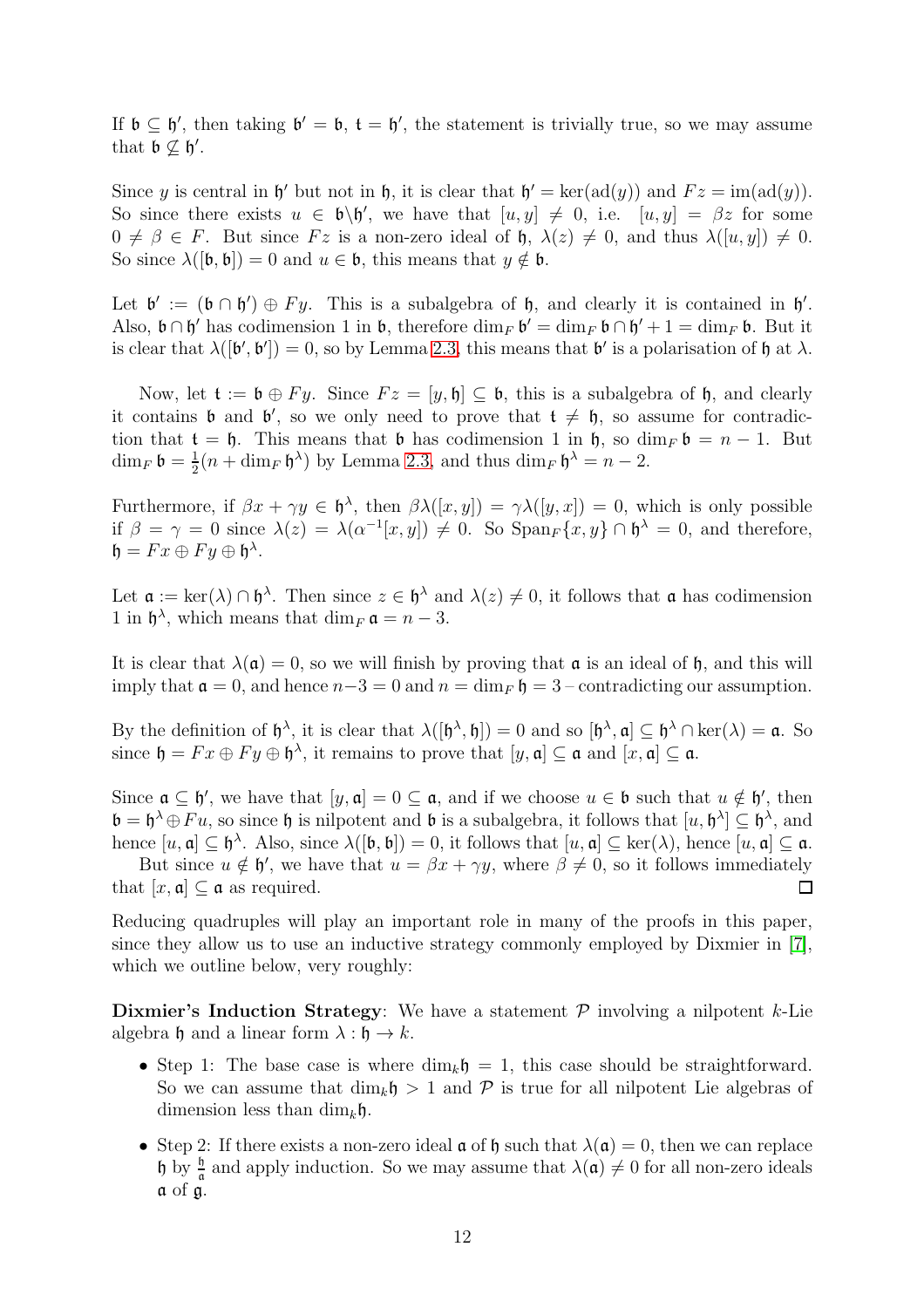If $\mathfrak{b} \subseteq \mathfrak{h}'$, then taking $\mathfrak{b}' = \mathfrak{b}$, $\mathfrak{t} = \mathfrak{h}'$, the statement is trivially true, so we may assume that $\mathfrak{b} \not\subseteq \mathfrak{h}'$.

Since $y$ is central in $\mathfrak{h}'$ but not in $\mathfrak{h}$, it is clear that $\mathfrak{h}' = \ker(\text{ad}(y))$ and $Fz = \text{im}(\text{ad}(y))$. So since there exists $u \in \mathfrak{b} \backslash \mathfrak{h}'$, we have that $[u, y] \neq 0$, i.e. $[u, y] = \beta z$ for some $0 \neq \beta \in F$. But since $Fz$ is a non-zero ideal of $\mathfrak{h}$, $\lambda(z) \neq 0$, and thus $\lambda([u, y]) \neq 0$. So since $\lambda([\mathfrak{b}, \mathfrak{b}]) = 0$ and $u \in \mathfrak{b}$, this means that $y \notin \mathfrak{b}$.

Let $\mathfrak{b}' := (\mathfrak{b} \cap \mathfrak{h}') \oplus Fy$. This is a subalgebra of $\mathfrak{h}$, and clearly it is contained in $\mathfrak{h}'$. Also, $\mathfrak{b} \cap \mathfrak{h}'$ has codimension 1 in $\mathfrak{b}$, therefore $\dim_F \mathfrak{b}' = \dim_F \mathfrak{b} \cap \mathfrak{h}' + 1 = \dim_F \mathfrak{b}$. But it is clear that $\lambda([\mathfrak{b}', \mathfrak{b}']) = 0$, so by Lemma 2.3, this means that $\mathfrak{b}'$ is a polarisation of $\mathfrak{h}$ at $\lambda$.

Now, let $\mathfrak{t} := \mathfrak{b} \oplus Fy$. Since $Fz = [y, \mathfrak{h}] \subseteq \mathfrak{b}$, this is a subalgebra of $\mathfrak{h}$, and clearly it contains $\mathfrak{b}$ and $\mathfrak{b}'$, so we only need to prove that $\mathfrak{t} \neq \mathfrak{h}$, so assume for contradiction that $\mathfrak{t} = \mathfrak{h}$. This means that $\mathfrak{b}$ has codimension 1 in $\mathfrak{h}$, so $\dim_F \mathfrak{b} = n - 1$. But $\dim_F \mathfrak{b} = \frac{1}{2}(n + \dim_F \mathfrak{h}^\lambda)$ by Lemma 2.3, and thus $\dim_F \mathfrak{h}^\lambda = n - 2$.

Furthermore, if $\beta x + \gamma y \in \mathfrak{h}^\lambda$, then $\beta\lambda([x, y]) = \gamma\lambda([y, x]) = 0$, which is only possible if $\beta = \gamma = 0$ since $\lambda(z) = \lambda(\alpha^{-1}[x, y]) \neq 0$. So $\text{Span}_F\{x, y\} \cap \mathfrak{h}^\lambda = 0$, and therefore, $\mathfrak{h} = Fx \oplus Fy \oplus \mathfrak{h}^\lambda$.

Let $\mathfrak{a} := \ker(\lambda) \cap \mathfrak{h}^\lambda$. Then since $z \in \mathfrak{h}^\lambda$ and $\lambda(z) \neq 0$, it follows that $\mathfrak{a}$ has codimension 1 in $\mathfrak{h}^\lambda$, which means that $\dim_F \mathfrak{a} = n - 3$.

It is clear that $\lambda(\mathfrak{a}) = 0$, so we will finish by proving that $\mathfrak{a}$ is an ideal of $\mathfrak{h}$, and this will imply that $\mathfrak{a} = 0$, and hence $n-3 = 0$ and $n = \dim_F \mathfrak{h} = 3$ – contradicting our assumption.

By the definition of $\mathfrak{h}^\lambda$, it is clear that $\lambda([\mathfrak{h}^\lambda, \mathfrak{h}]) = 0$ and so $[\mathfrak{h}^\lambda, \mathfrak{a}] \subseteq \mathfrak{h}^\lambda \cap \ker(\lambda) = \mathfrak{a}$. So since $\mathfrak{h} = Fx \oplus Fy \oplus \mathfrak{h}^\lambda$, it remains to prove that $[y, \mathfrak{a}] \subseteq \mathfrak{a}$ and $[x, \mathfrak{a}] \subseteq \mathfrak{a}$.

Since $\mathfrak{a} \subseteq \mathfrak{h}'$, we have that $[y, \mathfrak{a}] = 0 \subseteq \mathfrak{a}$, and if we choose $u \in \mathfrak{b}$ such that $u \notin \mathfrak{h}'$, then $\mathfrak{b} = \mathfrak{h}^\lambda \oplus Fu$, so since $\mathfrak{h}$ is nilpotent and $\mathfrak{b}$ is a subalgebra, it follows that $[u, \mathfrak{h}^\lambda] \subseteq \mathfrak{h}^\lambda$, and hence $[u, \mathfrak{a}] \subseteq \mathfrak{h}^\lambda$. Also, since $\lambda([\mathfrak{b}, \mathfrak{b}]) = 0$, it follows that $[u, \mathfrak{a}] \subseteq \ker(\lambda)$, hence $[u, \mathfrak{a}] \subseteq \mathfrak{a}$.

But since $u \notin \mathfrak{h}'$, we have that $u = \beta x + \gamma y$, where $\beta \neq 0$, so it follows immediately that $[x, \mathfrak{a}] \subseteq \mathfrak{a}$ as required. $\square$

Reducing quadruples will play an important role in many of the proofs in this paper, since they allow us to use an inductive strategy commonly employed by Dixmier in [7], which we outline below, very roughly:

**Dixmier's Induction Strategy**: We have a statement $\mathcal{P}$ involving a nilpotent $k$-Lie algebra $\mathfrak{h}$ and a linear form $\lambda : \mathfrak{h} \to k$.

- Step 1: The base case is where $\dim_k \mathfrak{h} = 1$, this case should be straightforward. So we can assume that $\dim_k \mathfrak{h} > 1$ and $\mathcal{P}$ is true for all nilpotent Lie algebras of dimension less than $\dim_k \mathfrak{h}$.
- Step 2: If there exists a non-zero ideal $\mathfrak{a}$ of $\mathfrak{h}$ such that $\lambda(\mathfrak{a}) = 0$, then we can replace $\mathfrak{h}$ by $\frac{\mathfrak{h}}{\mathfrak{a}}$ and apply induction. So we may assume that $\lambda(\mathfrak{a}) \neq 0$ for all non-zero ideals $\mathfrak{a}$ of $\mathfrak{g}$.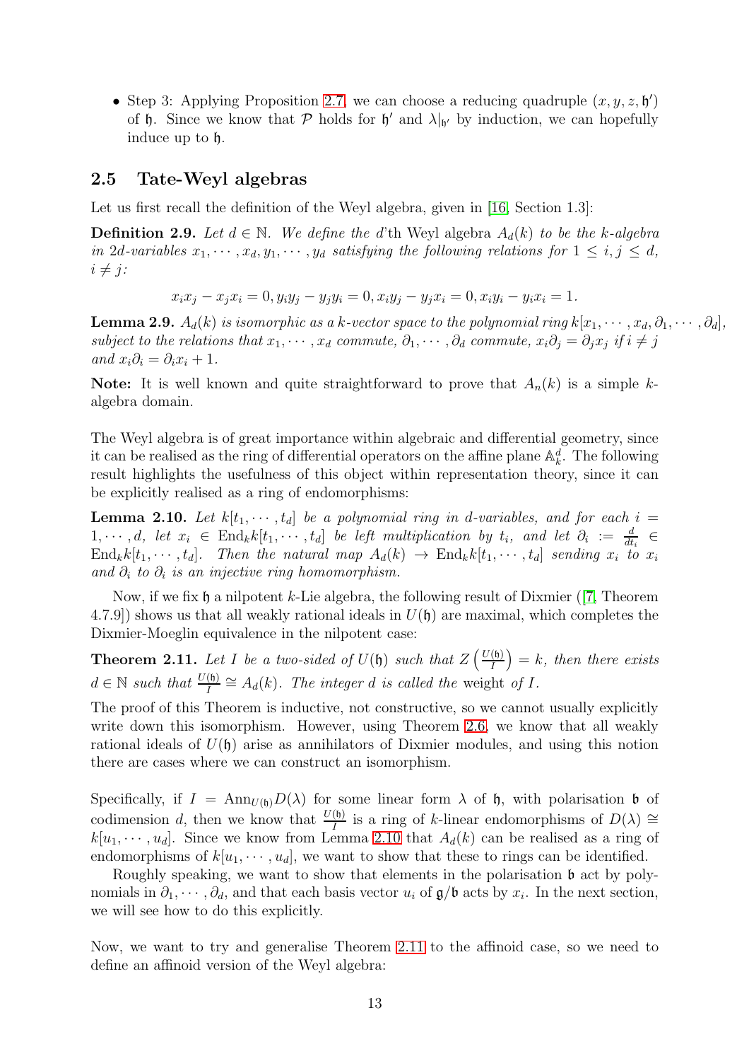- Step 3: Applying Proposition 2.7, we can choose a reducing quadruple $(x, y, z, \mathfrak{h}')$ of $\mathfrak{h}$. Since we know that $\mathcal{P}$ holds for $\mathfrak{h}'$ and $\lambda|_{\mathfrak{h}'}$ by induction, we can hopefully induce up to $\mathfrak{h}$.

## 2.5 Tate-Weyl algebras

Let us first recall the definition of the Weyl algebra, given in [16, Section 1.3]:

**Definition 2.9.** *Let $d \in \mathbb{N}$. We define the $d$'th Weyl algebra $A_d(k)$ to be the $k$-algebra in $2d$-variables $x_1, \cdots, x_d, y_1, \cdots, y_d$ satisfying the following relations for $1 \leq i, j \leq d$, $i \neq j$:*

$$x_i x_j - x_j x_i = 0, y_i y_j - y_j y_i = 0, x_i y_j - y_j x_i = 0, x_i y_i - y_i x_i = 1.$$

**Lemma 2.9.** *$A_d(k)$ is isomorphic as a $k$-vector space to the polynomial ring $k[x_1, \cdots, x_d, \partial_1, \cdots, \partial_d]$, subject to the relations that $x_1, \cdots, x_d$ commute, $\partial_1, \cdots, \partial_d$ commute, $x_i \partial_j = \partial_j x_j$ if $i \neq j$ and $x_i \partial_i = \partial_i x_i + 1$.*

**Note:** It is well known and quite straightforward to prove that $A_n(k)$ is a simple $k$-algebra domain.

The Weyl algebra is of great importance within algebraic and differential geometry, since it can be realised as the ring of differential operators on the affine plane $\mathbb{A}_k^d$. The following result highlights the usefulness of this object within representation theory, since it can be explicitly realised as a ring of endomorphisms:

**Lemma 2.10.** *Let $k[t_1, \cdots, t_d]$ be a polynomial ring in $d$-variables, and for each $i = 1, \cdots, d$, let $x_i \in \text{End}_k k[t_1, \cdots, t_d]$ be left multiplication by $t_i$, and let $\partial_i := \frac{d}{dt_i} \in \text{End}_k k[t_1, \cdots, t_d]$. Then the natural map $A_d(k) \to \text{End}_k k[t_1, \cdots, t_d]$ sending $x_i$ to $x_i$ and $\partial_i$ to $\partial_i$ is an injective ring homomorphism.*

Now, if we fix $\mathfrak{h}$ a nilpotent $k$-Lie algebra, the following result of Dixmier ([7, Theorem 4.7.9]) shows us that all weakly rational ideals in $U(\mathfrak{h})$ are maximal, which completes the Dixmier-Moeglin equivalence in the nilpotent case:

**Theorem 2.11.** *Let $I$ be a two-sided of $U(\mathfrak{h})$ such that $Z\left(\frac{U(\mathfrak{h})}{I}\right) = k$, then there exists $d \in \mathbb{N}$ such that $\frac{U(\mathfrak{h})}{I} \cong A_d(k)$. The integer $d$ is called the* weight *of $I$.*

The proof of this Theorem is inductive, not constructive, so we cannot usually explicitly write down this isomorphism. However, using Theorem 2.6, we know that all weakly rational ideals of $U(\mathfrak{h})$ arise as annihilators of Dixmier modules, and using this notion there are cases where we can construct an isomorphism.

Specifically, if $I = \text{Ann}_{U(\mathfrak{h})} D(\lambda)$ for some linear form $\lambda$ of $\mathfrak{h}$, with polarisation $\mathfrak{b}$ of codimension $d$, then we know that $\frac{U(\mathfrak{h})}{I}$ is a ring of $k$-linear endomorphisms of $D(\lambda) \cong k[u_1, \cdots, u_d]$. Since we know from Lemma 2.10 that $A_d(k)$ can be realised as a ring of endomorphisms of $k[u_1, \cdots, u_d]$, we want to show that these to rings can be identified.

Roughly speaking, we want to show that elements in the polarisation $\mathfrak{b}$ act by polynomials in $\partial_1, \cdots, \partial_d$, and that each basis vector $u_i$ of $\mathfrak{g}/\mathfrak{b}$ acts by $x_i$. In the next section, we will see how to do this explicitly.

Now, we want to try and generalise Theorem 2.11 to the affinoid case, so we need to define an affinoid version of the Weyl algebra: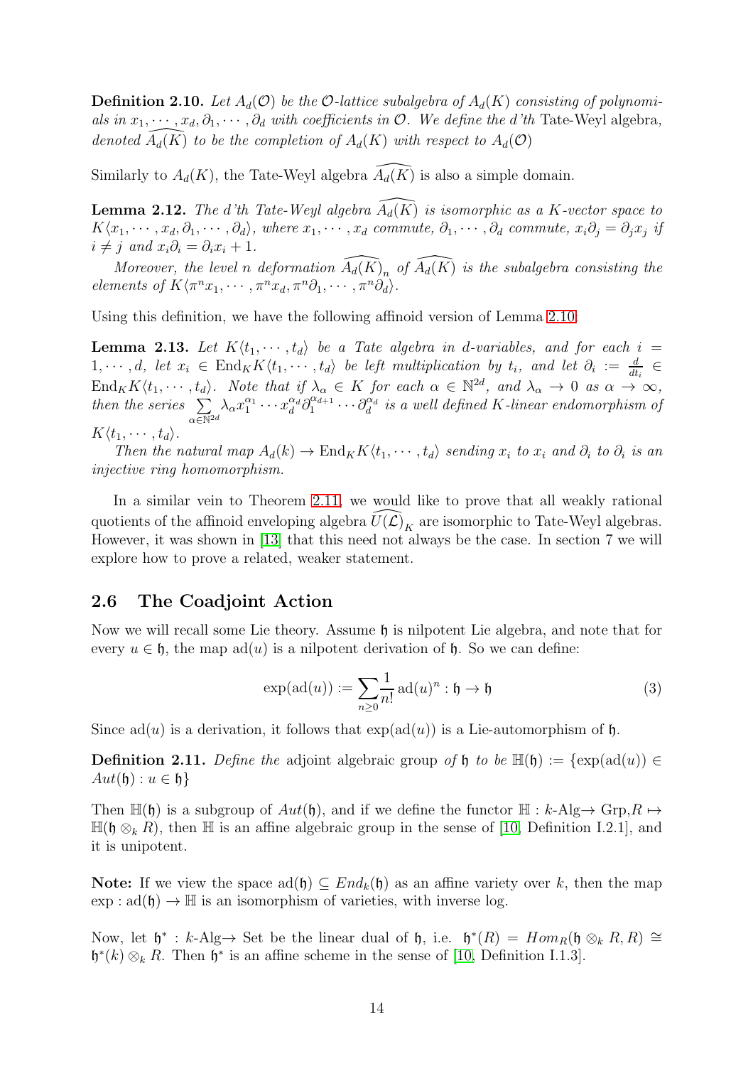**Definition 2.10.** *Let $A_d(\mathcal{O})$ be the $\mathcal{O}$-lattice subalgebra of $A_d(K)$ consisting of polynomials in $x_1, \cdots, x_d, \partial_1, \cdots, \partial_d$ with coefficients in $\mathcal{O}$. We define the d'th* Tate-Weyl algebra*, denoted $\widehat{A_d(K)}$ to be the completion of $A_d(K)$ with respect to $A_d(\mathcal{O})$*

Similarly to $A_d(K)$, the Tate-Weyl algebra $\widehat{A_d(K)}$ is also a simple domain.

**Lemma 2.12.** *The d'th Tate-Weyl algebra $\widehat{A_d(K)}$ is isomorphic as a $K$-vector space to $K\langle x_1, \cdots, x_d, \partial_1, \cdots, \partial_d\rangle$, where $x_1, \cdots, x_d$ commute, $\partial_1, \cdots, \partial_d$ commute, $x_i\partial_j = \partial_j x_j$ if $i \neq j$ and $x_i\partial_i = \partial_i x_i + 1$.*

*Moreover, the level $n$ deformation $\widehat{A_d(K)}_n$ of $\widehat{A_d(K)}$ is the subalgebra consisting the elements of $K\langle \pi^n x_1, \cdots, \pi^n x_d, \pi^n\partial_1, \cdots, \pi^n\partial_d\rangle$.*

Using this definition, we have the following affinoid version of Lemma 2.10:

**Lemma 2.13.** *Let $K\langle t_1, \cdots, t_d\rangle$ be a Tate algebra in d-variables, and for each $i = 1, \cdots, d$, let $x_i \in \text{End}_K K\langle t_1, \cdots, t_d\rangle$ be left multiplication by $t_i$, and let $\partial_i := \frac{d}{dt_i} \in \text{End}_K K\langle t_1, \cdots, t_d\rangle$. Note that if $\lambda_\alpha \in K$ for each $\alpha \in \mathbb{N}^{2d}$, and $\lambda_\alpha \to 0$ as $\alpha \to \infty$, then the series $\sum_{\alpha\in\mathbb{N}^{2d}} \lambda_\alpha x_1^{\alpha_1} \cdots x_d^{\alpha_d} \partial_1^{\alpha_{d+1}} \cdots \partial_d^{\alpha_d}$ is a well defined $K$-linear endomorphism of $K\langle t_1, \cdots, t_d\rangle$.*

*Then the natural map $A_d(k) \to \text{End}_K K\langle t_1, \cdots, t_d\rangle$ sending $x_i$ to $x_i$ and $\partial_i$ to $\partial_i$ is an injective ring homomorphism.*

In a similar vein to Theorem 2.11, we would like to prove that all weakly rational quotients of the affinoid enveloping algebra $\widehat{U(\mathcal{L})}_K$ are isomorphic to Tate-Weyl algebras. However, it was shown in [13] that this need not always be the case. In section 7 we will explore how to prove a related, weaker statement.

## 2.6 The Coadjoint Action

Now we will recall some Lie theory. Assume $\mathfrak{h}$ is nilpotent Lie algebra, and note that for every $u \in \mathfrak{h}$, the map $\text{ad}(u)$ is a nilpotent derivation of $\mathfrak{h}$. So we can define:

$$\exp(\text{ad}(u)) := \sum_{n\geq 0} \frac{1}{n!} \text{ad}(u)^n : \mathfrak{h} \to \mathfrak{h} \tag{3}$$

Since $\text{ad}(u)$ is a derivation, it follows that $\exp(\text{ad}(u))$ is a Lie-automorphism of $\mathfrak{h}$.

**Definition 2.11.** *Define the* adjoint algebraic group *of $\mathfrak{h}$ to be $\mathbb{H}(\mathfrak{h}) := \{\exp(\text{ad}(u)) \in Aut(\mathfrak{h}) : u \in \mathfrak{h}\}$*

Then $\mathbb{H}(\mathfrak{h})$ is a subgroup of $Aut(\mathfrak{h})$, and if we define the functor $\mathbb{H} : k\text{-Alg} \to \text{Grp}, R \mapsto \mathbb{H}(\mathfrak{h} \otimes_k R)$, then $\mathbb{H}$ is an affine algebraic group in the sense of [10, Definition I.2.1], and it is unipotent.

**Note:** If we view the space $\text{ad}(\mathfrak{h}) \subseteq End_k(\mathfrak{h})$ as an affine variety over $k$, then the map $\exp : \text{ad}(\mathfrak{h}) \to \mathbb{H}$ is an isomorphism of varieties, with inverse log.

Now, let $\mathfrak{h}^* : k\text{-Alg} \to \text{Set}$ be the linear dual of $\mathfrak{h}$, i.e. $\mathfrak{h}^*(R) = Hom_R(\mathfrak{h} \otimes_k R, R) \cong \mathfrak{h}^*(k) \otimes_k R$. Then $\mathfrak{h}^*$ is an affine scheme in the sense of [10, Definition I.1.3].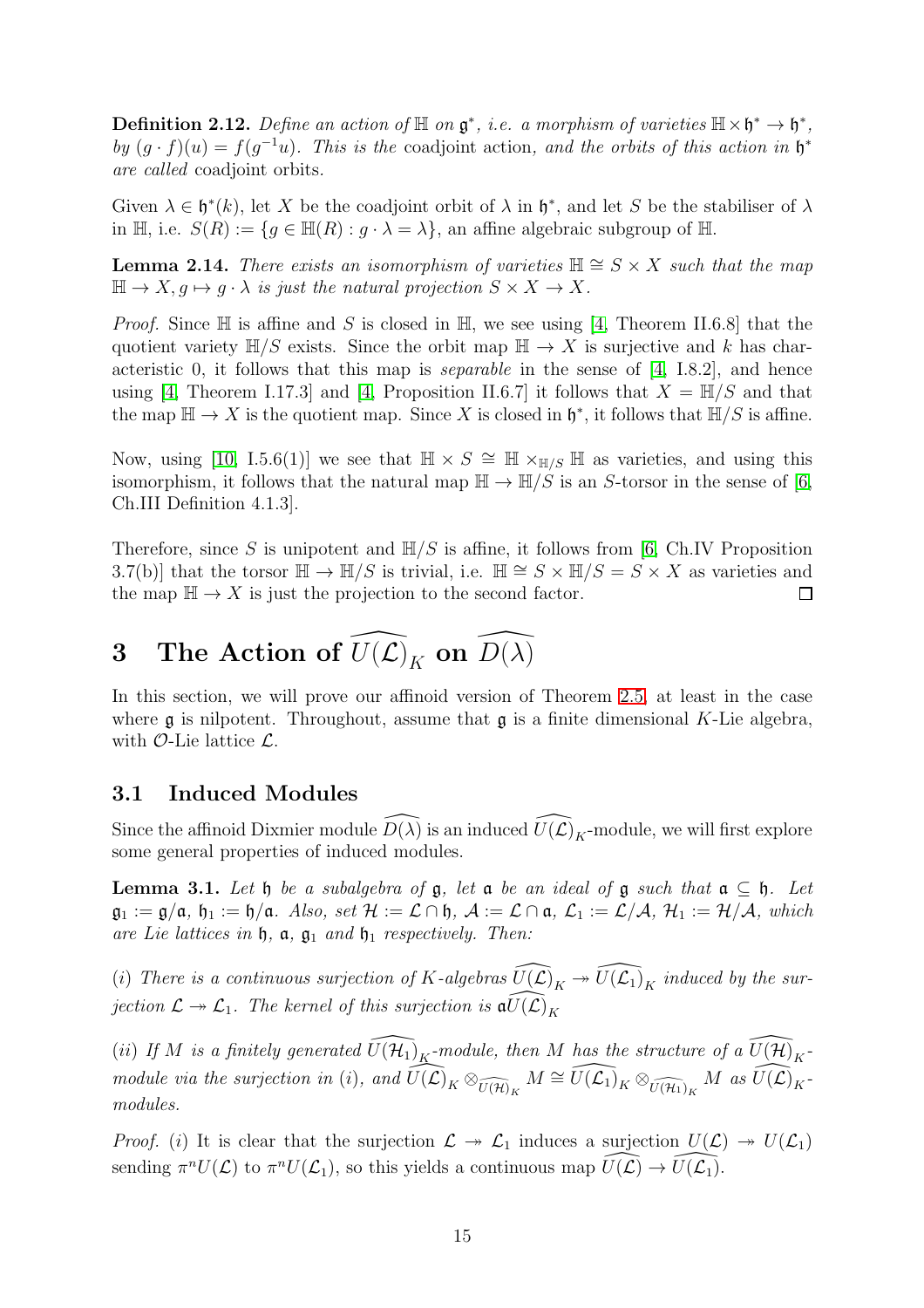**Definition 2.12.** *Define an action of $\mathbb{H}$ on $\mathfrak{g}^*$, i.e. a morphism of varieties $\mathbb{H} \times \mathfrak{h}^* \to \mathfrak{h}^*$, by $(g \cdot f)(u) = f(g^{-1}u)$. This is the* coadjoint action*, and the orbits of this action in $\mathfrak{h}^*$ are called* coadjoint orbits*.*

Given $\lambda \in \mathfrak{h}^*(k)$, let $X$ be the coadjoint orbit of $\lambda$ in $\mathfrak{h}^*$, and let $S$ be the stabiliser of $\lambda$ in $\mathbb{H}$, i.e. $S(R) := \{g \in \mathbb{H}(R) : g \cdot \lambda = \lambda\}$, an affine algebraic subgroup of $\mathbb{H}$.

**Lemma 2.14.** *There exists an isomorphism of varieties $\mathbb{H} \cong S \times X$ such that the map $\mathbb{H} \to X, g \mapsto g \cdot \lambda$ is just the natural projection $S \times X \to X$.*

*Proof.* Since $\mathbb{H}$ is affine and $S$ is closed in $\mathbb{H}$, we see using [4, Theorem II.6.8] that the quotient variety $\mathbb{H}/S$ exists. Since the orbit map $\mathbb{H} \to X$ is surjective and $k$ has characteristic 0, it follows that this map is *separable* in the sense of [4, I.8.2], and hence using [4, Theorem I.17.3] and [4, Proposition II.6.7] it follows that $X = \mathbb{H}/S$ and that the map $\mathbb{H} \to X$ is the quotient map. Since $X$ is closed in $\mathfrak{h}^*$, it follows that $\mathbb{H}/S$ is affine.

Now, using [10, I.5.6(1)] we see that $\mathbb{H} \times S \cong \mathbb{H} \times_{\mathbb{H}/S} \mathbb{H}$ as varieties, and using this isomorphism, it follows that the natural map $\mathbb{H} \to \mathbb{H}/S$ is an $S$-torsor in the sense of [6, Ch.III Definition 4.1.3].

Therefore, since $S$ is unipotent and $\mathbb{H}/S$ is affine, it follows from [6, Ch.IV Proposition 3.7(b)] that the torsor $\mathbb{H} \to \mathbb{H}/S$ is trivial, i.e. $\mathbb{H} \cong S \times \mathbb{H}/S = S \times X$ as varieties and the map $\mathbb{H} \to X$ is just the projection to the second factor. $\square$

# 3 The Action of $\widehat{U(\mathcal{L})}_K$ on $\widehat{D(\lambda)}$

In this section, we will prove our affinoid version of Theorem 2.5, at least in the case where $\mathfrak{g}$ is nilpotent. Throughout, assume that $\mathfrak{g}$ is a finite dimensional $K$-Lie algebra, with $\mathcal{O}$-Lie lattice $\mathcal{L}$.

## 3.1 Induced Modules

Since the affinoid Dixmier module $\widehat{D(\lambda)}$ is an induced $\widehat{U(\mathcal{L})}_K$-module, we will first explore some general properties of induced modules.

**Lemma 3.1.** *Let $\mathfrak{h}$ be a subalgebra of $\mathfrak{g}$, let $\mathfrak{a}$ be an ideal of $\mathfrak{g}$ such that $\mathfrak{a} \subseteq \mathfrak{h}$. Let $\mathfrak{g}_1 := \mathfrak{g}/\mathfrak{a}$, $\mathfrak{h}_1 := \mathfrak{h}/\mathfrak{a}$. Also, set $\mathcal{H} := \mathcal{L} \cap \mathfrak{h}$, $\mathcal{A} := \mathcal{L} \cap \mathfrak{a}$, $\mathcal{L}_1 := \mathcal{L}/\mathcal{A}$, $\mathcal{H}_1 := \mathcal{H}/\mathcal{A}$, which are Lie lattices in $\mathfrak{h}$, $\mathfrak{a}$, $\mathfrak{g}_1$ and $\mathfrak{h}_1$ respectively. Then:*

*(i) There is a continuous surjection of $K$-algebras $\widehat{U(\mathcal{L})}_K \twoheadrightarrow \widehat{U(\mathcal{L}_1)}_K$ induced by the surjection $\mathcal{L} \twoheadrightarrow \mathcal{L}_1$. The kernel of this surjection is $\mathfrak{a}\widehat{U(\mathcal{L})}_K$*

*(ii) If $M$ is a finitely generated $\widehat{U(\mathcal{H}_1)}_K$-module, then $M$ has the structure of a $\widehat{U(\mathcal{H})}_K$-module via the surjection in (i), and $\widehat{U(\mathcal{L})}_K \otimes_{\widehat{U(\mathcal{H})}_K} M \cong \widehat{U(\mathcal{L}_1)}_K \otimes_{\widehat{U(\mathcal{H}_1)}_K} M$ as $\widehat{U(\mathcal{L})}_K$-modules.*

*Proof.* (i) It is clear that the surjection $\mathcal{L} \twoheadrightarrow \mathcal{L}_1$ induces a surjection $U(\mathcal{L}) \twoheadrightarrow U(\mathcal{L}_1)$ sending $\pi^n U(\mathcal{L})$ to $\pi^n U(\mathcal{L}_1)$, so this yields a continuous map $\widehat{U(\mathcal{L})} \to \widehat{U(\mathcal{L}_1)}$.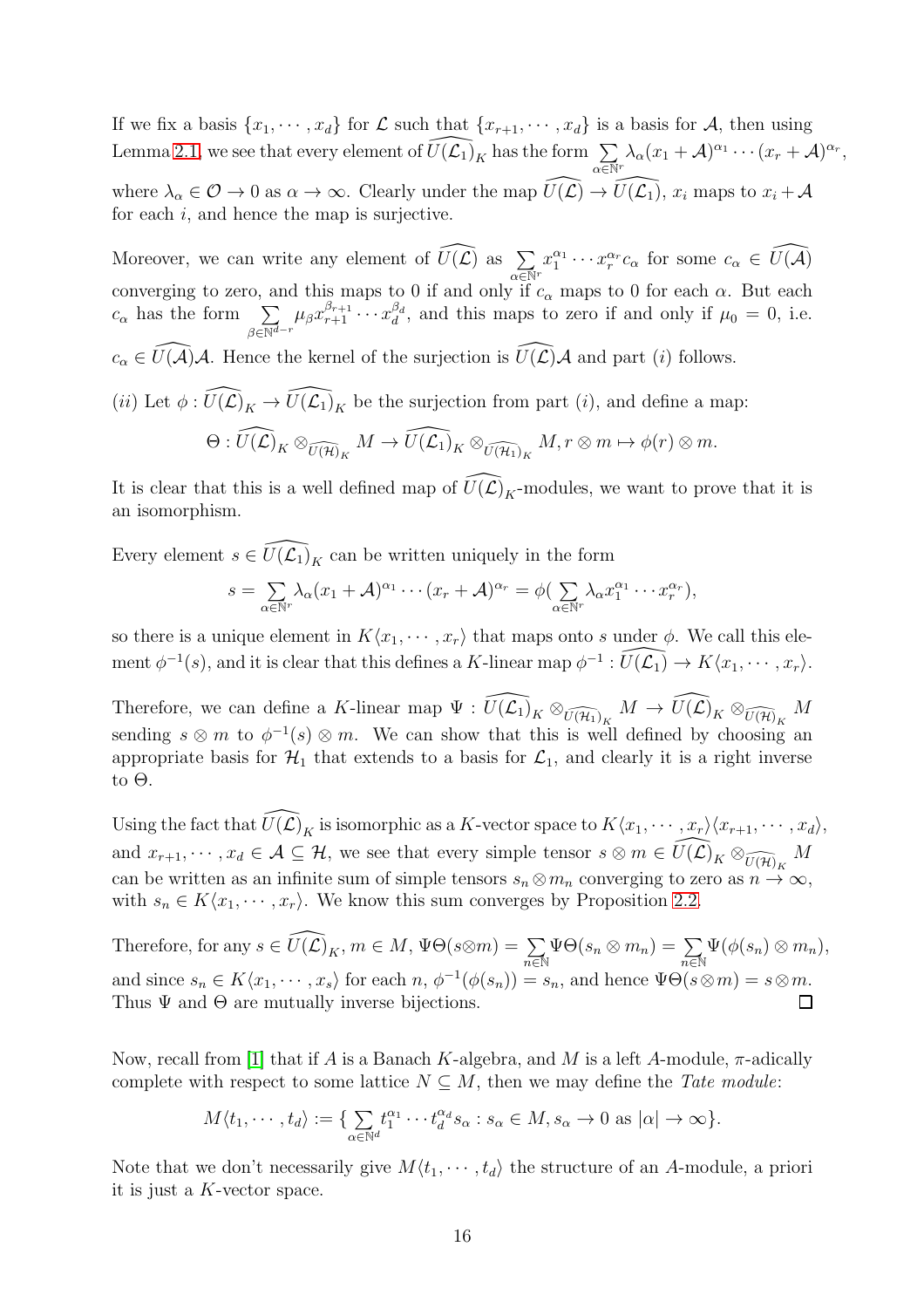If we fix a basis $\{x_1, \cdots, x_d\}$ for $\mathcal{L}$ such that $\{x_{r+1}, \cdots, x_d\}$ is a basis for $\mathcal{A}$, then using Lemma 2.1, we see that every element of $\widehat{U(\mathcal{L}_1)}_K$ has the form $\sum_{\alpha\in\mathbb{N}^r} \lambda_\alpha (x_1 + \mathcal{A})^{\alpha_1} \cdots (x_r + \mathcal{A})^{\alpha_r}$, where $\lambda_\alpha \in \mathcal{O} \to 0$ as $\alpha \to \infty$. Clearly under the map $\widehat{U(\mathcal{L})} \to \widehat{U(\mathcal{L}_1)}$, $x_i$ maps to $x_i + \mathcal{A}$ for each $i$, and hence the map is surjective.

Moreover, we can write any element of $\widehat{U(\mathcal{L})}$ as $\sum_{\alpha\in\mathbb{N}^r} x_1^{\alpha_1} \cdots x_r^{\alpha_r} c_\alpha$ for some $c_\alpha \in \widehat{U(\mathcal{A})}$ converging to zero, and this maps to 0 if and only if $c_\alpha$ maps to 0 for each $\alpha$. But each $c_\alpha$ has the form $\sum_{\beta\in\mathbb{N}^{d-r}} \mu_\beta x_{r+1}^{\beta_{r+1}} \cdots x_d^{\beta_d}$, and this maps to zero if and only if $\mu_0 = 0$, i.e. $c_\alpha \in \widehat{U(\mathcal{A})}\mathcal{A}$. Hence the kernel of the surjection is $\widehat{U(\mathcal{L})}\mathcal{A}$ and part $(i)$ follows.

$(ii)$ Let $\phi : \widehat{U(\mathcal{L})}_K \to \widehat{U(\mathcal{L}_1)}_K$ be the surjection from part $(i)$, and define a map:

$$\Theta : \widehat{U(\mathcal{L})}_K \otimes_{\widehat{U(\mathcal{H})}_K} M \to \widehat{U(\mathcal{L}_1)}_K \otimes_{\widehat{U(\mathcal{H}_1)}_K} M, r \otimes m \mapsto \phi(r) \otimes m.$$

It is clear that this is a well defined map of $\widehat{U(\mathcal{L})}_K$-modules, we want to prove that it is an isomorphism.

Every element $s \in \widehat{U(\mathcal{L}_1)}_K$ can be written uniquely in the form

$$s = \sum_{\alpha\in\mathbb{N}^r} \lambda_\alpha (x_1 + \mathcal{A})^{\alpha_1} \cdots (x_r + \mathcal{A})^{\alpha_r} = \phi\Big(\sum_{\alpha\in\mathbb{N}^r} \lambda_\alpha x_1^{\alpha_1} \cdots x_r^{\alpha_r}\Big),$$

so there is a unique element in $K\langle x_1, \cdots, x_r\rangle$ that maps onto $s$ under $\phi$. We call this element $\phi^{-1}(s)$, and it is clear that this defines a $K$-linear map $\phi^{-1} : \widehat{U(\mathcal{L}_1)} \to K\langle x_1, \cdots, x_r\rangle$.

Therefore, we can define a $K$-linear map $\Psi : \widehat{U(\mathcal{L}_1)}_K \otimes_{\widehat{U(\mathcal{H}_1)}_K} M \to \widehat{U(\mathcal{L})}_K \otimes_{\widehat{U(\mathcal{H})}_K} M$ sending $s \otimes m$ to $\phi^{-1}(s) \otimes m$. We can show that this is well defined by choosing an appropriate basis for $\mathcal{H}_1$ that extends to a basis for $\mathcal{L}_1$, and clearly it is a right inverse to $\Theta$.

Using the fact that $\widehat{U(\mathcal{L})}_K$ is isomorphic as a $K$-vector space to $K\langle x_1, \cdots, x_r\rangle\langle x_{r+1}, \cdots, x_d\rangle$, and $x_{r+1}, \cdots, x_d \in \mathcal{A} \subseteq \mathcal{H}$, we see that every simple tensor $s \otimes m \in \widehat{U(\mathcal{L})}_K \otimes_{\widehat{U(\mathcal{H})}_K} M$ can be written as an infinite sum of simple tensors $s_n \otimes m_n$ converging to zero as $n \to \infty$, with $s_n \in K\langle x_1, \cdots, x_r\rangle$. We know this sum converges by Proposition 2.2.

Therefore, for any $s \in \widehat{U(\mathcal{L})}_K$, $m \in M$, $\Psi\Theta(s \otimes m) = \sum_{n\in\mathbb{N}} \Psi\Theta(s_n \otimes m_n) = \sum_{n\in\mathbb{N}} \Psi(\phi(s_n) \otimes m_n)$, and since $s_n \in K\langle x_1, \cdots, x_s\rangle$ for each $n$, $\phi^{-1}(\phi(s_n)) = s_n$, and hence $\Psi\Theta(s \otimes m) = s \otimes m$. Thus $\Psi$ and $\Theta$ are mutually inverse bijections. $\square$

Now, recall from [1] that if $A$ is a Banach $K$-algebra, and $M$ is a left $A$-module, $\pi$-adically complete with respect to some lattice $N \subseteq M$, then we may define the *Tate module*:

$$M\langle t_1, \cdots, t_d\rangle := \Big\{\sum_{\alpha\in\mathbb{N}^d} t_1^{\alpha_1} \cdots t_d^{\alpha_d} s_\alpha : s_\alpha \in M, s_\alpha \to 0 \text{ as } |\alpha| \to \infty\Big\}.$$

Note that we don't necessarily give $M\langle t_1, \cdots, t_d\rangle$ the structure of an $A$-module, a priori it is just a $K$-vector space.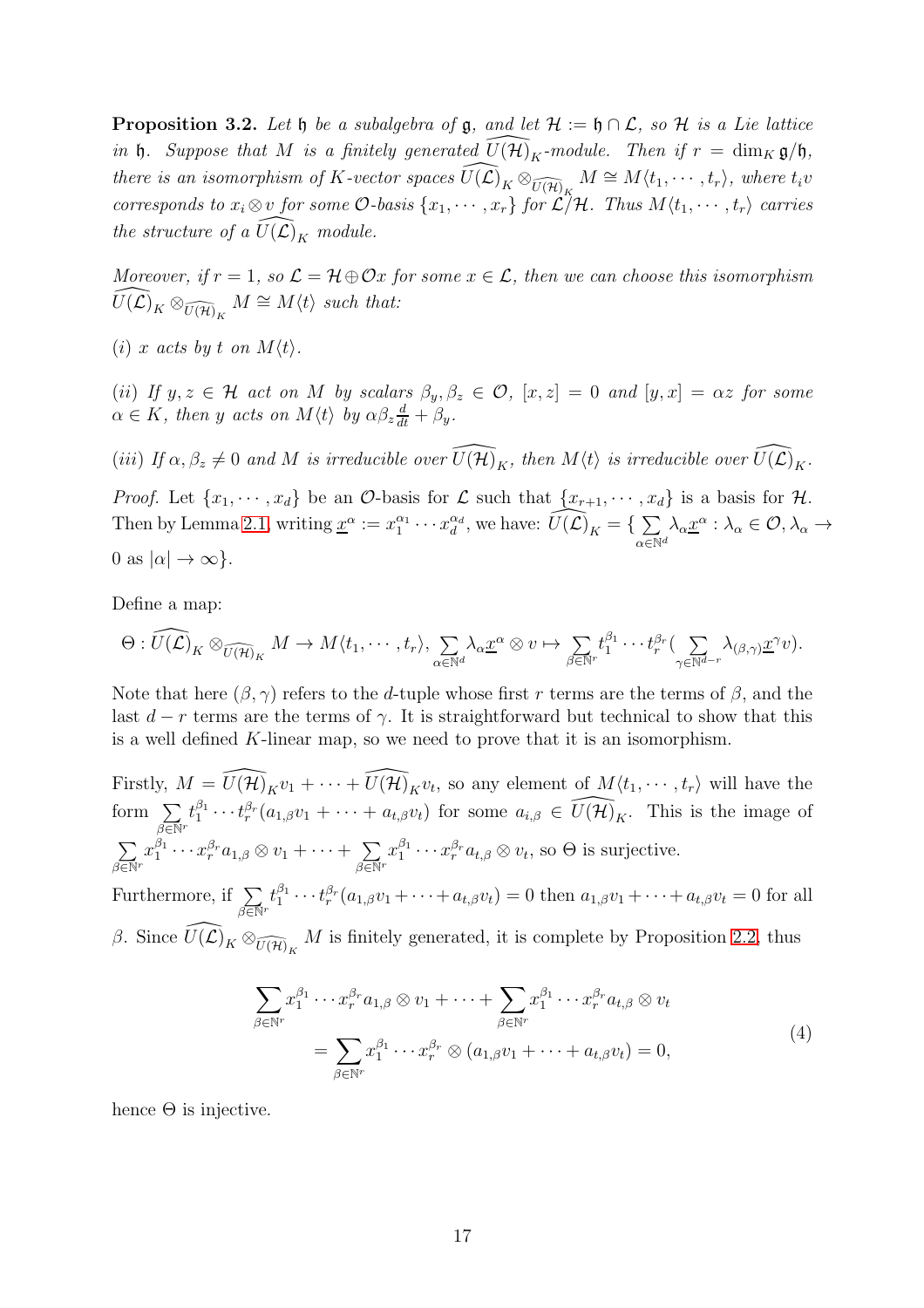**Proposition 3.2.** *Let $\mathfrak{h}$ be a subalgebra of $\mathfrak{g}$, and let $\mathcal{H} := \mathfrak{h} \cap \mathcal{L}$, so $\mathcal{H}$ is a Lie lattice in $\mathfrak{h}$. Suppose that $M$ is a finitely generated $\widehat{U(\mathcal{H})}_K$-module. Then if $r = \dim_K \mathfrak{g}/\mathfrak{h}$, there is an isomorphism of $K$-vector spaces $\widehat{U(\mathcal{L})}_K \otimes_{\widehat{U(\mathcal{H})}_K} M \cong M\langle t_1, \cdots, t_r\rangle$, where $t_i v$ corresponds to $x_i \otimes v$ for some $\mathcal{O}$-basis $\{x_1, \cdots, x_r\}$ for $\mathcal{L}/\mathcal{H}$. Thus $M\langle t_1, \cdots, t_r\rangle$ carries the structure of a $\widehat{U(\mathcal{L})}_K$ module.*

*Moreover, if $r = 1$, so $\mathcal{L} = \mathcal{H} \oplus \mathcal{O}x$ for some $x \in \mathcal{L}$, then we can choose this isomorphism $\widehat{U(\mathcal{L})}_K \otimes_{\widehat{U(\mathcal{H})}_K} M \cong M\langle t\rangle$ such that:*

*(i) $x$ acts by $t$ on $M\langle t\rangle$.*

*(ii) If $y, z \in \mathcal{H}$ act on $M$ by scalars $\beta_y, \beta_z \in \mathcal{O}$, $[x, z] = 0$ and $[y, x] = \alpha z$ for some $\alpha \in K$, then $y$ acts on $M\langle t\rangle$ by $\alpha\beta_z \frac{d}{dt} + \beta_y$.*

*(iii) If $\alpha, \beta_z \neq 0$ and $M$ is irreducible over $\widehat{U(\mathcal{H})}_K$, then $M\langle t\rangle$ is irreducible over $\widehat{U(\mathcal{L})}_K$.*

*Proof.* Let $\{x_1, \cdots, x_d\}$ be an $\mathcal{O}$-basis for $\mathcal{L}$ such that $\{x_{r+1}, \cdots, x_d\}$ is a basis for $\mathcal{H}$. Then by Lemma 2.1, writing $\underline{x}^\alpha := x_1^{\alpha_1} \cdots x_d^{\alpha_d}$, we have: $\widehat{U(\mathcal{L})}_K = \{ \sum_{\alpha \in \mathbb{N}^d} \lambda_\alpha \underline{x}^\alpha : \lambda_\alpha \in \mathcal{O}, \lambda_\alpha \to 0 \text{ as } |\alpha| \to \infty\}$.

Define a map:

$$\Theta : \widehat{U(\mathcal{L})}_K \otimes_{\widehat{U(\mathcal{H})}_K} M \to M\langle t_1, \cdots, t_r\rangle, \sum_{\alpha \in \mathbb{N}^d} \lambda_\alpha \underline{x}^\alpha \otimes v \mapsto \sum_{\beta \in \mathbb{N}^r} t_1^{\beta_1} \cdots t_r^{\beta_r} (\sum_{\gamma \in \mathbb{N}^{d-r}} \lambda_{(\beta,\gamma)} \underline{x}^\gamma v).$$

Note that here $(\beta, \gamma)$ refers to the $d$-tuple whose first $r$ terms are the terms of $\beta$, and the last $d - r$ terms are the terms of $\gamma$. It is straightforward but technical to show that this is a well defined $K$-linear map, so we need to prove that it is an isomorphism.

Firstly, $M = \widehat{U(\mathcal{H})}_K v_1 + \cdots + \widehat{U(\mathcal{H})}_K v_t$, so any element of $M\langle t_1, \cdots, t_r\rangle$ will have the form $\sum_{\beta \in \mathbb{N}^r} t_1^{\beta_1} \cdots t_r^{\beta_r} (a_{1,\beta} v_1 + \cdots + a_{t,\beta} v_t)$ for some $a_{i,\beta} \in \widehat{U(\mathcal{H})}_K$. This is the image of $\sum_{\beta \in \mathbb{N}^r} x_1^{\beta_1} \cdots x_r^{\beta_r} a_{1,\beta} \otimes v_1 + \cdots + \sum_{\beta \in \mathbb{N}^r} x_1^{\beta_1} \cdots x_r^{\beta_r} a_{t,\beta} \otimes v_t$, so $\Theta$ is surjective.

Furthermore, if $\sum_{\beta \in \mathbb{N}^r} t_1^{\beta_1} \cdots t_r^{\beta_r} (a_{1,\beta} v_1 + \cdots + a_{t,\beta} v_t) = 0$ then $a_{1,\beta} v_1 + \cdots + a_{t,\beta} v_t = 0$ for all $\beta$. Since $\widehat{U(\mathcal{L})}_K \otimes_{\widehat{U(\mathcal{H})}_K} M$ is finitely generated, it is complete by Proposition 2.2, thus

$$\begin{aligned} &\sum_{\beta \in \mathbb{N}^r} x_1^{\beta_1} \cdots x_r^{\beta_r} a_{1,\beta} \otimes v_1 + \cdots + \sum_{\beta \in \mathbb{N}^r} x_1^{\beta_1} \cdots x_r^{\beta_r} a_{t,\beta} \otimes v_t \\ &\quad = \sum_{\beta \in \mathbb{N}^r} x_1^{\beta_1} \cdots x_r^{\beta_r} \otimes (a_{1,\beta} v_1 + \cdots + a_{t,\beta} v_t) = 0, \end{aligned} \tag{4}$$

hence $\Theta$ is injective.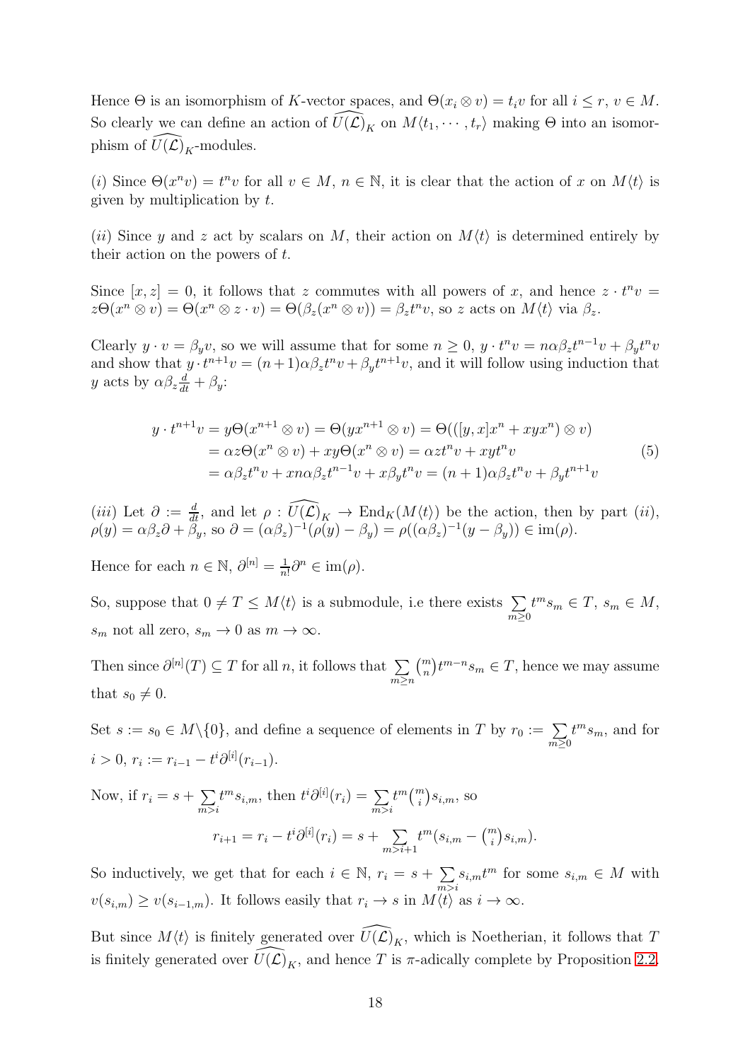Hence $\Theta$ is an isomorphism of $K$-vector spaces, and $\Theta(x_i \otimes v) = t_i v$ for all $i \leq r$, $v \in M$. So clearly we can define an action of $\widehat{U(\mathcal{L})}_K$ on $M\langle t_1, \cdots, t_r\rangle$ making $\Theta$ into an isomorphism of $\widehat{U(\mathcal{L})}_K$-modules.

*(i)* Since $\Theta(x^n v) = t^n v$ for all $v \in M$, $n \in \mathbb{N}$, it is clear that the action of $x$ on $M\langle t\rangle$ is given by multiplication by $t$.

*(ii)* Since $y$ and $z$ act by scalars on $M$, their action on $M\langle t\rangle$ is determined entirely by their action on the powers of $t$.

Since $[x, z] = 0$, it follows that $z$ commutes with all powers of $x$, and hence $z \cdot t^n v = z\Theta(x^n \otimes v) = \Theta(x^n \otimes z \cdot v) = \Theta(\beta_z(x^n \otimes v)) = \beta_z t^n v$, so $z$ acts on $M\langle t\rangle$ via $\beta_z$.

Clearly $y \cdot v = \beta_y v$, so we will assume that for some $n \geq 0$, $y \cdot t^n v = n\alpha\beta_z t^{n-1}v + \beta_y t^n v$ and show that $y \cdot t^{n+1}v = (n+1)\alpha\beta_z t^n v + \beta_y t^{n+1}v$, and it will follow using induction that $y$ acts by $\alpha\beta_z \frac{d}{dt} + \beta_y$:

$$
\begin{aligned}
y \cdot t^{n+1}v &= y\Theta(x^{n+1} \otimes v) = \Theta(yx^{n+1} \otimes v) = \Theta(([y, x]x^n + xyx^n) \otimes v) \\
&= \alpha z\Theta(x^n \otimes v) + xy\Theta(x^n \otimes v) = \alpha z t^n v + xyt^n v \\
&= \alpha\beta_z t^n v + xn\alpha\beta_z t^{n-1}v + x\beta_y t^n v = (n+1)\alpha\beta_z t^n v + \beta_y t^{n+1}v
\end{aligned} \tag{5}
$$

*(iii)* Let $\partial := \frac{d}{dt}$, and let $\rho : \widehat{U(\mathcal{L})}_K \to \text{End}_K(M\langle t\rangle)$ be the action, then by part *(ii)*, $\rho(y) = \alpha\beta_z\partial + \beta_y$, so $\partial = (\alpha\beta_z)^{-1}(\rho(y) - \beta_y) = \rho((\alpha\beta_z)^{-1}(y - \beta_y)) \in \text{im}(\rho)$.

Hence for each $n \in \mathbb{N}$, $\partial^{[n]} = \frac{1}{n!}\partial^n \in \text{im}(\rho)$.

So, suppose that $0 \neq T \leq M\langle t\rangle$ is a submodule, i.e there exists $\sum_{m\geq 0} t^m s_m \in T$, $s_m \in M$, $s_m$ not all zero, $s_m \to 0$ as $m \to \infty$.

Then since $\partial^{[n]}(T) \subseteq T$ for all $n$, it follows that $\sum_{m\geq n} \binom{m}{n} t^{m-n}s_m \in T$, hence we may assume that $s_0 \neq 0$.

Set $s := s_0 \in M\backslash\{0\}$, and define a sequence of elements in $T$ by $r_0 := \sum_{m\geq 0} t^m s_m$, and for $i > 0$, $r_i := r_{i-1} - t^i\partial^{[i]}(r_{i-1})$.

Now, if $r_i = s + \sum_{m>i} t^m s_{i,m}$, then $t^i\partial^{[i]}(r_i) = \sum_{m>i} t^m \binom{m}{i} s_{i,m}$, so

$$
r_{i+1} = r_i - t^i\partial^{[i]}(r_i) = s + \sum_{m>i+1} t^m(s_{i,m} - \tbinom{m}{i}s_{i,m}).
$$

So inductively, we get that for each $i \in \mathbb{N}$, $r_i = s + \sum_{m>i} s_{i,m}t^m$ for some $s_{i,m} \in M$ with $v(s_{i,m}) \geq v(s_{i-1,m})$. It follows easily that $r_i \to s$ in $M\langle t\rangle$ as $i \to \infty$.

But since $M\langle t\rangle$ is finitely generated over $\widehat{U(\mathcal{L})}_K$, which is Noetherian, it follows that $T$ is finitely generated over $\widehat{U(\mathcal{L})}_K$, and hence $T$ is $\pi$-adically complete by Proposition 2.2.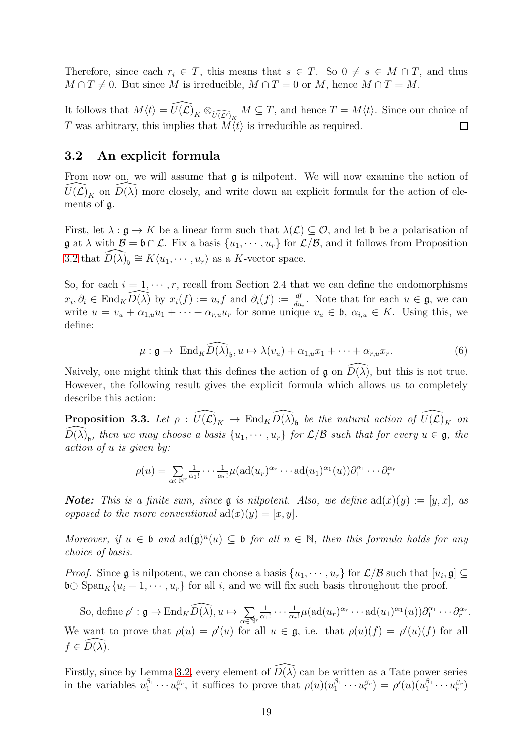Therefore, since each $r_i \in T$, this means that $s \in T$. So $0 \neq s \in M \cap T$, and thus $M \cap T \neq 0$. But since $M$ is irreducible, $M \cap T = 0$ or $M$, hence $M \cap T = M$.

It follows that $M\langle t\rangle = \widehat{U(\mathcal{L})}_K \otimes_{\widehat{U(\mathcal{L}')}_K} M \subseteq T$, and hence $T = M\langle t\rangle$. Since our choice of $T$ was arbitrary, this implies that $M\langle t\rangle$ is irreducible as required. $\square$

## 3.2 An explicit formula

From now on, we will assume that $\mathfrak{g}$ is nilpotent. We will now examine the action of $\widehat{U(\mathcal{L})}_K$ on $\widehat{D(\lambda)}$ more closely, and write down an explicit formula for the action of elements of $\mathfrak{g}$.

First, let $\lambda : \mathfrak{g} \to K$ be a linear form such that $\lambda(\mathcal{L}) \subseteq \mathcal{O}$, and let $\mathfrak{b}$ be a polarisation of $\mathfrak{g}$ at $\lambda$ with $\mathcal{B} = \mathfrak{b} \cap \mathcal{L}$. Fix a basis $\{u_1, \cdots, u_r\}$ for $\mathcal{L}/\mathcal{B}$, and it follows from Proposition 3.2 that $\widehat{D(\lambda)}_{\mathfrak{b}} \cong K\langle u_1, \cdots, u_r\rangle$ as a $K$-vector space.

So, for each $i = 1, \cdots, r$, recall from Section 2.4 that we can define the endomorphisms $x_i, \partial_i \in \text{End}_K\widehat{D(\lambda)}$ by $x_i(f) := u_i f$ and $\partial_i(f) := \frac{df}{du_i}$. Note that for each $u \in \mathfrak{g}$, we can write $u = v_u + \alpha_{1,u}u_1 + \cdots + \alpha_{r,u}u_r$ for some unique $v_u \in \mathfrak{b}$, $\alpha_{i,u} \in K$. Using this, we define:

$$\mu : \mathfrak{g} \to \text{End}_K\widehat{D(\lambda)}_{\mathfrak{b}}, u \mapsto \lambda(v_u) + \alpha_{1,u}x_1 + \cdots + \alpha_{r,u}x_r. \tag{6}$$

Naively, one might think that this defines the action of $\mathfrak{g}$ on $\widehat{D(\lambda)}$, but this is not true. However, the following result gives the explicit formula which allows us to completely describe this action:

**Proposition 3.3.** *Let $\rho : \widehat{U(\mathcal{L})}_K \to \text{End}_K\widehat{D(\lambda)}_{\mathfrak{b}}$ be the natural action of $\widehat{U(\mathcal{L})}_K$ on $\widehat{D(\lambda)}_{\mathfrak{b}}$, then we may choose a basis $\{u_1, \cdots, u_r\}$ for $\mathcal{L}/\mathcal{B}$ such that for every $u \in \mathfrak{g}$, the action of $u$ is given by:*

$$\rho(u) = \sum_{\alpha \in \mathbb{N}^r} \tfrac{1}{\alpha_1!} \cdots \tfrac{1}{\alpha_r!}\mu(\text{ad}(u_r)^{\alpha_r} \cdots \text{ad}(u_1)^{\alpha_1}(u))\partial_1^{\alpha_1} \cdots \partial_r^{\alpha_r}$$

***Note:*** *This is a finite sum, since $\mathfrak{g}$ is nilpotent. Also, we define $\text{ad}(x)(y) := [y, x]$, as opposed to the more conventional $\text{ad}(x)(y) = [x, y]$.*

*Moreover, if $u \in \mathfrak{b}$ and $\text{ad}(\mathfrak{g})^n(u) \subseteq \mathfrak{b}$ for all $n \in \mathbb{N}$, then this formula holds for any choice of basis.*

*Proof.* Since $\mathfrak{g}$ is nilpotent, we can choose a basis $\{u_1, \cdots, u_r\}$ for $\mathcal{L}/\mathcal{B}$ such that $[u_i, \mathfrak{g}] \subseteq \mathfrak{b} \oplus \text{Span}_K\{u_i + 1, \cdots, u_r\}$ for all $i$, and we will fix such basis throughout the proof.

So, define $\rho' : \mathfrak{g} \to \text{End}_K\widehat{D(\lambda)}, u \mapsto \sum_{\alpha \in \mathbb{N}^r} \frac{1}{\alpha_1!} \cdots \frac{1}{\alpha_r!}\mu(\text{ad}(u_r)^{\alpha_r} \cdots \text{ad}(u_1)^{\alpha_1}(u))\partial_1^{\alpha_1} \cdots \partial_r^{\alpha_r}$.

We want to prove that $\rho(u) = \rho'(u)$ for all $u \in \mathfrak{g}$, i.e. that $\rho(u)(f) = \rho'(u)(f)$ for all $f \in \widehat{D(\lambda)}$.

Firstly, since by Lemma 3.2, every element of $\widehat{D(\lambda)}$ can be written as a Tate power series in the variables $u_1^{\beta_1} \cdots u_r^{\beta_r}$, it suffices to prove that $\rho(u)(u_1^{\beta_1} \cdots u_r^{\beta_r}) = \rho'(u)(u_1^{\beta_1} \cdots u_r^{\beta_r})$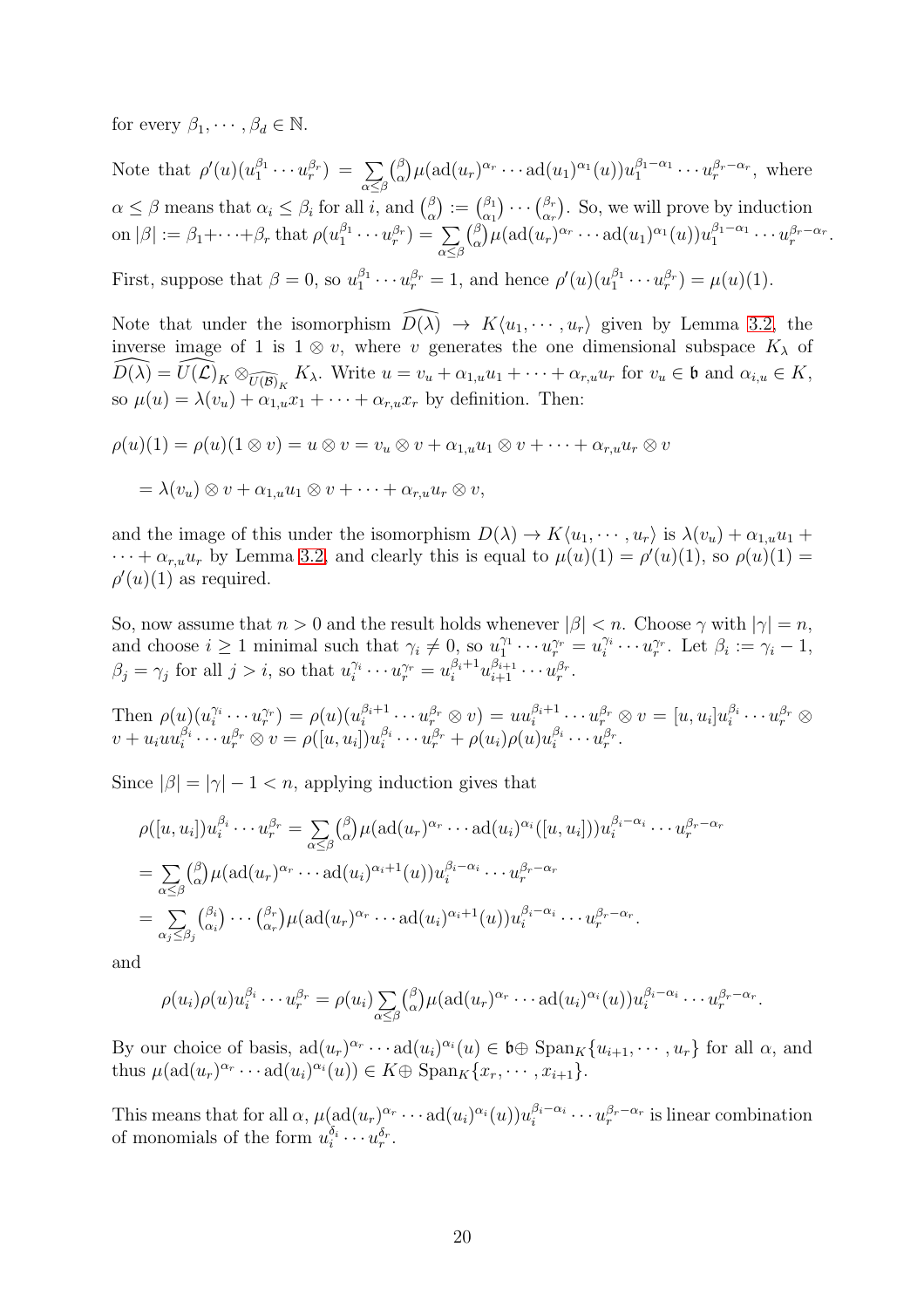for every $\beta_1, \cdots, \beta_d \in \mathbb{N}$.

Note that $\rho'(u)(u_1^{\beta_1}\cdots u_r^{\beta_r}) = \sum_{\alpha\leq\beta}\binom{\beta}{\alpha}\mu(\mathrm{ad}(u_r)^{\alpha_r}\cdots\mathrm{ad}(u_1)^{\alpha_1}(u))u_1^{\beta_1-\alpha_1}\cdots u_r^{\beta_r-\alpha_r}$, where $\alpha\leq\beta$ means that $\alpha_i\leq\beta_i$ for all $i$, and $\binom{\beta}{\alpha} := \binom{\beta_1}{\alpha_1}\cdots\binom{\beta_r}{\alpha_r}$. So, we will prove by induction on $|\beta| := \beta_1+\cdots+\beta_r$ that $\rho(u_1^{\beta_1}\cdots u_r^{\beta_r}) = \sum_{\alpha\leq\beta}\binom{\beta}{\alpha}\mu(\mathrm{ad}(u_r)^{\alpha_r}\cdots\mathrm{ad}(u_1)^{\alpha_1}(u))u_1^{\beta_1-\alpha_1}\cdots u_r^{\beta_r-\alpha_r}$.

First, suppose that $\beta = 0$, so $u_1^{\beta_1}\cdots u_r^{\beta_r} = 1$, and hence $\rho'(u)(u_1^{\beta_1}\cdots u_r^{\beta_r}) = \mu(u)(1)$.

Note that under the isomorphism $\widehat{D(\lambda)} \to K\langle u_1,\cdots,u_r\rangle$ given by Lemma 3.2, the inverse image of 1 is $1\otimes v$, where $v$ generates the one dimensional subspace $K_\lambda$ of $\widehat{D(\lambda)} = \widehat{U(\mathcal{L})}_K \otimes_{\widehat{U(\mathcal{B})}_K} K_\lambda$. Write $u = v_u + \alpha_{1,u}u_1+\cdots+\alpha_{r,u}u_r$ for $v_u\in\mathfrak{b}$ and $\alpha_{i,u}\in K$, so $\mu(u) = \lambda(v_u)+\alpha_{1,u}x_1+\cdots+\alpha_{r,u}x_r$ by definition. Then:

$$\rho(u)(1) = \rho(u)(1\otimes v) = u\otimes v = v_u\otimes v + \alpha_{1,u}u_1\otimes v+\cdots+\alpha_{r,u}u_r\otimes v$$

$$= \lambda(v_u)\otimes v + \alpha_{1,u}u_1\otimes v+\cdots+\alpha_{r,u}u_r\otimes v,$$

and the image of this under the isomorphism $D(\lambda)\to K\langle u_1,\cdots,u_r\rangle$ is $\lambda(v_u)+\alpha_{1,u}u_1+\cdots+\alpha_{r,u}u_r$ by Lemma 3.2, and clearly this is equal to $\mu(u)(1) = \rho'(u)(1)$, so $\rho(u)(1) = \rho'(u)(1)$ as required.

So, now assume that $n>0$ and the result holds whenever $|\beta|<n$. Choose $\gamma$ with $|\gamma| = n$, and choose $i\geq 1$ minimal such that $\gamma_i\neq 0$, so $u_1^{\gamma_1}\cdots u_r^{\gamma_r} = u_i^{\gamma_i}\cdots u_r^{\gamma_r}$. Let $\beta_i := \gamma_i - 1$, $\beta_j = \gamma_j$ for all $j>i$, so that $u_i^{\gamma_i}\cdots u_r^{\gamma_r} = u_i^{\beta_i+1}u_{i+1}^{\beta_{i+1}}\cdots u_r^{\beta_r}$.

Then $\rho(u)(u_i^{\gamma_i}\cdots u_r^{\gamma_r}) = \rho(u)(u_i^{\beta_i+1}\cdots u_r^{\beta_r}\otimes v) = uu_i^{\beta_i+1}\cdots u_r^{\beta_r}\otimes v = [u,u_i]u_i^{\beta_i}\cdots u_r^{\beta_r}\otimes v + u_iuu_i^{\beta_i}\cdots u_r^{\beta_r}\otimes v = \rho([u,u_i])u_i^{\beta_i}\cdots u_r^{\beta_r} + \rho(u_i)\rho(u)u_i^{\beta_i}\cdots u_r^{\beta_r}$.

Since $|\beta| = |\gamma|-1<n$, applying induction gives that

$$\rho([u,u_i])u_i^{\beta_i}\cdots u_r^{\beta_r} = \sum_{\alpha\leq\beta}\binom{\beta}{\alpha}\mu(\mathrm{ad}(u_r)^{\alpha_r}\cdots\mathrm{ad}(u_i)^{\alpha_i}([u,u_i]))u_i^{\beta_i-\alpha_i}\cdots u_r^{\beta_r-\alpha_r}$$
$$= \sum_{\alpha\leq\beta}\binom{\beta}{\alpha}\mu(\mathrm{ad}(u_r)^{\alpha_r}\cdots\mathrm{ad}(u_i)^{\alpha_i+1}(u))u_i^{\beta_i-\alpha_i}\cdots u_r^{\beta_r-\alpha_r}$$
$$= \sum_{\alpha_j\leq\beta_j}\binom{\beta_i}{\alpha_i}\cdots\binom{\beta_r}{\alpha_r}\mu(\mathrm{ad}(u_r)^{\alpha_r}\cdots\mathrm{ad}(u_i)^{\alpha_i+1}(u))u_i^{\beta_i-\alpha_i}\cdots u_r^{\beta_r-\alpha_r}.$$

and

$$\rho(u_i)\rho(u)u_i^{\beta_i}\cdots u_r^{\beta_r} = \rho(u_i)\sum_{\alpha\leq\beta}\binom{\beta}{\alpha}\mu(\mathrm{ad}(u_r)^{\alpha_r}\cdots\mathrm{ad}(u_i)^{\alpha_i}(u))u_i^{\beta_i-\alpha_i}\cdots u_r^{\beta_r-\alpha_r}.$$

By our choice of basis, $\mathrm{ad}(u_r)^{\alpha_r}\cdots\mathrm{ad}(u_i)^{\alpha_i}(u)\in\mathfrak{b}\oplus\mathrm{Span}_K\{u_{i+1},\cdots,u_r\}$ for all $\alpha$, and thus $\mu(\mathrm{ad}(u_r)^{\alpha_r}\cdots\mathrm{ad}(u_i)^{\alpha_i}(u))\in K\oplus\mathrm{Span}_K\{x_r,\cdots,x_{i+1}\}$.

This means that for all $\alpha$, $\mu(\mathrm{ad}(u_r)^{\alpha_r}\cdots\mathrm{ad}(u_i)^{\alpha_i}(u))u_i^{\beta_i-\alpha_i}\cdots u_r^{\beta_r-\alpha_r}$ is linear combination of monomials of the form $u_i^{\delta_i}\cdots u_r^{\delta_r}$.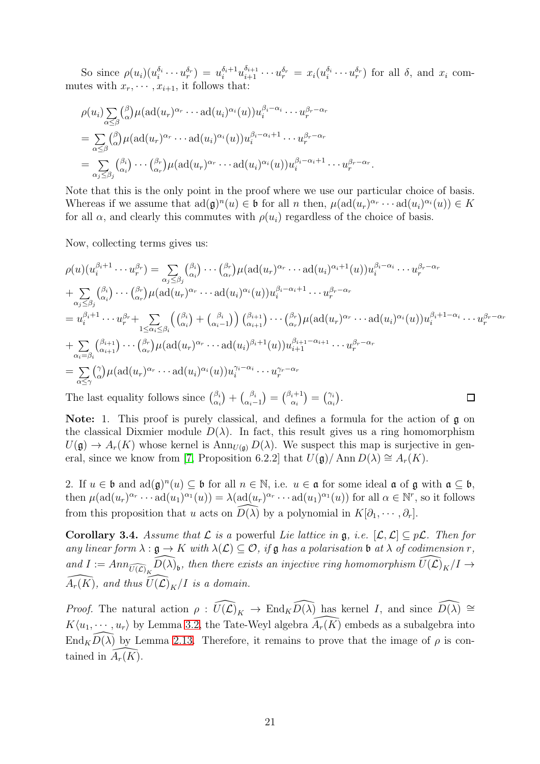So since $\rho(u_i)(u_i^{\delta_i}\cdots u_r^{\delta_r}) = u_i^{\delta_i+1}u_{i+1}^{\delta_{i+1}}\cdots u_r^{\delta_r} = x_i(u_i^{\delta_i}\cdots u_r^{\delta_r})$ for all $\delta$, and $x_i$ commutes with $x_r,\cdots,x_{i+1}$, it follows that:

$$
\begin{aligned}
&\rho(u_i)\sum_{\alpha\leq\beta}\binom{\beta}{\alpha}\mu(\mathrm{ad}(u_r)^{\alpha_r}\cdots\mathrm{ad}(u_i)^{\alpha_i}(u))u_i^{\beta_i-\alpha_i}\cdots u_r^{\beta_r-\alpha_r}\\
&=\sum_{\alpha\leq\beta}\binom{\beta}{\alpha}\mu(\mathrm{ad}(u_r)^{\alpha_r}\cdots\mathrm{ad}(u_i)^{\alpha_i}(u))u_i^{\beta_i-\alpha_i+1}\cdots u_r^{\beta_r-\alpha_r}\\
&=\sum_{\alpha_j\leq\beta_j}\binom{\beta_i}{\alpha_i}\cdots\binom{\beta_r}{\alpha_r}\mu(\mathrm{ad}(u_r)^{\alpha_r}\cdots\mathrm{ad}(u_i)^{\alpha_i}(u))u_i^{\beta_i-\alpha_i+1}\cdots u_r^{\beta_r-\alpha_r}.
\end{aligned}
$$

Note that this is the only point in the proof where we use our particular choice of basis. Whereas if we assume that $\mathrm{ad}(\mathfrak{g})^n(u)\in\mathfrak{b}$ for all $n$ then, $\mu(\mathrm{ad}(u_r)^{\alpha_r}\cdots\mathrm{ad}(u_i)^{\alpha_i}(u))\in K$ for all $\alpha$, and clearly this commutes with $\rho(u_i)$ regardless of the choice of basis.

Now, collecting terms gives us:

$$
\begin{aligned}
&\rho(u)(u_i^{\beta_i+1}\cdots u_r^{\beta_r})=\sum_{\alpha_j\leq\beta_j}\binom{\beta_i}{\alpha_i}\cdots\binom{\beta_r}{\alpha_r}\mu(\mathrm{ad}(u_r)^{\alpha_r}\cdots\mathrm{ad}(u_i)^{\alpha_i+1}(u))u_i^{\beta_i-\alpha_i}\cdots u_r^{\beta_r-\alpha_r}\\
&+\sum_{\alpha_j\leq\beta_j}\binom{\beta_i}{\alpha_i}\cdots\binom{\beta_r}{\alpha_r}\mu(\mathrm{ad}(u_r)^{\alpha_r}\cdots\mathrm{ad}(u_i)^{\alpha_i}(u))u_i^{\beta_i-\alpha_i+1}\cdots u_r^{\beta_r-\alpha_r}\\
&=u_i^{\beta_i+1}\cdots u_r^{\beta_r}+\sum_{1\leq\alpha_i\leq\beta_i}\left(\binom{\beta_i}{\alpha_i}+\binom{\beta_i}{\alpha_i-1}\right)\binom{\beta_{i+1}}{\alpha_{i+1}}\cdots\binom{\beta_r}{\alpha_r}\mu(\mathrm{ad}(u_r)^{\alpha_r}\cdots\mathrm{ad}(u_i)^{\alpha_i}(u))u_i^{\beta_i+1-\alpha_i}\cdots u_r^{\beta_r-\alpha_r}\\
&+\sum_{\alpha_i=\beta_i}\binom{\beta_{i+1}}{\alpha_{i+1}}\cdots\binom{\beta_r}{\alpha_r}\mu(\mathrm{ad}(u_r)^{\alpha_r}\cdots\mathrm{ad}(u_i)^{\beta_i+1}(u))u_{i+1}^{\beta_{i+1}-\alpha_{i+1}}\cdots u_r^{\beta_r-\alpha_r}\\
&=\sum_{\alpha\leq\gamma}\binom{\gamma}{\alpha}\mu(\mathrm{ad}(u_r)^{\alpha_r}\cdots\mathrm{ad}(u_i)^{\alpha_i}(u))u_i^{\gamma_i-\alpha_i}\cdots u_r^{\gamma_r-\alpha_r}
\end{aligned}
$$

The last equality follows since $\binom{\beta_i}{\alpha_i}+\binom{\beta_i}{\alpha_i-1}=\binom{\beta_i+1}{\alpha_i}=\binom{\gamma_i}{\alpha_i}$. $\square$

**Note:** 1. This proof is purely classical, and defines a formula for the action of $\mathfrak{g}$ on the classical Dixmier module $D(\lambda)$. In fact, this result gives us a ring homomorphism $U(\mathfrak{g})\to A_r(K)$ whose kernel is $\mathrm{Ann}_{U(\mathfrak{g})}D(\lambda)$. We suspect this map is surjective in general, since we know from [7, Proposition 6.2.2] that $U(\mathfrak{g})/\mathrm{Ann}\,D(\lambda)\cong A_r(K)$.

2. If $u\in\mathfrak{b}$ and $\mathrm{ad}(\mathfrak{g})^n(u)\subseteq\mathfrak{b}$ for all $n\in\mathbb{N}$, i.e. $u\in\mathfrak{a}$ for some ideal $\mathfrak{a}$ of $\mathfrak{g}$ with $\mathfrak{a}\subseteq\mathfrak{b}$, then $\mu(\mathrm{ad}(u_r)^{\alpha_r}\cdots\mathrm{ad}(u_1)^{\alpha_1}(u))=\lambda(\mathrm{ad}(u_r)^{\alpha_r}\cdots\mathrm{ad}(u_1)^{\alpha_1}(u))$ for all $\alpha\in\mathbb{N}^r$, so it follows from this proposition that $u$ acts on $\widehat{D(\lambda)}$ by a polynomial in $K[\partial_1,\cdots,\partial_r]$.

**Corollary 3.4.** *Assume that $\mathcal{L}$ is a* powerful *Lie lattice in $\mathfrak{g}$, i.e. $[\mathcal{L},\mathcal{L}]\subseteq p\mathcal{L}$. Then for any linear form $\lambda:\mathfrak{g}\to K$ with $\lambda(\mathcal{L})\subseteq\mathcal{O}$, if $\mathfrak{g}$ has a polarisation $\mathfrak{b}$ at $\lambda$ of codimension $r$, and $I:=Ann_{\widehat{U(\mathcal{L})}_K}\widehat{D(\lambda)}_{\mathfrak{b}}$, then there exists an injective ring homomorphism $\widehat{U(\mathcal{L})}_K/I\to\widehat{A_r(K)}$, and thus $\widehat{U(\mathcal{L})}_K/I$ is a domain.*

*Proof.* The natural action $\rho:\widehat{U(\mathcal{L})}_K\to\mathrm{End}_K\widehat{D(\lambda)}$ has kernel $I$, and since $\widehat{D(\lambda)}\cong K\langle u_1,\cdots,u_r\rangle$ by Lemma 3.2, the Tate-Weyl algebra $\widehat{A_r(K)}$ embeds as a subalgebra into $\mathrm{End}_K\widehat{D(\lambda)}$ by Lemma 2.13. Therefore, it remains to prove that the image of $\rho$ is contained in $\widehat{A_r(K)}$.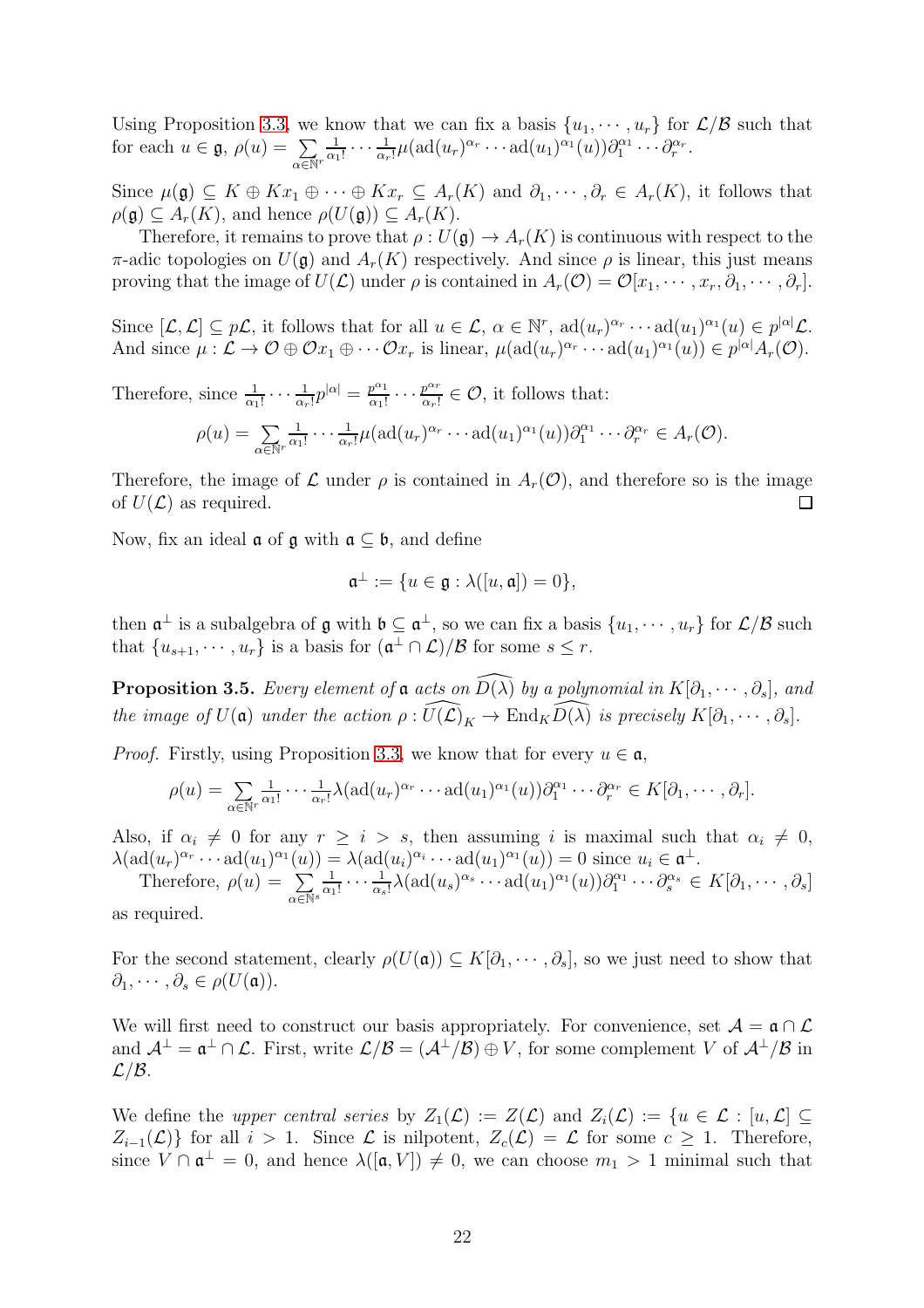Using Proposition 3.3, we know that we can fix a basis $\{u_1, \cdots, u_r\}$ for $\mathcal{L}/\mathcal{B}$ such that for each $u \in \mathfrak{g}$, $\rho(u) = \sum_{\alpha \in \mathbb{N}^r} \frac{1}{\alpha_1!} \cdots \frac{1}{\alpha_r!} \mu(\mathrm{ad}(u_r)^{\alpha_r} \cdots \mathrm{ad}(u_1)^{\alpha_1}(u)) \partial_1^{\alpha_1} \cdots \partial_r^{\alpha_r}$.

Since $\mu(\mathfrak{g}) \subseteq K \oplus Kx_1 \oplus \cdots \oplus Kx_r \subseteq A_r(K)$ and $\partial_1, \cdots, \partial_r \in A_r(K)$, it follows that $\rho(\mathfrak{g}) \subseteq A_r(K)$, and hence $\rho(U(\mathfrak{g})) \subseteq A_r(K)$.

Therefore, it remains to prove that $\rho : U(\mathfrak{g}) \to A_r(K)$ is continuous with respect to the $\pi$-adic topologies on $U(\mathfrak{g})$ and $A_r(K)$ respectively. And since $\rho$ is linear, this just means proving that the image of $U(\mathcal{L})$ under $\rho$ is contained in $A_r(\mathcal{O}) = \mathcal{O}[x_1, \cdots, x_r, \partial_1, \cdots, \partial_r]$.

Since $[\mathcal{L}, \mathcal{L}] \subseteq p\mathcal{L}$, it follows that for all $u \in \mathcal{L}$, $\alpha \in \mathbb{N}^r$, $\mathrm{ad}(u_r)^{\alpha_r} \cdots \mathrm{ad}(u_1)^{\alpha_1}(u) \in p^{|\alpha|}\mathcal{L}$. And since $\mu : \mathcal{L} \to \mathcal{O} \oplus \mathcal{O}x_1 \oplus \cdots \mathcal{O}x_r$ is linear, $\mu(\mathrm{ad}(u_r)^{\alpha_r} \cdots \mathrm{ad}(u_1)^{\alpha_1}(u)) \in p^{|\alpha|} A_r(\mathcal{O})$.

Therefore, since $\frac{1}{\alpha_1!} \cdots \frac{1}{\alpha_r!} p^{|\alpha|} = \frac{p^{\alpha_1}}{\alpha_1!} \cdots \frac{p^{\alpha_r}}{\alpha_r!} \in \mathcal{O}$, it follows that:

$$\rho(u) = \sum_{\alpha \in \mathbb{N}^r} \frac{1}{\alpha_1!} \cdots \frac{1}{\alpha_r!} \mu(\mathrm{ad}(u_r)^{\alpha_r} \cdots \mathrm{ad}(u_1)^{\alpha_1}(u)) \partial_1^{\alpha_1} \cdots \partial_r^{\alpha_r} \in A_r(\mathcal{O}).$$

Therefore, the image of $\mathcal{L}$ under $\rho$ is contained in $A_r(\mathcal{O})$, and therefore so is the image of $U(\mathcal{L})$ as required. $\square$

Now, fix an ideal $\mathfrak{a}$ of $\mathfrak{g}$ with $\mathfrak{a} \subseteq \mathfrak{b}$, and define

$$\mathfrak{a}^\perp := \{u \in \mathfrak{g} : \lambda([u, \mathfrak{a}]) = 0\},$$

then $\mathfrak{a}^\perp$ is a subalgebra of $\mathfrak{g}$ with $\mathfrak{b} \subseteq \mathfrak{a}^\perp$, so we can fix a basis $\{u_1, \cdots, u_r\}$ for $\mathcal{L}/\mathcal{B}$ such that $\{u_{s+1}, \cdots, u_r\}$ is a basis for $(\mathfrak{a}^\perp \cap \mathcal{L})/\mathcal{B}$ for some $s \leq r$.

**Proposition 3.5.** *Every element of* $\mathfrak{a}$ *acts on* $\widehat{D(\lambda)}$ *by a polynomial in* $K[\partial_1, \cdots, \partial_s]$*, and the image of* $U(\mathfrak{a})$ *under the action* $\rho : \widehat{U(\mathcal{L})}_K \to \mathrm{End}_K \widehat{D(\lambda)}$ *is precisely* $K[\partial_1, \cdots, \partial_s]$.

*Proof.* Firstly, using Proposition 3.3, we know that for every $u \in \mathfrak{a}$,

$$\rho(u) = \sum_{\alpha \in \mathbb{N}^r} \frac{1}{\alpha_1!} \cdots \frac{1}{\alpha_r!} \lambda(\mathrm{ad}(u_r)^{\alpha_r} \cdots \mathrm{ad}(u_1)^{\alpha_1}(u)) \partial_1^{\alpha_1} \cdots \partial_r^{\alpha_r} \in K[\partial_1, \cdots, \partial_r].$$

Also, if $\alpha_i \neq 0$ for any $r \geq i > s$, then assuming $i$ is maximal such that $\alpha_i \neq 0$, $\lambda(\mathrm{ad}(u_r)^{\alpha_r} \cdots \mathrm{ad}(u_1)^{\alpha_1}(u)) = \lambda(\mathrm{ad}(u_i)^{\alpha_i} \cdots \mathrm{ad}(u_1)^{\alpha_1}(u)) = 0$ since $u_i \in \mathfrak{a}^\perp$.

Therefore, $\rho(u) = \sum_{\alpha \in \mathbb{N}^s} \frac{1}{\alpha_1!} \cdots \frac{1}{\alpha_s!} \lambda(\mathrm{ad}(u_s)^{\alpha_s} \cdots \mathrm{ad}(u_1)^{\alpha_1}(u)) \partial_1^{\alpha_1} \cdots \partial_s^{\alpha_s} \in K[\partial_1, \cdots, \partial_s]$ as required.

For the second statement, clearly $\rho(U(\mathfrak{a})) \subseteq K[\partial_1, \cdots, \partial_s]$, so we just need to show that $\partial_1, \cdots, \partial_s \in \rho(U(\mathfrak{a}))$.

We will first need to construct our basis appropriately. For convenience, set $\mathcal{A} = \mathfrak{a} \cap \mathcal{L}$ and $\mathcal{A}^\perp = \mathfrak{a}^\perp \cap \mathcal{L}$. First, write $\mathcal{L}/\mathcal{B} = (\mathcal{A}^\perp/\mathcal{B}) \oplus V$, for some complement $V$ of $\mathcal{A}^\perp/\mathcal{B}$ in $\mathcal{L}/\mathcal{B}$.

We define the *upper central series* by $Z_1(\mathcal{L}) := Z(\mathcal{L})$ and $Z_i(\mathcal{L}) := \{u \in \mathcal{L} : [u, \mathcal{L}] \subseteq Z_{i-1}(\mathcal{L})\}$ for all $i > 1$. Since $\mathcal{L}$ is nilpotent, $Z_c(\mathcal{L}) = \mathcal{L}$ for some $c \geq 1$. Therefore, since $V \cap \mathfrak{a}^\perp = 0$, and hence $\lambda([\mathfrak{a}, V]) \neq 0$, we can choose $m_1 > 1$ minimal such that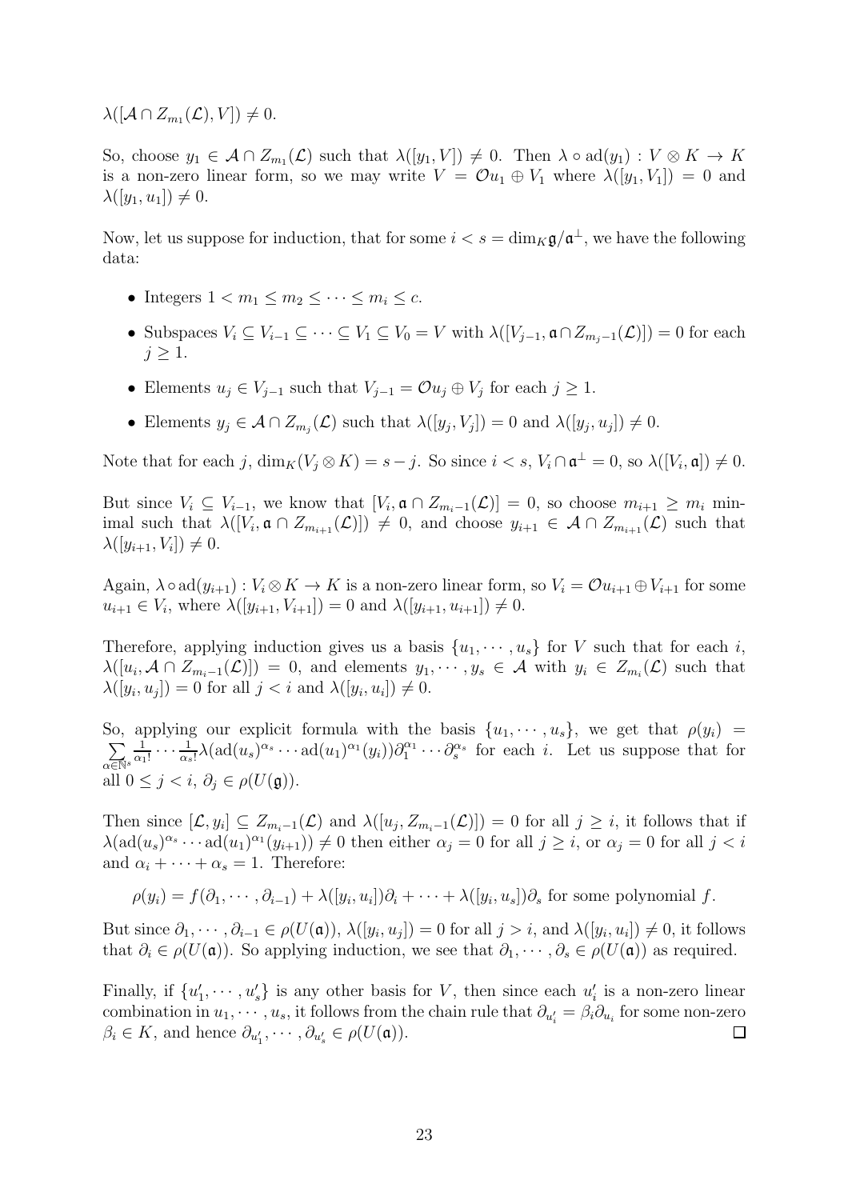$\lambda([\mathcal{A}\cap Z_{m_1}(\mathcal{L}),V])\neq 0$.

So, choose $y_1\in\mathcal{A}\cap Z_{m_1}(\mathcal{L})$ such that $\lambda([y_1,V])\neq 0$. Then $\lambda\circ\mathrm{ad}(y_1):V\otimes K\to K$ is a non-zero linear form, so we may write $V=\mathcal{O}u_1\oplus V_1$ where $\lambda([y_1,V_1])=0$ and $\lambda([y_1,u_1])\neq 0$.

Now, let us suppose for induction, that for some $i<s=\dim_K\mathfrak{g}/\mathfrak{a}^\perp$, we have the following data:

- Integers $1<m_1\leq m_2\leq\cdots\leq m_i\leq c$.
- Subspaces $V_i\subseteq V_{i-1}\subseteq\cdots\subseteq V_1\subseteq V_0=V$ with $\lambda([V_{j-1},\mathfrak{a}\cap Z_{m_j-1}(\mathcal{L})])=0$ for each $j\geq 1$.
- Elements $u_j\in V_{j-1}$ such that $V_{j-1}=\mathcal{O}u_j\oplus V_j$ for each $j\geq 1$.
- Elements $y_j\in\mathcal{A}\cap Z_{m_j}(\mathcal{L})$ such that $\lambda([y_j,V_j])=0$ and $\lambda([y_j,u_j])\neq 0$.

Note that for each $j$, $\dim_K(V_j\otimes K)=s-j$. So since $i<s$, $V_i\cap\mathfrak{a}^\perp=0$, so $\lambda([V_i,\mathfrak{a}])\neq 0$.

But since $V_i\subseteq V_{i-1}$, we know that $[V_i,\mathfrak{a}\cap Z_{m_i-1}(\mathcal{L})]=0$, so choose $m_{i+1}\geq m_i$ minimal such that $\lambda([V_i,\mathfrak{a}\cap Z_{m_{i+1}}(\mathcal{L})])\neq 0$, and choose $y_{i+1}\in\mathcal{A}\cap Z_{m_{i+1}}(\mathcal{L})$ such that $\lambda([y_{i+1},V_i])\neq 0$.

Again, $\lambda\circ\mathrm{ad}(y_{i+1}):V_i\otimes K\to K$ is a non-zero linear form, so $V_i=\mathcal{O}u_{i+1}\oplus V_{i+1}$ for some $u_{i+1}\in V_i$, where $\lambda([y_{i+1},V_{i+1}])=0$ and $\lambda([y_{i+1},u_{i+1}])\neq 0$.

Therefore, applying induction gives us a basis $\{u_1,\cdots,u_s\}$ for $V$ such that for each $i$, $\lambda([u_i,\mathcal{A}\cap Z_{m_i-1}(\mathcal{L})])=0$, and elements $y_1,\cdots,y_s\in\mathcal{A}$ with $y_i\in Z_{m_i}(\mathcal{L})$ such that $\lambda([y_i,u_j])=0$ for all $j<i$ and $\lambda([y_i,u_i])\neq 0$.

So, applying our explicit formula with the basis $\{u_1,\cdots,u_s\}$, we get that $\rho(y_i)=\sum\limits_{\alpha\in\mathbb{N}^s}\frac{1}{\alpha_1!}\cdots\frac{1}{\alpha_s!}\lambda(\mathrm{ad}(u_s)^{\alpha_s}\cdots\mathrm{ad}(u_1)^{\alpha_1}(y_i))\partial_1^{\alpha_1}\cdots\partial_s^{\alpha_s}$ for each $i$. Let us suppose that for all $0\leq j<i$, $\partial_j\in\rho(U(\mathfrak{g}))$.

Then since $[\mathcal{L},y_i]\subseteq Z_{m_i-1}(\mathcal{L})$ and $\lambda([u_j,Z_{m_i-1}(\mathcal{L})])=0$ for all $j\geq i$, it follows that if $\lambda(\mathrm{ad}(u_s)^{\alpha_s}\cdots\mathrm{ad}(u_1)^{\alpha_1}(y_{i+1}))\neq 0$ then either $\alpha_j=0$ for all $j\geq i$, or $\alpha_j=0$ for all $j<i$ and $\alpha_i+\cdots+\alpha_s=1$. Therefore:

$$\rho(y_i)=f(\partial_1,\cdots,\partial_{i-1})+\lambda([y_i,u_i])\partial_i+\cdots+\lambda([y_i,u_s])\partial_s \text{ for some polynomial } f.$$

But since $\partial_1,\cdots,\partial_{i-1}\in\rho(U(\mathfrak{a}))$, $\lambda([y_i,u_j])=0$ for all $j>i$, and $\lambda([y_i,u_i])\neq 0$, it follows that $\partial_i\in\rho(U(\mathfrak{a}))$. So applying induction, we see that $\partial_1,\cdots,\partial_s\in\rho(U(\mathfrak{a}))$ as required.

Finally, if $\{u_1',\cdots,u_s'\}$ is any other basis for $V$, then since each $u_i'$ is a non-zero linear combination in $u_1,\cdots,u_s$, it follows from the chain rule that $\partial_{u_i'}=\beta_i\partial_{u_i}$ for some non-zero $\beta_i\in K$, and hence $\partial_{u_1'},\cdots,\partial_{u_s'}\in\rho(U(\mathfrak{a}))$. $\square$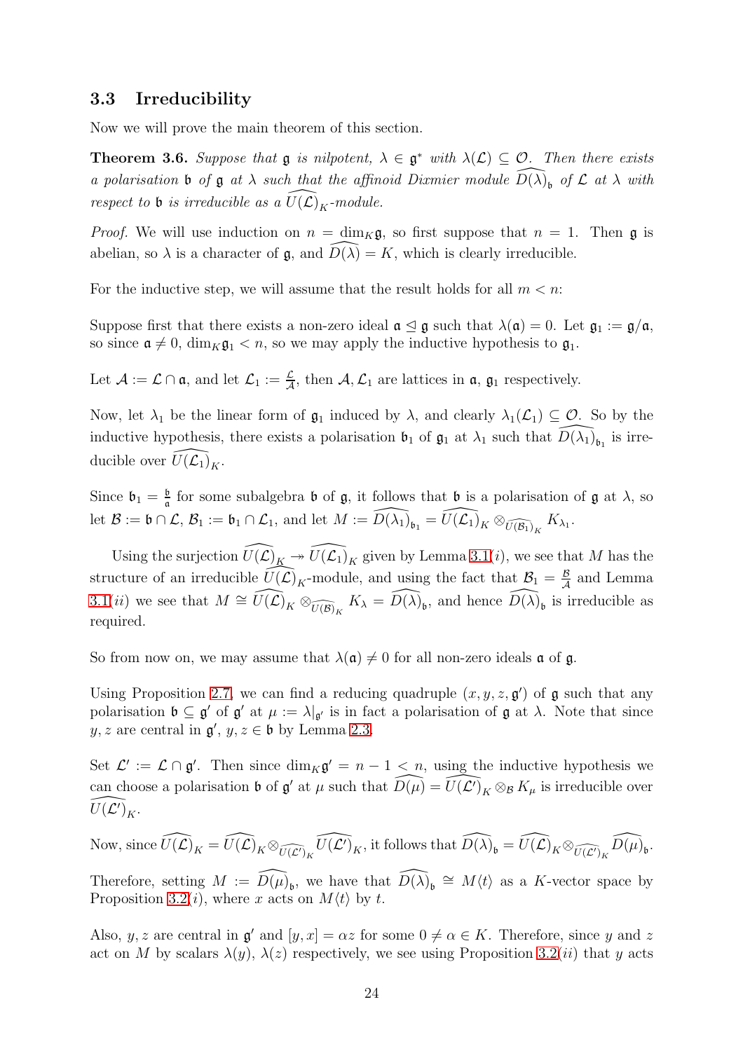### 3.3 Irreducibility

Now we will prove the main theorem of this section.

**Theorem 3.6.** *Suppose that $\mathfrak{g}$ is nilpotent, $\lambda \in \mathfrak{g}^*$ with $\lambda(\mathcal{L}) \subseteq \mathcal{O}$. Then there exists a polarisation $\mathfrak{b}$ of $\mathfrak{g}$ at $\lambda$ such that the affinoid Dixmier module $\widehat{D(\lambda)}_{\mathfrak{b}}$ of $\mathcal{L}$ at $\lambda$ with respect to $\mathfrak{b}$ is irreducible as a $\widehat{U(\mathcal{L})}_K$-module.*

*Proof.* We will use induction on $n = \dim_K \mathfrak{g}$, so first suppose that $n = 1$. Then $\mathfrak{g}$ is abelian, so $\lambda$ is a character of $\mathfrak{g}$, and $\widehat{D(\lambda)} = K$, which is clearly irreducible.

For the inductive step, we will assume that the result holds for all $m < n$:

Suppose first that there exists a non-zero ideal $\mathfrak{a} \trianglelefteq \mathfrak{g}$ such that $\lambda(\mathfrak{a}) = 0$. Let $\mathfrak{g}_1 := \mathfrak{g}/\mathfrak{a}$, so since $\mathfrak{a} \neq 0$, $\dim_K \mathfrak{g}_1 < n$, so we may apply the inductive hypothesis to $\mathfrak{g}_1$.

Let $\mathcal{A} := \mathcal{L} \cap \mathfrak{a}$, and let $\mathcal{L}_1 := \frac{\mathcal{L}}{\mathcal{A}}$, then $\mathcal{A}, \mathcal{L}_1$ are lattices in $\mathfrak{a}$, $\mathfrak{g}_1$ respectively.

Now, let $\lambda_1$ be the linear form of $\mathfrak{g}_1$ induced by $\lambda$, and clearly $\lambda_1(\mathcal{L}_1) \subseteq \mathcal{O}$. So by the inductive hypothesis, there exists a polarisation $\mathfrak{b}_1$ of $\mathfrak{g}_1$ at $\lambda_1$ such that $\widehat{D(\lambda_1)}_{\mathfrak{b}_1}$ is irreducible over $\widehat{U(\mathcal{L}_1)}_K$.

Since $\mathfrak{b}_1 = \frac{\mathfrak{b}}{\mathfrak{a}}$ for some subalgebra $\mathfrak{b}$ of $\mathfrak{g}$, it follows that $\mathfrak{b}$ is a polarisation of $\mathfrak{g}$ at $\lambda$, so let $\mathcal{B} := \mathfrak{b} \cap \mathcal{L}$, $\mathcal{B}_1 := \mathfrak{b}_1 \cap \mathcal{L}_1$, and let $M := \widehat{D(\lambda_1)}_{\mathfrak{b}_1} = \widehat{U(\mathcal{L}_1)}_K \otimes_{\widehat{U(\mathcal{B}_1)}_K} K_{\lambda_1}$.

Using the surjection $\widehat{U(\mathcal{L})}_K \twoheadrightarrow \widehat{U(\mathcal{L}_1)}_K$ given by Lemma 3.1($i$), we see that $M$ has the structure of an irreducible $\widehat{U(\mathcal{L})}_K$-module, and using the fact that $\mathcal{B}_1 = \frac{\mathcal{B}}{\mathcal{A}}$ and Lemma 3.1($ii$) we see that $M \cong \widehat{U(\mathcal{L})}_K \otimes_{\widehat{U(\mathcal{B})}_K} K_\lambda = \widehat{D(\lambda)}_{\mathfrak{b}}$, and hence $\widehat{D(\lambda)}_{\mathfrak{b}}$ is irreducible as required.

So from now on, we may assume that $\lambda(\mathfrak{a}) \neq 0$ for all non-zero ideals $\mathfrak{a}$ of $\mathfrak{g}$.

Using Proposition 2.7, we can find a reducing quadruple $(x, y, z, \mathfrak{g}')$ of $\mathfrak{g}$ such that any polarisation $\mathfrak{b} \subseteq \mathfrak{g}'$ of $\mathfrak{g}'$ at $\mu := \lambda|_{\mathfrak{g}'}$ is in fact a polarisation of $\mathfrak{g}$ at $\lambda$. Note that since $y, z$ are central in $\mathfrak{g}'$, $y, z \in \mathfrak{b}$ by Lemma 2.3.

Set $\mathcal{L}' := \mathcal{L} \cap \mathfrak{g}'$. Then since $\dim_K \mathfrak{g}' = n - 1 < n$, using the inductive hypothesis we can choose a polarisation $\mathfrak{b}$ of $\mathfrak{g}'$ at $\mu$ such that $\widehat{D(\mu)} = \widehat{U(\mathcal{L}')}_K \otimes_{\mathcal{B}} K_\mu$ is irreducible over $\widehat{U(\mathcal{L}')}_K$.

Now, since $\widehat{U(\mathcal{L})}_K = \widehat{U(\mathcal{L})}_K \otimes_{\widehat{U(\mathcal{L}')}_K} \widehat{U(\mathcal{L}')}_K$, it follows that $\widehat{D(\lambda)}_{\mathfrak{b}} = \widehat{U(\mathcal{L})}_K \otimes_{\widehat{U(\mathcal{L}')}_K} \widehat{D(\mu)}_{\mathfrak{b}}$.

Therefore, setting $M := \widehat{D(\mu)}_{\mathfrak{b}}$, we have that $\widehat{D(\lambda)}_{\mathfrak{b}} \cong M\langle t\rangle$ as a $K$-vector space by Proposition 3.2($i$), where $x$ acts on $M\langle t\rangle$ by $t$.

Also, $y, z$ are central in $\mathfrak{g}'$ and $[y, x] = \alpha z$ for some $0 \neq \alpha \in K$. Therefore, since $y$ and $z$ act on $M$ by scalars $\lambda(y)$, $\lambda(z)$ respectively, we see using Proposition 3.2($ii$) that $y$ acts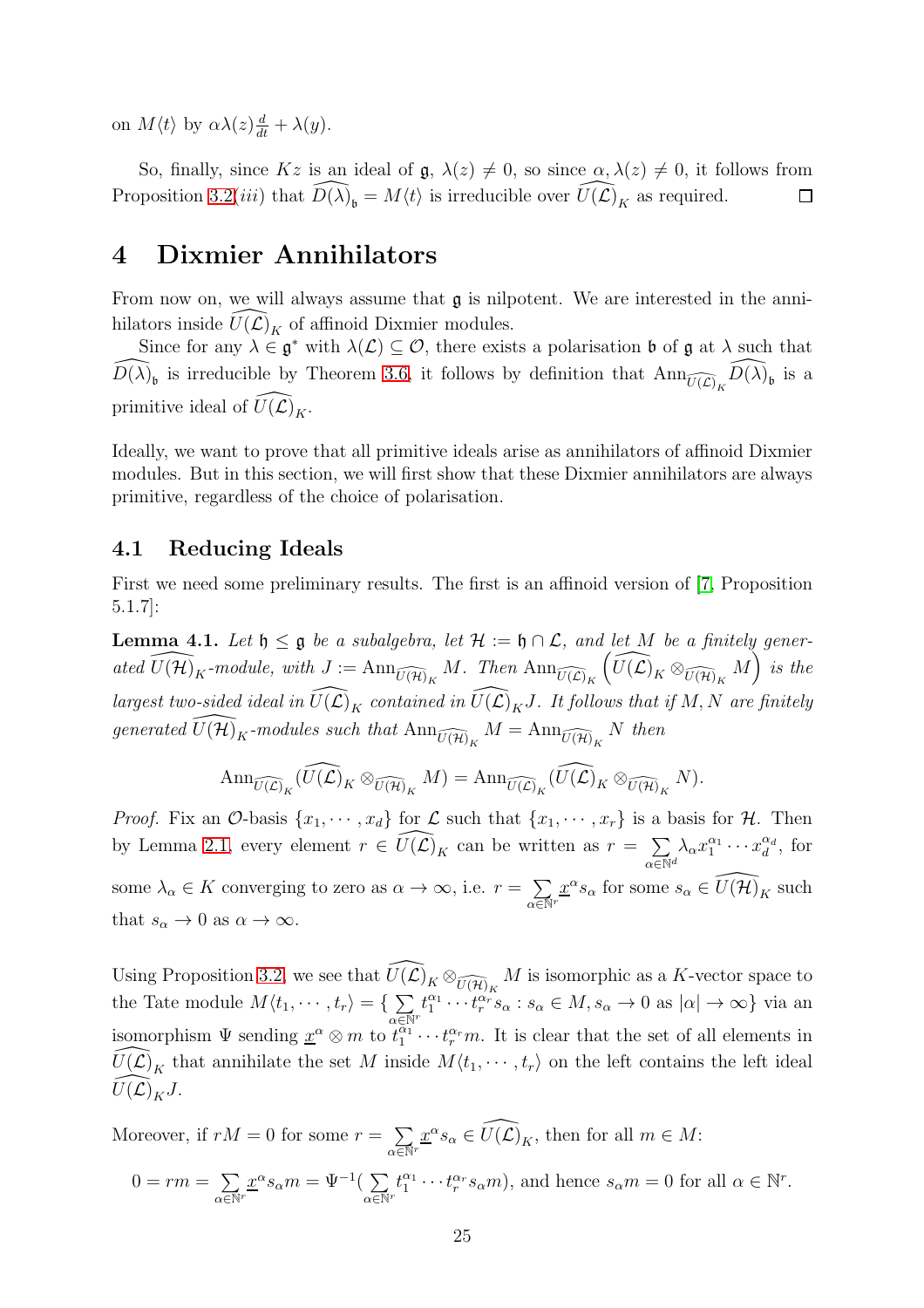on $M\langle t\rangle$ by $\alpha\lambda(z)\frac{d}{dt} + \lambda(y)$.

So, finally, since $Kz$ is an ideal of $\mathfrak{g}$, $\lambda(z) \neq 0$, so since $\alpha, \lambda(z) \neq 0$, it follows from Proposition 3.2$(iii)$ that $\widehat{D(\lambda)}_{\mathfrak{b}} = M\langle t\rangle$ is irreducible over $\widehat{U(\mathcal{L})}_K$ as required. $\square$

# 4 Dixmier Annihilators

From now on, we will always assume that $\mathfrak{g}$ is nilpotent. We are interested in the annihilators inside $\widehat{U(\mathcal{L})}_K$ of affinoid Dixmier modules.

Since for any $\lambda \in \mathfrak{g}^*$ with $\lambda(\mathcal{L}) \subseteq \mathcal{O}$, there exists a polarisation $\mathfrak{b}$ of $\mathfrak{g}$ at $\lambda$ such that $\widehat{D(\lambda)}_{\mathfrak{b}}$ is irreducible by Theorem 3.6, it follows by definition that $\text{Ann}_{\widehat{U(\mathcal{L})}_K}\widehat{D(\lambda)}_{\mathfrak{b}}$ is a primitive ideal of $\widehat{U(\mathcal{L})}_K$.

Ideally, we want to prove that all primitive ideals arise as annihilators of affinoid Dixmier modules. But in this section, we will first show that these Dixmier annihilators are always primitive, regardless of the choice of polarisation.

## 4.1 Reducing Ideals

First we need some preliminary results. The first is an affinoid version of [7, Proposition 5.1.7]:

**Lemma 4.1.** *Let $\mathfrak{h} \leq \mathfrak{g}$ be a subalgebra, let $\mathcal{H} := \mathfrak{h} \cap \mathcal{L}$, and let $M$ be a finitely generated $\widehat{U(\mathcal{H})}_K$-module, with $J := \text{Ann}_{\widehat{U(\mathcal{H})}_K} M$. Then $\text{Ann}_{\widehat{U(\mathcal{L})}_K}\left(\widehat{U(\mathcal{L})}_K \otimes_{\widehat{U(\mathcal{H})}_K} M\right)$ is the largest two-sided ideal in $\widehat{U(\mathcal{L})}_K$ contained in $\widehat{U(\mathcal{L})}_K J$. It follows that if $M, N$ are finitely generated $\widehat{U(\mathcal{H})}_K$-modules such that $\text{Ann}_{\widehat{U(\mathcal{H})}_K} M = \text{Ann}_{\widehat{U(\mathcal{H})}_K} N$ then*

$$\text{Ann}_{\widehat{U(\mathcal{L})}_K}(\widehat{U(\mathcal{L})}_K \otimes_{\widehat{U(\mathcal{H})}_K} M) = \text{Ann}_{\widehat{U(\mathcal{L})}_K}(\widehat{U(\mathcal{L})}_K \otimes_{\widehat{U(\mathcal{H})}_K} N).$$

*Proof.* Fix an $\mathcal{O}$-basis $\{x_1, \cdots, x_d\}$ for $\mathcal{L}$ such that $\{x_1, \cdots, x_r\}$ is a basis for $\mathcal{H}$. Then by Lemma 2.1, every element $r \in \widehat{U(\mathcal{L})}_K$ can be written as $r = \sum_{\alpha \in \mathbb{N}^d} \lambda_\alpha x_1^{\alpha_1} \cdots x_d^{\alpha_d}$, for some $\lambda_\alpha \in K$ converging to zero as $\alpha \to \infty$, i.e. $r = \sum_{\alpha \in \mathbb{N}^r} \underline{x}^\alpha s_\alpha$ for some $s_\alpha \in \widehat{U(\mathcal{H})}_K$ such that $s_\alpha \to 0$ as $\alpha \to \infty$.

Using Proposition 3.2, we see that $\widehat{U(\mathcal{L})}_K \otimes_{\widehat{U(\mathcal{H})}_K} M$ is isomorphic as a $K$-vector space to the Tate module $M\langle t_1, \cdots, t_r\rangle = \{\sum_{\alpha \in \mathbb{N}^r} t_1^{\alpha_1} \cdots t_r^{\alpha_r} s_\alpha : s_\alpha \in M, s_\alpha \to 0 \text{ as } |\alpha| \to \infty\}$ via an isomorphism $\Psi$ sending $\underline{x}^\alpha \otimes m$ to $t_1^{\alpha_1} \cdots t_r^{\alpha_r} m$. It is clear that the set of all elements in $\widehat{U(\mathcal{L})}_K$ that annihilate the set $M$ inside $M\langle t_1, \cdots, t_r\rangle$ on the left contains the left ideal $\widehat{U(\mathcal{L})}_K J$.

Moreover, if $rM = 0$ for some $r = \sum_{\alpha \in \mathbb{N}^r} \underline{x}^\alpha s_\alpha \in \widehat{U(\mathcal{L})}_K$, then for all $m \in M$:

$0 = rm = \sum_{\alpha \in \mathbb{N}^r} \underline{x}^\alpha s_\alpha m = \Psi^{-1}(\sum_{\alpha \in \mathbb{N}^r} t_1^{\alpha_1} \cdots t_r^{\alpha_r} s_\alpha m)$, and hence $s_\alpha m = 0$ for all $\alpha \in \mathbb{N}^r$.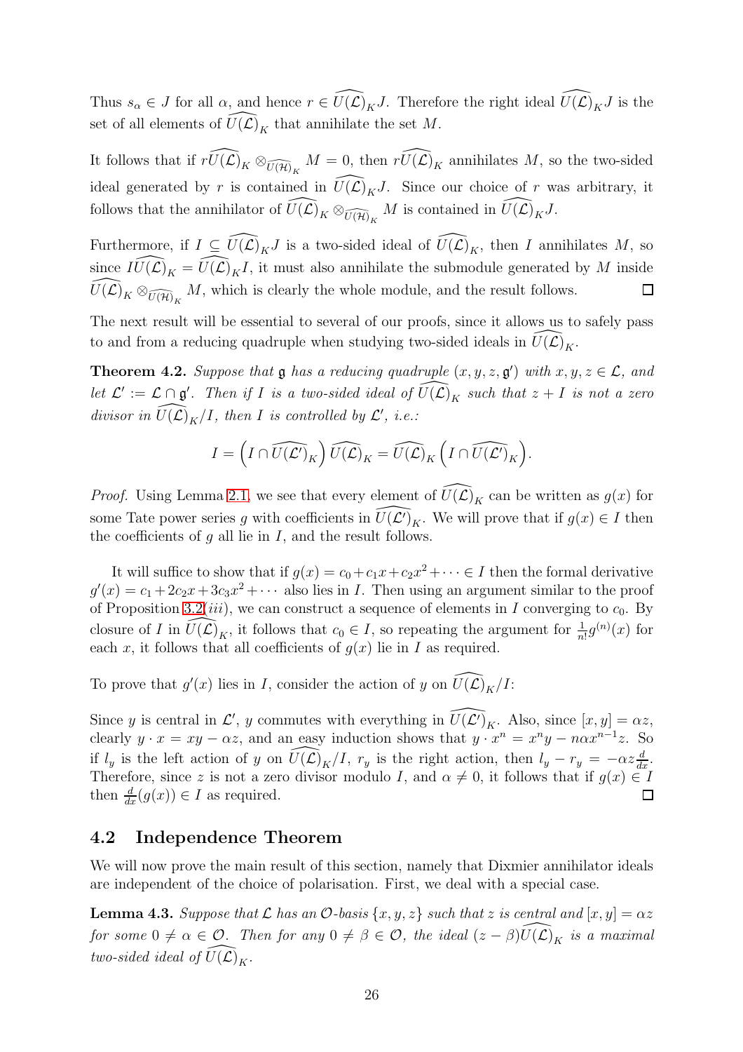Thus $s_\alpha \in J$ for all $\alpha$, and hence $r \in \widehat{U(\mathcal{L})}_K J$. Therefore the right ideal $\widehat{U(\mathcal{L})}_K J$ is the set of all elements of $\widehat{U(\mathcal{L})}_K$ that annihilate the set $M$.

It follows that if $r\widehat{U(\mathcal{L})}_K \otimes_{\widehat{U(\mathcal{H})}_K} M = 0$, then $r\widehat{U(\mathcal{L})}_K$ annihilates $M$, so the two-sided ideal generated by $r$ is contained in $\widehat{U(\mathcal{L})}_K J$. Since our choice of $r$ was arbitrary, it follows that the annihilator of $\widehat{U(\mathcal{L})}_K \otimes_{\widehat{U(\mathcal{H})}_K} M$ is contained in $\widehat{U(\mathcal{L})}_K J$.

Furthermore, if $I \subseteq \widehat{U(\mathcal{L})}_K J$ is a two-sided ideal of $\widehat{U(\mathcal{L})}_K$, then $I$ annihilates $M$, so since $I\widehat{U(\mathcal{L})}_K = \widehat{U(\mathcal{L})}_K I$, it must also annihilate the submodule generated by $M$ inside $\widehat{U(\mathcal{L})}_K \otimes_{\widehat{U(\mathcal{H})}_K} M$, which is clearly the whole module, and the result follows. $\square$

The next result will be essential to several of our proofs, since it allows us to safely pass to and from a reducing quadruple when studying two-sided ideals in $\widehat{U(\mathcal{L})}_K$.

**Theorem 4.2.** *Suppose that $\mathfrak{g}$ has a reducing quadruple $(x, y, z, \mathfrak{g}')$ with $x, y, z \in \mathcal{L}$, and let $\mathcal{L}' := \mathcal{L} \cap \mathfrak{g}'$. Then if $I$ is a two-sided ideal of $\widehat{U(\mathcal{L})}_K$ such that $z + I$ is not a zero divisor in $\widehat{U(\mathcal{L})}_K/I$, then $I$ is controlled by $\mathcal{L}'$, i.e.:*

$$I = \left(I \cap \widehat{U(\mathcal{L}')}_K\right)\widehat{U(\mathcal{L})}_K = \widehat{U(\mathcal{L})}_K\left(I \cap \widehat{U(\mathcal{L}')}_K\right).$$

*Proof.* Using Lemma 2.1, we see that every element of $\widehat{U(\mathcal{L})}_K$ can be written as $g(x)$ for some Tate power series $g$ with coefficients in $\widehat{U(\mathcal{L}')}_K$. We will prove that if $g(x) \in I$ then the coefficients of $g$ all lie in $I$, and the result follows.

It will suffice to show that if $g(x) = c_0 + c_1x + c_2x^2 + \cdots \in I$ then the formal derivative $g'(x) = c_1 + 2c_2x + 3c_3x^2 + \cdots$ also lies in $I$. Then using an argument similar to the proof of Proposition 3.2(*iii*), we can construct a sequence of elements in $I$ converging to $c_0$. By closure of $I$ in $\widehat{U(\mathcal{L})}_K$, it follows that $c_0 \in I$, so repeating the argument for $\frac{1}{n!}g^{(n)}(x)$ for each $x$, it follows that all coefficients of $g(x)$ lie in $I$ as required.

To prove that $g'(x)$ lies in $I$, consider the action of $y$ on $\widehat{U(\mathcal{L})}_K/I$:

Since $y$ is central in $\mathcal{L}'$, $y$ commutes with everything in $\widehat{U(\mathcal{L}')}_K$. Also, since $[x, y] = \alpha z$, clearly $y \cdot x = xy - \alpha z$, and an easy induction shows that $y \cdot x^n = x^n y - n\alpha x^{n-1}z$. So if $l_y$ is the left action of $y$ on $\widehat{U(\mathcal{L})}_K/I$, $r_y$ is the right action, then $l_y - r_y = -\alpha z\frac{d}{dx}$. Therefore, since $z$ is not a zero divisor modulo $I$, and $\alpha \neq 0$, it follows that if $g(x) \in I$ then $\frac{d}{dx}(g(x)) \in I$ as required. $\square$

## 4.2 Independence Theorem

We will now prove the main result of this section, namely that Dixmier annihilator ideals are independent of the choice of polarisation. First, we deal with a special case.

**Lemma 4.3.** *Suppose that $\mathcal{L}$ has an $\mathcal{O}$-basis $\{x, y, z\}$ such that $z$ is central and $[x, y] = \alpha z$ for some $0 \neq \alpha \in \mathcal{O}$. Then for any $0 \neq \beta \in \mathcal{O}$, the ideal $(z - \beta)\widehat{U(\mathcal{L})}_K$ is a maximal two-sided ideal of $\widehat{U(\mathcal{L})}_K$.*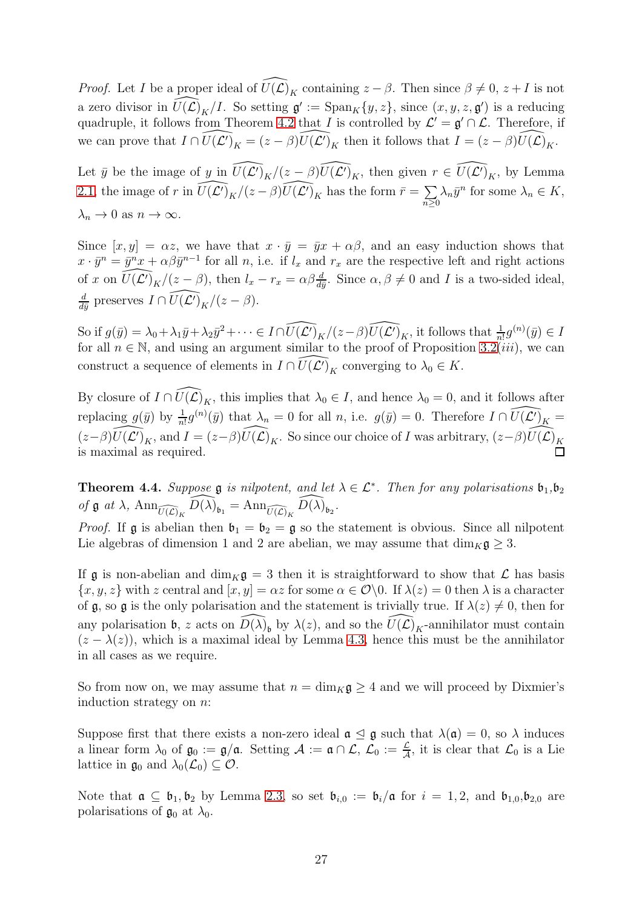*Proof.* Let $I$ be a proper ideal of $\widehat{U(\mathcal{L})}_K$ containing $z-\beta$. Then since $\beta \neq 0$, $z+I$ is not a zero divisor in $\widehat{U(\mathcal{L})}_K/I$. So setting $\mathfrak{g}' := \text{Span}_K\{y,z\}$, since $(x,y,z,\mathfrak{g}')$ is a reducing quadruple, it follows from Theorem 4.2 that $I$ is controlled by $\mathcal{L}' = \mathfrak{g}' \cap \mathcal{L}$. Therefore, if we can prove that $I \cap \widehat{U(\mathcal{L}')}_K = (z-\beta)\widehat{U(\mathcal{L}')}_K$ then it follows that $I = (z-\beta)\widehat{U(\mathcal{L})}_K$.

Let $\bar{y}$ be the image of $y$ in $\widehat{U(\mathcal{L}')}_K/(z-\beta)\widehat{U(\mathcal{L}')}_K$, then given $r \in \widehat{U(\mathcal{L}')}_K$, by Lemma 2.1, the image of $r$ in $\widehat{U(\mathcal{L}')}_K/(z-\beta)\widehat{U(\mathcal{L}')}_K$ has the form $\bar{r} = \sum_{n\geq 0} \lambda_n \bar{y}^n$ for some $\lambda_n \in K$, $\lambda_n \to 0$ as $n \to \infty$.

Since $[x,y] = \alpha z$, we have that $x \cdot \bar{y} = \bar{y}x + \alpha\beta$, and an easy induction shows that $x \cdot \bar{y}^n = \bar{y}^n x + \alpha\beta\bar{y}^{n-1}$ for all $n$, i.e. if $l_x$ and $r_x$ are the respective left and right actions of $x$ on $\widehat{U(\mathcal{L}')}_K/(z-\beta)$, then $l_x - r_x = \alpha\beta\frac{d}{d\bar{y}}$. Since $\alpha, \beta \neq 0$ and $I$ is a two-sided ideal, $\frac{d}{d\bar{y}}$ preserves $I \cap \widehat{U(\mathcal{L}')}_K/(z-\beta)$.

So if $g(\bar{y}) = \lambda_0 + \lambda_1\bar{y} + \lambda_2\bar{y}^2 + \cdots \in I \cap \widehat{U(\mathcal{L}')}_K/(z-\beta)\widehat{U(\mathcal{L}')}_K$, it follows that $\frac{1}{n!}g^{(n)}(\bar{y}) \in I$ for all $n \in \mathbb{N}$, and using an argument similar to the proof of Proposition 3.2(*iii*), we can construct a sequence of elements in $I \cap \widehat{U(\mathcal{L}')}_K$ converging to $\lambda_0 \in K$.

By closure of $I \cap \widehat{U(\mathcal{L})}_K$, this implies that $\lambda_0 \in I$, and hence $\lambda_0 = 0$, and it follows after replacing $g(\bar{y})$ by $\frac{1}{n!}g^{(n)}(\bar{y})$ that $\lambda_n = 0$ for all $n$, i.e. $g(\bar{y}) = 0$. Therefore $I \cap \widehat{U(\mathcal{L}')}_K = (z-\beta)\widehat{U(\mathcal{L}')}_K$, and $I = (z-\beta)\widehat{U(\mathcal{L})}_K$. So since our choice of $I$ was arbitrary, $(z-\beta)\widehat{U(\mathcal{L})}_K$ is maximal as required. $\square$

**Theorem 4.4.** *Suppose $\mathfrak{g}$ is nilpotent, and let $\lambda \in \mathcal{L}^*$. Then for any polarisations $\mathfrak{b}_1, \mathfrak{b}_2$ of $\mathfrak{g}$ at $\lambda$, $\text{Ann}_{\widehat{U(\mathcal{L})}_K} \widehat{D(\lambda)}_{\mathfrak{b}_1} = \text{Ann}_{\widehat{U(\mathcal{L})}_K} \widehat{D(\lambda)}_{\mathfrak{b}_2}$.*

*Proof.* If $\mathfrak{g}$ is abelian then $\mathfrak{b}_1 = \mathfrak{b}_2 = \mathfrak{g}$ so the statement is obvious. Since all nilpotent Lie algebras of dimension 1 and 2 are abelian, we may assume that $\dim_K \mathfrak{g} \geq 3$.

If $\mathfrak{g}$ is non-abelian and $\dim_K \mathfrak{g} = 3$ then it is straightforward to show that $\mathcal{L}$ has basis $\{x,y,z\}$ with $z$ central and $[x,y] = \alpha z$ for some $\alpha \in \mathcal{O}\backslash 0$. If $\lambda(z) = 0$ then $\lambda$ is a character of $\mathfrak{g}$, so $\mathfrak{g}$ is the only polarisation and the statement is trivially true. If $\lambda(z) \neq 0$, then for any polarisation $\mathfrak{b}$, $z$ acts on $\widehat{D(\lambda)}_{\mathfrak{b}}$ by $\lambda(z)$, and so the $\widehat{U(\mathcal{L})}_K$-annihilator must contain $(z - \lambda(z))$, which is a maximal ideal by Lemma 4.3, hence this must be the annihilator in all cases as we require.

So from now on, we may assume that $n = \dim_K \mathfrak{g} \geq 4$ and we will proceed by Dixmier's induction strategy on $n$:

Suppose first that there exists a non-zero ideal $\mathfrak{a} \trianglelefteq \mathfrak{g}$ such that $\lambda(\mathfrak{a}) = 0$, so $\lambda$ induces a linear form $\lambda_0$ of $\mathfrak{g}_0 := \mathfrak{g}/\mathfrak{a}$. Setting $\mathcal{A} := \mathfrak{a} \cap \mathcal{L}$, $\mathcal{L}_0 := \frac{\mathcal{L}}{\mathcal{A}}$, it is clear that $\mathcal{L}_0$ is a Lie lattice in $\mathfrak{g}_0$ and $\lambda_0(\mathcal{L}_0) \subseteq \mathcal{O}$.

Note that $\mathfrak{a} \subseteq \mathfrak{b}_1, \mathfrak{b}_2$ by Lemma 2.3, so set $\mathfrak{b}_{i,0} := \mathfrak{b}_i/\mathfrak{a}$ for $i = 1,2$, and $\mathfrak{b}_{1,0}, \mathfrak{b}_{2,0}$ are polarisations of $\mathfrak{g}_0$ at $\lambda_0$.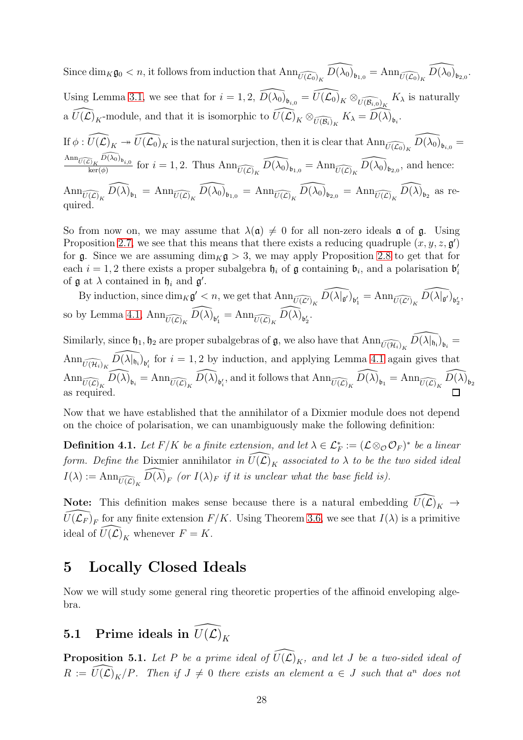Since $\dim_K \mathfrak{g}_0 < n$, it follows from induction that $\operatorname{Ann}_{\widehat{U(\mathcal{L}_0)}_K} \widehat{D(\lambda_0)}_{\mathfrak{b}_{1,0}} = \operatorname{Ann}_{\widehat{U(\mathcal{L}_0)}_K} \widehat{D(\lambda_0)}_{\mathfrak{b}_{2,0}}$.

Using Lemma 3.1, we see that for $i = 1, 2$, $\widehat{D(\lambda_0)}_{\mathfrak{b}_{i,0}} = \widehat{U(\mathcal{L}_0)}_K \otimes_{\widehat{U(\mathcal{B}_{i,0})}_K} K_\lambda$ is naturally a $\widehat{U(\mathcal{L})}_K$-module, and that it is isomorphic to $\widehat{U(\mathcal{L})}_K \otimes_{\widehat{U(\mathcal{B}_i)}_K} K_\lambda = \widehat{D(\lambda)}_{\mathfrak{b}_i}$.

If $\phi : \widehat{U(\mathcal{L})}_K \twoheadrightarrow \widehat{U(\mathcal{L}_0)}_K$ is the natural surjection, then it is clear that $\operatorname{Ann}_{\widehat{U(\mathcal{L}_0)}_K} \widehat{D(\lambda_0)}_{\mathfrak{b}_{i,0}} = \frac{\operatorname{Ann}_{\widehat{U(\mathcal{L})}_K} \widehat{D(\lambda_0)}_{\mathfrak{b}_{i,0}}}{\ker(\phi)}$ for $i = 1, 2$. Thus $\operatorname{Ann}_{\widehat{U(\mathcal{L})}_K} \widehat{D(\lambda_0)}_{\mathfrak{b}_{1,0}} = \operatorname{Ann}_{\widehat{U(\mathcal{L})}_K} \widehat{D(\lambda_0)}_{\mathfrak{b}_{2,0}}$, and hence:

$\operatorname{Ann}_{\widehat{U(\mathcal{L})}_K} \widehat{D(\lambda)}_{\mathfrak{b}_1} = \operatorname{Ann}_{\widehat{U(\mathcal{L})}_K} \widehat{D(\lambda_0)}_{\mathfrak{b}_{1,0}} = \operatorname{Ann}_{\widehat{U(\mathcal{L})}_K} \widehat{D(\lambda_0)}_{\mathfrak{b}_{2,0}} = \operatorname{Ann}_{\widehat{U(\mathcal{L})}_K} \widehat{D(\lambda)}_{\mathfrak{b}_2}$ as required.

So from now on, we may assume that $\lambda(\mathfrak{a}) \neq 0$ for all non-zero ideals $\mathfrak{a}$ of $\mathfrak{g}$. Using Proposition 2.7, we see that this means that there exists a reducing quadruple $(x, y, z, \mathfrak{g}')$ for $\mathfrak{g}$. Since we are assuming $\dim_K \mathfrak{g} > 3$, we may apply Proposition 2.8 to get that for each $i = 1, 2$ there exists a proper subalgebra $\mathfrak{h}_i$ of $\mathfrak{g}$ containing $\mathfrak{b}_i$, and a polarisation $\mathfrak{b}_i'$ of $\mathfrak{g}$ at $\lambda$ contained in $\mathfrak{h}_i$ and $\mathfrak{g}'$.

By induction, since $\dim_K \mathfrak{g}' < n$, we get that $\operatorname{Ann}_{\widehat{U(\mathcal{L}')}_K} \widehat{D(\lambda|_{\mathfrak{g}'})}_{\mathfrak{b}_1'} = \operatorname{Ann}_{\widehat{U(\mathcal{L}')}_K} \widehat{D(\lambda|_{\mathfrak{g}'})}_{\mathfrak{b}_2'}$, so by Lemma 4.1, $\operatorname{Ann}_{\widehat{U(\mathcal{L})}_K} \widehat{D(\lambda)}_{\mathfrak{b}_1'} = \operatorname{Ann}_{\widehat{U(\mathcal{L})}_K} \widehat{D(\lambda)}_{\mathfrak{b}_2'}$.

Similarly, since $\mathfrak{h}_1, \mathfrak{h}_2$ are proper subalgebras of $\mathfrak{g}$, we also have that $\operatorname{Ann}_{\widehat{U(\mathcal{H}_i)}_K} \widehat{D(\lambda|_{\mathfrak{h}_i})}_{\mathfrak{b}_i} = \operatorname{Ann}_{\widehat{U(\mathcal{H}_i)}_K} \widehat{D(\lambda|_{\mathfrak{h}_i})}_{\mathfrak{b}_i'}$ for $i = 1, 2$ by induction, and applying Lemma 4.1 again gives that $\operatorname{Ann}_{\widehat{U(\mathcal{L})}_K} \widehat{D(\lambda)}_{\mathfrak{b}_i} = \operatorname{Ann}_{\widehat{U(\mathcal{L})}_K} \widehat{D(\lambda)}_{\mathfrak{b}_i'}$, and it follows that $\operatorname{Ann}_{\widehat{U(\mathcal{L})}_K} \widehat{D(\lambda)}_{\mathfrak{b}_1} = \operatorname{Ann}_{\widehat{U(\mathcal{L})}_K} \widehat{D(\lambda)}_{\mathfrak{b}_2}$ as required. $\square$

Now that we have established that the annihilator of a Dixmier module does not depend on the choice of polarisation, we can unambiguously make the following definition:

**Definition 4.1.** *Let $F/K$ be a finite extension, and let $\lambda \in \mathcal{L}_F^* := (\mathcal{L} \otimes_{\mathcal{O}} \mathcal{O}_F)^*$ be a linear form. Define the* Dixmier annihilator *in $\widehat{U(\mathcal{L})}_K$ associated to $\lambda$ to be the two sided ideal $I(\lambda) := \operatorname{Ann}_{\widehat{U(\mathcal{L})}_K} \widehat{D(\lambda)}_F$ (or $I(\lambda)_F$ if it is unclear what the base field is).*

**Note:** This definition makes sense because there is a natural embedding $\widehat{U(\mathcal{L})}_K \to \widehat{U(\mathcal{L}_F)}_F$ for any finite extension $F/K$. Using Theorem 3.6, we see that $I(\lambda)$ is a primitive ideal of $\widehat{U(\mathcal{L})}_K$ whenever $F = K$.

# 5 Locally Closed Ideals

Now we will study some general ring theoretic properties of the affinoid enveloping algebra.

## 5.1 Prime ideals in $\widehat{U(\mathcal{L})}_K$

**Proposition 5.1.** *Let $P$ be a prime ideal of $\widehat{U(\mathcal{L})}_K$, and let $J$ be a two-sided ideal of $R := \widehat{U(\mathcal{L})}_K/P$. Then if $J \neq 0$ there exists an element $a \in J$ such that $a^n$ does not*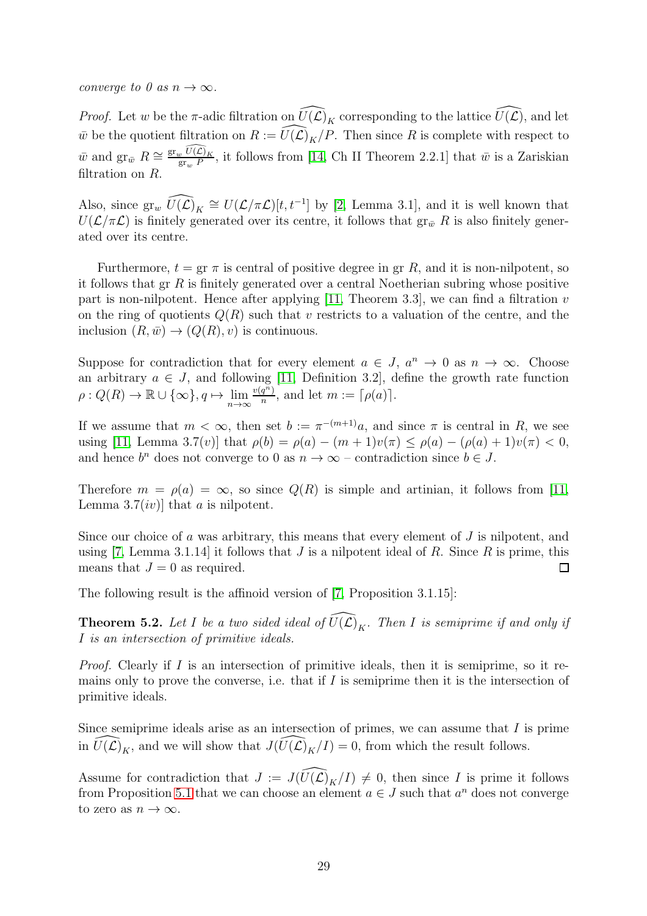*converge to 0 as $n \to \infty$.*

*Proof.* Let $w$ be the $\pi$-adic filtration on $\widehat{U(\mathcal{L})}_K$ corresponding to the lattice $\widehat{U(\mathcal{L})}$, and let $\bar{w}$ be the quotient filtration on $R := \widehat{U(\mathcal{L})}_K/P$. Then since $R$ is complete with respect to $\bar{w}$ and $\mathrm{gr}_{\bar{w}}\ R \cong \frac{\mathrm{gr}_w\ \widehat{U(\mathcal{L})}_K}{\mathrm{gr}_w\ P}$, it follows from [14, Ch II Theorem 2.2.1] that $\bar{w}$ is a Zariskian filtration on $R$.

Also, since $\mathrm{gr}_w\ \widehat{U(\mathcal{L})}_K \cong U(\mathcal{L}/\pi\mathcal{L})[t, t^{-1}]$ by [2, Lemma 3.1], and it is well known that $U(\mathcal{L}/\pi\mathcal{L})$ is finitely generated over its centre, it follows that $\mathrm{gr}_{\bar{w}}\ R$ is also finitely generated over its centre.

Furthermore, $t = \mathrm{gr}\ \pi$ is central of positive degree in $\mathrm{gr}\ R$, and it is non-nilpotent, so it follows that $\mathrm{gr}\ R$ is finitely generated over a central Noetherian subring whose positive part is non-nilpotent. Hence after applying [11, Theorem 3.3], we can find a filtration $v$ on the ring of quotients $Q(R)$ such that $v$ restricts to a valuation of the centre, and the inclusion $(R, \bar{w}) \to (Q(R), v)$ is continuous.

Suppose for contradiction that for every element $a \in J$, $a^n \to 0$ as $n \to \infty$. Choose an arbitrary $a \in J$, and following [11, Definition 3.2], define the growth rate function $\rho : Q(R) \to \mathbb{R} \cup \{\infty\}, q \mapsto \lim_{n\to\infty} \frac{v(q^n)}{n}$, and let $m := \lceil \rho(a) \rceil$.

If we assume that $m < \infty$, then set $b := \pi^{-(m+1)}a$, and since $\pi$ is central in $R$, we see using [11, Lemma 3.7(v)] that $\rho(b) = \rho(a) - (m+1)v(\pi) \leq \rho(a) - (\rho(a)+1)v(\pi) < 0$, and hence $b^n$ does not converge to 0 as $n \to \infty$ – contradiction since $b \in J$.

Therefore $m = \rho(a) = \infty$, so since $Q(R)$ is simple and artinian, it follows from [11, Lemma 3.7(iv)] that $a$ is nilpotent.

Since our choice of $a$ was arbitrary, this means that every element of $J$ is nilpotent, and using [7, Lemma 3.1.14] it follows that $J$ is a nilpotent ideal of $R$. Since $R$ is prime, this means that $J = 0$ as required. ∎

The following result is the affinoid version of [7, Proposition 3.1.15]:

**Theorem 5.2.** *Let $I$ be a two sided ideal of $\widehat{U(\mathcal{L})}_K$. Then $I$ is semiprime if and only if $I$ is an intersection of primitive ideals.*

*Proof.* Clearly if $I$ is an intersection of primitive ideals, then it is semiprime, so it remains only to prove the converse, i.e. that if $I$ is semiprime then it is the intersection of primitive ideals.

Since semiprime ideals arise as an intersection of primes, we can assume that $I$ is prime in $\widehat{U(\mathcal{L})}_K$, and we will show that $J(\widehat{U(\mathcal{L})}_K/I) = 0$, from which the result follows.

Assume for contradiction that $J := J(\widehat{U(\mathcal{L})}_K/I) \neq 0$, then since $I$ is prime it follows from Proposition 5.1 that we can choose an element $a \in J$ such that $a^n$ does not converge to zero as $n \to \infty$.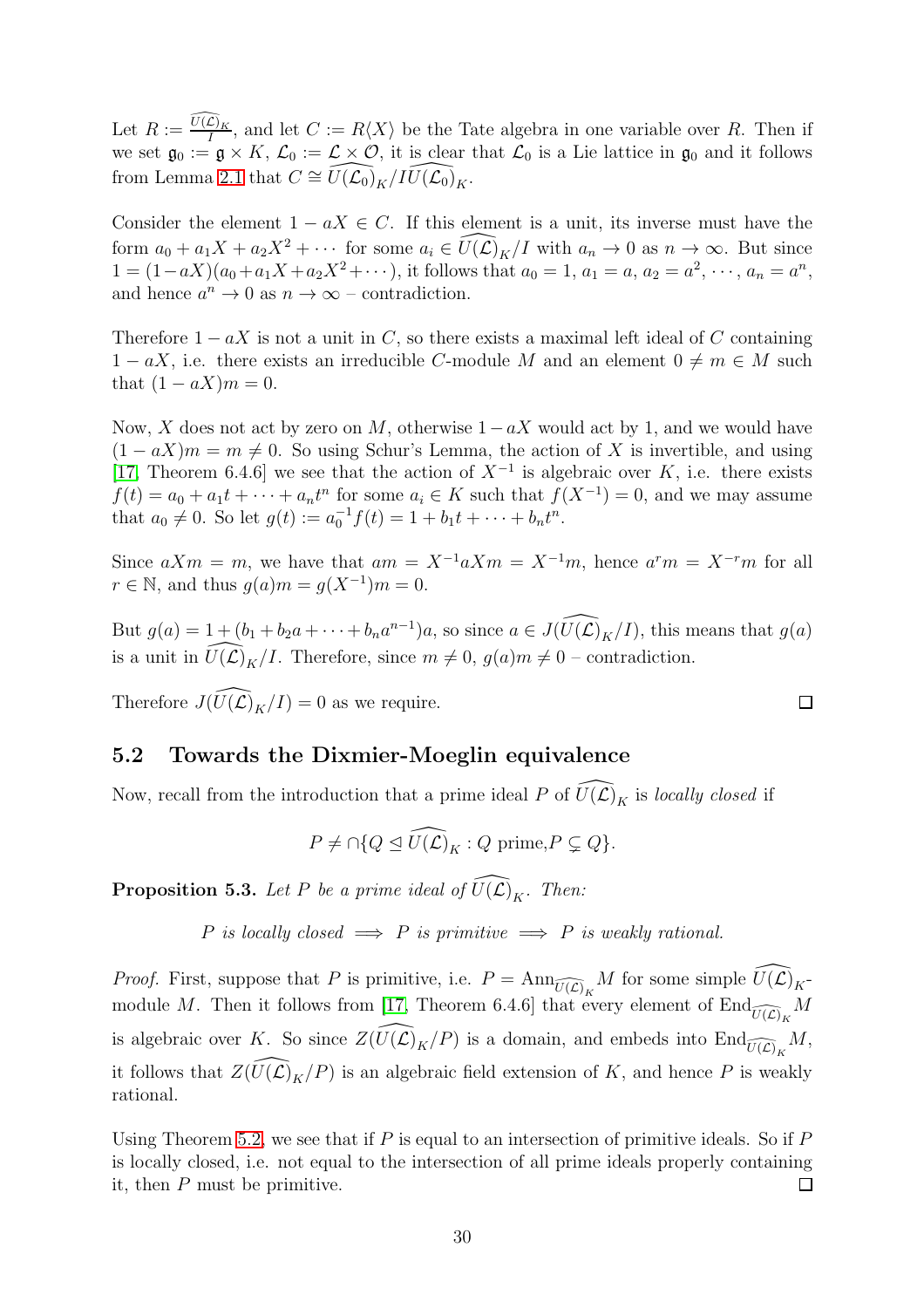Let $R := \frac{\widehat{U(\mathcal{L})}_K}{I}$, and let $C := R\langle X\rangle$ be the Tate algebra in one variable over $R$. Then if we set $\mathfrak{g}_0 := \mathfrak{g} \times K$, $\mathcal{L}_0 := \mathcal{L} \times \mathcal{O}$, it is clear that $\mathcal{L}_0$ is a Lie lattice in $\mathfrak{g}_0$ and it follows from Lemma 2.1 that $C \cong \widehat{U(\mathcal{L}_0)}_K / I\widehat{U(\mathcal{L}_0)}_K$.

Consider the element $1 - aX \in C$. If this element is a unit, its inverse must have the form $a_0 + a_1X + a_2X^2 + \cdots$ for some $a_i \in \widehat{U(\mathcal{L})}_K/I$ with $a_n \to 0$ as $n \to \infty$. But since $1 = (1-aX)(a_0 + a_1X + a_2X^2 + \cdots)$, it follows that $a_0 = 1$, $a_1 = a$, $a_2 = a^2, \cdots, a_n = a^n$, and hence $a^n \to 0$ as $n \to \infty$ – contradiction.

Therefore $1 - aX$ is not a unit in $C$, so there exists a maximal left ideal of $C$ containing $1 - aX$, i.e. there exists an irreducible $C$-module $M$ and an element $0 \neq m \in M$ such that $(1 - aX)m = 0$.

Now, $X$ does not act by zero on $M$, otherwise $1 - aX$ would act by 1, and we would have $(1 - aX)m = m \neq 0$. So using Schur's Lemma, the action of $X$ is invertible, and using [17, Theorem 6.4.6] we see that the action of $X^{-1}$ is algebraic over $K$, i.e. there exists $f(t) = a_0 + a_1t + \cdots + a_nt^n$ for some $a_i \in K$ such that $f(X^{-1}) = 0$, and we may assume that $a_0 \neq 0$. So let $g(t) := a_0^{-1}f(t) = 1 + b_1t + \cdots + b_nt^n$.

Since $aXm = m$, we have that $am = X^{-1}aXm = X^{-1}m$, hence $a^rm = X^{-r}m$ for all $r \in \mathbb{N}$, and thus $g(a)m = g(X^{-1})m = 0$.

But $g(a) = 1 + (b_1 + b_2a + \cdots + b_na^{n-1})a$, so since $a \in J(\widehat{U(\mathcal{L})}_K/I)$, this means that $g(a)$ is a unit in $\widehat{U(\mathcal{L})}_K/I$. Therefore, since $m \neq 0$, $g(a)m \neq 0$ – contradiction.

Therefore $J(\widehat{U(\mathcal{L})}_K/I) = 0$ as we require. $\square$

## 5.2 Towards the Dixmier-Moeglin equivalence

Now, recall from the introduction that a prime ideal $P$ of $\widehat{U(\mathcal{L})}_K$ is *locally closed* if

$$P \neq \cap\{Q \trianglelefteq \widehat{U(\mathcal{L})}_K : Q \text{ prime}, P \subsetneq Q\}.$$

**Proposition 5.3.** *Let $P$ be a prime ideal of $\widehat{U(\mathcal{L})}_K$. Then:*

$$P \text{ is locally closed} \implies P \text{ is primitive} \implies P \text{ is weakly rational.}$$

*Proof.* First, suppose that $P$ is primitive, i.e. $P = \text{Ann}_{\widehat{U(\mathcal{L})}_K} M$ for some simple $\widehat{U(\mathcal{L})}_K$-module $M$. Then it follows from [17, Theorem 6.4.6] that every element of $\text{End}_{\widehat{U(\mathcal{L})}_K} M$ is algebraic over $K$. So since $Z(\widehat{U(\mathcal{L})}_K/P)$ is a domain, and embeds into $\text{End}_{\widehat{U(\mathcal{L})}_K} M$, it follows that $Z(\widehat{U(\mathcal{L})}_K/P)$ is an algebraic field extension of $K$, and hence $P$ is weakly rational.

Using Theorem 5.2, we see that if $P$ is equal to an intersection of primitive ideals. So if $P$ is locally closed, i.e. not equal to the intersection of all prime ideals properly containing it, then $P$ must be primitive. $\square$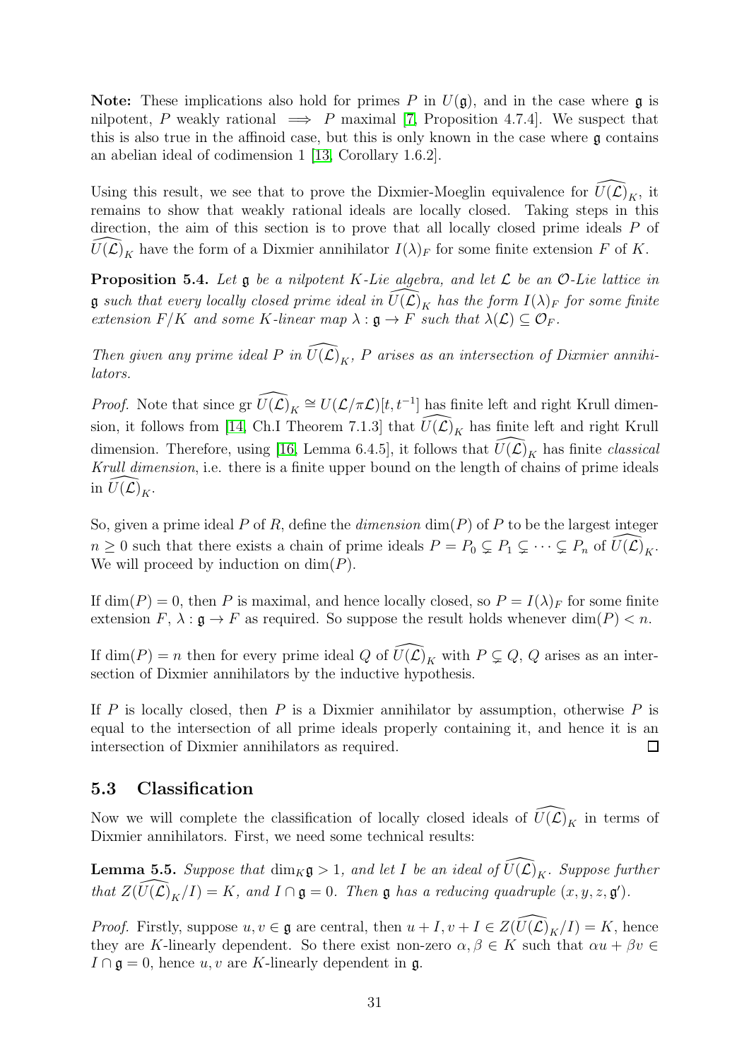**Note:** These implications also hold for primes $P$ in $U(\mathfrak{g})$, and in the case where $\mathfrak{g}$ is nilpotent, $P$ weakly rational $\implies$ $P$ maximal [7, Proposition 4.7.4]. We suspect that this is also true in the affinoid case, but this is only known in the case where $\mathfrak{g}$ contains an abelian ideal of codimension 1 [13, Corollary 1.6.2].

Using this result, we see that to prove the Dixmier-Moeglin equivalence for $\widehat{U(\mathcal{L})}_K$, it remains to show that weakly rational ideals are locally closed. Taking steps in this direction, the aim of this section is to prove that all locally closed prime ideals $P$ of $\widehat{U(\mathcal{L})}_K$ have the form of a Dixmier annihilator $I(\lambda)_F$ for some finite extension $F$ of $K$.

**Proposition 5.4.** *Let $\mathfrak{g}$ be a nilpotent $K$-Lie algebra, and let $\mathcal{L}$ be an $\mathcal{O}$-Lie lattice in $\mathfrak{g}$ such that every locally closed prime ideal in $\widehat{U(\mathcal{L})}_K$ has the form $I(\lambda)_F$ for some finite extension $F/K$ and some $K$-linear map $\lambda : \mathfrak{g} \to F$ such that $\lambda(\mathcal{L}) \subseteq \mathcal{O}_F$.*

*Then given any prime ideal $P$ in $\widehat{U(\mathcal{L})}_K$, $P$ arises as an intersection of Dixmier annihilators.*

*Proof.* Note that since gr $\widehat{U(\mathcal{L})}_K \cong U(\mathcal{L}/\pi\mathcal{L})[t, t^{-1}]$ has finite left and right Krull dimension, it follows from [14, Ch.I Theorem 7.1.3] that $\widehat{U(\mathcal{L})}_K$ has finite left and right Krull dimension. Therefore, using [16, Lemma 6.4.5], it follows that $\widehat{U(\mathcal{L})}_K$ has finite *classical Krull dimension*, i.e. there is a finite upper bound on the length of chains of prime ideals in $\widehat{U(\mathcal{L})}_K$.

So, given a prime ideal $P$ of $R$, define the *dimension* $\dim(P)$ of $P$ to be the largest integer $n \geq 0$ such that there exists a chain of prime ideals $P = P_0 \subsetneq P_1 \subsetneq \cdots \subsetneq P_n$ of $\widehat{U(\mathcal{L})}_K$. We will proceed by induction on $\dim(P)$.

If $\dim(P) = 0$, then $P$ is maximal, and hence locally closed, so $P = I(\lambda)_F$ for some finite extension $F$, $\lambda : \mathfrak{g} \to F$ as required. So suppose the result holds whenever $\dim(P) < n$.

If $\dim(P) = n$ then for every prime ideal $Q$ of $\widehat{U(\mathcal{L})}_K$ with $P \subsetneq Q$, $Q$ arises as an intersection of Dixmier annihilators by the inductive hypothesis.

If $P$ is locally closed, then $P$ is a Dixmier annihilator by assumption, otherwise $P$ is equal to the intersection of all prime ideals properly containing it, and hence it is an intersection of Dixmier annihilators as required. $\square$

## 5.3 Classification

Now we will complete the classification of locally closed ideals of $\widehat{U(\mathcal{L})}_K$ in terms of Dixmier annihilators. First, we need some technical results:

**Lemma 5.5.** *Suppose that $\dim_K \mathfrak{g} > 1$, and let $I$ be an ideal of $\widehat{U(\mathcal{L})}_K$. Suppose further that $Z(\widehat{U(\mathcal{L})}_K/I) = K$, and $I \cap \mathfrak{g} = 0$. Then $\mathfrak{g}$ has a reducing quadruple $(x, y, z, \mathfrak{g}')$.*

*Proof.* Firstly, suppose $u, v \in \mathfrak{g}$ are central, then $u + I, v + I \in Z(\widehat{U(\mathcal{L})}_K/I) = K$, hence they are $K$-linearly dependent. So there exist non-zero $\alpha, \beta \in K$ such that $\alpha u + \beta v \in I \cap \mathfrak{g} = 0$, hence $u, v$ are $K$-linearly dependent in $\mathfrak{g}$.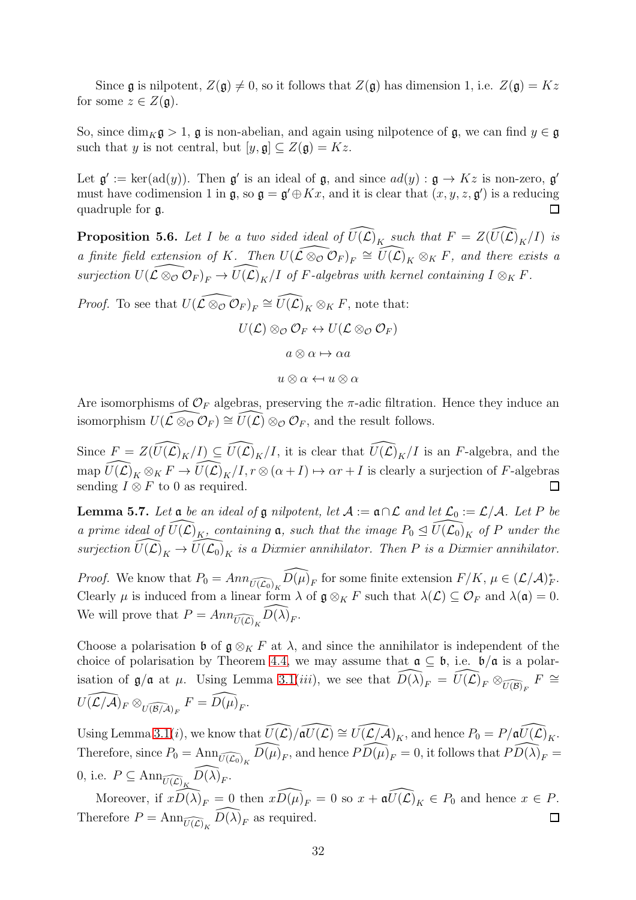Since $\mathfrak{g}$ is nilpotent, $Z(\mathfrak{g}) \neq 0$, so it follows that $Z(\mathfrak{g})$ has dimension 1, i.e. $Z(\mathfrak{g}) = Kz$ for some $z \in Z(\mathfrak{g})$.

So, since $\dim_K \mathfrak{g} > 1$, $\mathfrak{g}$ is non-abelian, and again using nilpotence of $\mathfrak{g}$, we can find $y \in \mathfrak{g}$ such that $y$ is not central, but $[y, \mathfrak{g}] \subseteq Z(\mathfrak{g}) = Kz$.

Let $\mathfrak{g}' := \ker(\mathrm{ad}(y))$. Then $\mathfrak{g}'$ is an ideal of $\mathfrak{g}$, and since $ad(y) : \mathfrak{g} \to Kz$ is non-zero, $\mathfrak{g}'$ must have codimension 1 in $\mathfrak{g}$, so $\mathfrak{g} = \mathfrak{g}' \oplus Kx$, and it is clear that $(x, y, z, \mathfrak{g}')$ is a reducing quadruple for $\mathfrak{g}$. $\square$

**Proposition 5.6.** *Let $I$ be a two sided ideal of $\widehat{U(\mathcal{L})}_K$ such that $F = Z(\widehat{U(\mathcal{L})}_K/I)$ is a finite field extension of $K$. Then $U(\widehat{\mathcal{L} \otimes_{\mathcal{O}} \mathcal{O}_F})_F \cong \widehat{U(\mathcal{L})}_K \otimes_K F$, and there exists a surjection $U(\widehat{\mathcal{L} \otimes_{\mathcal{O}} \mathcal{O}_F})_F \to \widehat{U(\mathcal{L})}_K/I$ of $F$-algebras with kernel containing $I \otimes_K F$.*

*Proof.* To see that $U(\widehat{\mathcal{L} \otimes_{\mathcal{O}} \mathcal{O}_F})_F \cong \widehat{U(\mathcal{L})}_K \otimes_K F$, note that:

$$U(\mathcal{L}) \otimes_{\mathcal{O}} \mathcal{O}_F \leftrightarrow U(\mathcal{L} \otimes_{\mathcal{O}} \mathcal{O}_F)$$

$$a \otimes \alpha \mapsto \alpha a$$

$$u \otimes \alpha \leftarrow u \otimes \alpha$$

Are isomorphisms of $\mathcal{O}_F$ algebras, preserving the $\pi$-adic filtration. Hence they induce an isomorphism $U(\widehat{\mathcal{L} \otimes_{\mathcal{O}} \mathcal{O}_F}) \cong \widehat{U(\mathcal{L})} \otimes_{\mathcal{O}} \mathcal{O}_F$, and the result follows.

Since $F = Z(\widehat{U(\mathcal{L})}_K/I) \subseteq \widehat{U(\mathcal{L})}_K/I$, it is clear that $\widehat{U(\mathcal{L})}_K/I$ is an $F$-algebra, and the map $\widehat{U(\mathcal{L})}_K \otimes_K F \to \widehat{U(\mathcal{L})}_K/I, r \otimes (\alpha + I) \mapsto \alpha r + I$ is clearly a surjection of $F$-algebras sending $I \otimes F$ to 0 as required. $\square$

**Lemma 5.7.** *Let $\mathfrak{a}$ be an ideal of $\mathfrak{g}$ nilpotent, let $\mathcal{A} := \mathfrak{a} \cap \mathcal{L}$ and let $\mathcal{L}_0 := \mathcal{L}/\mathcal{A}$. Let $P$ be a prime ideal of $\widehat{U(\mathcal{L})}_K$, containing $\mathfrak{a}$, such that the image $P_0 \trianglelefteq \widehat{U(\mathcal{L}_0)}_K$ of $P$ under the surjection $\widehat{U(\mathcal{L})}_K \to \widehat{U(\mathcal{L}_0)}_K$ is a Dixmier annihilator. Then $P$ is a Dixmier annihilator.*

*Proof.* We know that $P_0 = Ann_{\widehat{U(\mathcal{L}_0)}_K} \widehat{D(\mu)}_F$ for some finite extension $F/K$, $\mu \in (\mathcal{L}/\mathcal{A})^*_F$. Clearly $\mu$ is induced from a linear form $\lambda$ of $\mathfrak{g} \otimes_K F$ such that $\lambda(\mathcal{L}) \subseteq \mathcal{O}_F$ and $\lambda(\mathfrak{a}) = 0$. We will prove that $P = Ann_{\widehat{U(\mathcal{L})}_K} \widehat{D(\lambda)}_F$.

Choose a polarisation $\mathfrak{b}$ of $\mathfrak{g} \otimes_K F$ at $\lambda$, and since the annihilator is independent of the choice of polarisation by Theorem 4.4, we may assume that $\mathfrak{a} \subseteq \mathfrak{b}$, i.e. $\mathfrak{b}/\mathfrak{a}$ is a polarisation of $\mathfrak{g}/\mathfrak{a}$ at $\mu$. Using Lemma 3.1(*iii*), we see that $\widehat{D(\lambda)}_F = \widehat{U(\mathcal{L})}_F \otimes_{\widehat{U(\mathcal{B})}_F} F \cong \widehat{U(\mathcal{L}/\mathcal{A})}_F \otimes_{\widehat{U(\mathcal{B}/\mathcal{A})}_F} F = \widehat{D(\mu)}_F$.

Using Lemma 3.1(*i*), we know that $\widehat{U(\mathcal{L})}/\mathfrak{a}\widehat{U(\mathcal{L})} \cong \widehat{U(\mathcal{L}/\mathcal{A})}_K$, and hence $P_0 = P/\mathfrak{a}\widehat{U(\mathcal{L})}_K$. Therefore, since $P_0 = \mathrm{Ann}_{\widehat{U(\mathcal{L}_0)}_K} \widehat{D(\mu)}_F$, and hence $P\widehat{D(\mu)}_F = 0$, it follows that $P\widehat{D(\lambda)}_F = 0$, i.e. $P \subseteq \mathrm{Ann}_{\widehat{U(\mathcal{L})}_K} \widehat{D(\lambda)}_F$.

Moreover, if $x\widehat{D(\lambda)}_F = 0$ then $x\widehat{D(\mu)}_F = 0$ so $x + \mathfrak{a}\widehat{U(\mathcal{L})}_K \in P_0$ and hence $x \in P$. Therefore $P = \mathrm{Ann}_{\widehat{U(\mathcal{L})}_K} \widehat{D(\lambda)}_F$ as required. $\square$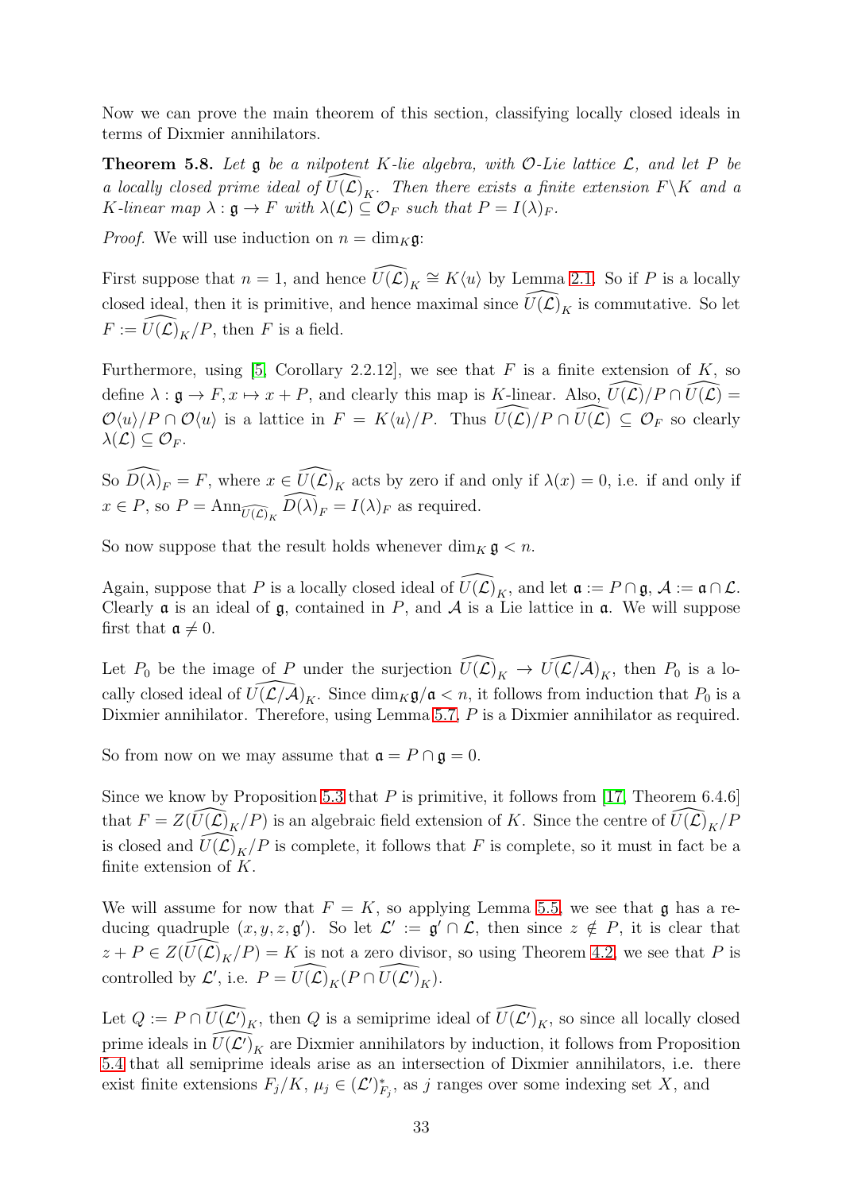Now we can prove the main theorem of this section, classifying locally closed ideals in terms of Dixmier annihilators.

**Theorem 5.8.** *Let $\mathfrak{g}$ be a nilpotent $K$-lie algebra, with $\mathcal{O}$-Lie lattice $\mathcal{L}$, and let $P$ be a locally closed prime ideal of $\widehat{U(\mathcal{L})}_K$. Then there exists a finite extension $F\backslash K$ and a $K$-linear map $\lambda : \mathfrak{g} \to F$ with $\lambda(\mathcal{L}) \subseteq \mathcal{O}_F$ such that $P = I(\lambda)_F$.*

*Proof.* We will use induction on $n = \dim_K \mathfrak{g}$:

First suppose that $n = 1$, and hence $\widehat{U(\mathcal{L})}_K \cong K\langle u\rangle$ by Lemma 2.1. So if $P$ is a locally closed ideal, then it is primitive, and hence maximal since $\widehat{U(\mathcal{L})}_K$ is commutative. So let $F := \widehat{U(\mathcal{L})}_K/P$, then $F$ is a field.

Furthermore, using [5, Corollary 2.2.12], we see that $F$ is a finite extension of $K$, so define $\lambda : \mathfrak{g} \to F, x \mapsto x + P$, and clearly this map is $K$-linear. Also, $\widehat{U(\mathcal{L})}/P \cap \widehat{U(\mathcal{L})} = \mathcal{O}\langle u\rangle/P \cap \mathcal{O}\langle u\rangle$ is a lattice in $F = K\langle u\rangle/P$. Thus $\widehat{U(\mathcal{L})}/P \cap \widehat{U(\mathcal{L})} \subseteq \mathcal{O}_F$ so clearly $\lambda(\mathcal{L}) \subseteq \mathcal{O}_F$.

So $\widehat{D(\lambda)}_F = F$, where $x \in \widehat{U(\mathcal{L})}_K$ acts by zero if and only if $\lambda(x) = 0$, i.e. if and only if $x \in P$, so $P = \text{Ann}_{\widehat{U(\mathcal{L})}_K} \widehat{D(\lambda)}_F = I(\lambda)_F$ as required.

So now suppose that the result holds whenever $\dim_K \mathfrak{g} < n$.

Again, suppose that $P$ is a locally closed ideal of $\widehat{U(\mathcal{L})}_K$, and let $\mathfrak{a} := P \cap \mathfrak{g}$, $\mathcal{A} := \mathfrak{a} \cap \mathcal{L}$. Clearly $\mathfrak{a}$ is an ideal of $\mathfrak{g}$, contained in $P$, and $\mathcal{A}$ is a Lie lattice in $\mathfrak{a}$. We will suppose first that $\mathfrak{a} \neq 0$.

Let $P_0$ be the image of $P$ under the surjection $\widehat{U(\mathcal{L})}_K \to \widehat{U(\mathcal{L}/\mathcal{A})}_K$, then $P_0$ is a locally closed ideal of $\widehat{U(\mathcal{L}/\mathcal{A})}_K$. Since $\dim_K \mathfrak{g}/\mathfrak{a} < n$, it follows from induction that $P_0$ is a Dixmier annihilator. Therefore, using Lemma 5.7, $P$ is a Dixmier annihilator as required.

So from now on we may assume that $\mathfrak{a} = P \cap \mathfrak{g} = 0$.

Since we know by Proposition 5.3 that $P$ is primitive, it follows from [17, Theorem 6.4.6] that $F = Z(\widehat{U(\mathcal{L})}_K/P)$ is an algebraic field extension of $K$. Since the centre of $\widehat{U(\mathcal{L})}_K/P$ is closed and $\widehat{U(\mathcal{L})}_K/P$ is complete, it follows that $F$ is complete, so it must in fact be a finite extension of $K$.

We will assume for now that $F = K$, so applying Lemma 5.5, we see that $\mathfrak{g}$ has a reducing quadruple $(x, y, z, \mathfrak{g}')$. So let $\mathcal{L}' := \mathfrak{g}' \cap \mathcal{L}$, then since $z \notin P$, it is clear that $z + P \in Z(\widehat{U(\mathcal{L})}_K/P) = K$ is not a zero divisor, so using Theorem 4.2, we see that $P$ is controlled by $\mathcal{L}'$, i.e. $P = \widehat{U(\mathcal{L})}_K(P \cap \widehat{U(\mathcal{L}')}_K)$.

Let $Q := P \cap \widehat{U(\mathcal{L}')}_K$, then $Q$ is a semiprime ideal of $\widehat{U(\mathcal{L}')}_K$, so since all locally closed prime ideals in $\widehat{U(\mathcal{L}')}_K$ are Dixmier annihilators by induction, it follows from Proposition 5.4 that all semiprime ideals arise as an intersection of Dixmier annihilators, i.e. there exist finite extensions $F_j/K$, $\mu_j \in (\mathcal{L}')^*_{F_j}$, as $j$ ranges over some indexing set $X$, and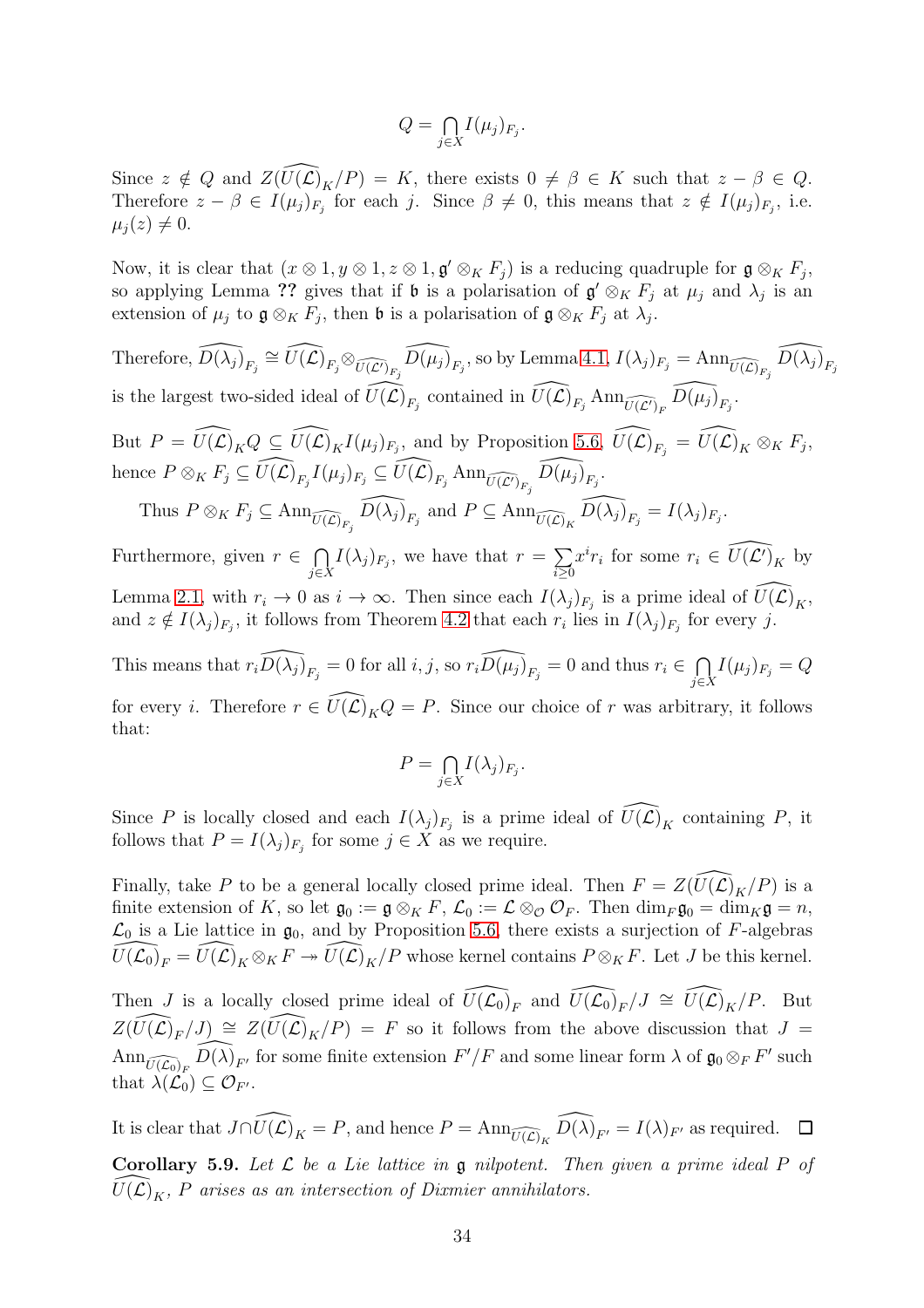$$Q = \bigcap_{j\in X} I(\mu_j)_{F_j}.$$

Since $z \notin Q$ and $Z(\widehat{U(\mathcal{L})}_K/P) = K$, there exists $0 \neq \beta \in K$ such that $z - \beta \in Q$. Therefore $z - \beta \in I(\mu_j)_{F_j}$ for each $j$. Since $\beta \neq 0$, this means that $z \notin I(\mu_j)_{F_j}$, i.e. $\mu_j(z) \neq 0$.

Now, it is clear that $(x \otimes 1, y \otimes 1, z \otimes 1, \mathfrak{g}' \otimes_K F_j)$ is a reducing quadruple for $\mathfrak{g} \otimes_K F_j$, so applying Lemma **??** gives that if $\mathfrak{b}$ is a polarisation of $\mathfrak{g}' \otimes_K F_j$ at $\mu_j$ and $\lambda_j$ is an extension of $\mu_j$ to $\mathfrak{g} \otimes_K F_j$, then $\mathfrak{b}$ is a polarisation of $\mathfrak{g} \otimes_K F_j$ at $\lambda_j$.

Therefore, $\widehat{D(\lambda_j)}_{F_j} \cong \widehat{U(\mathcal{L})}_{F_j} \otimes_{\widehat{U(\mathcal{L}')}_{F_j}} \widehat{D(\mu_j)}_{F_j}$, so by Lemma 4.1, $I(\lambda_j)_{F_j} = \mathrm{Ann}_{\widehat{U(\mathcal{L})}_{F_j}} \widehat{D(\lambda_j)}_{F_j}$ is the largest two-sided ideal of $\widehat{U(\mathcal{L})}_{F_j}$ contained in $\widehat{U(\mathcal{L})}_{F_j} \mathrm{Ann}_{\widehat{U(\mathcal{L}')}_{F}} \widehat{D(\mu_j)}_{F_j}$.

But $P = \widehat{U(\mathcal{L})}_K Q \subseteq \widehat{U(\mathcal{L})}_K I(\mu_j)_{F_j}$, and by Proposition 5.6, $\widehat{U(\mathcal{L})}_{F_j} = \widehat{U(\mathcal{L})}_K \otimes_K F_j$, hence $P \otimes_K F_j \subseteq \widehat{U(\mathcal{L})}_{F_j} I(\mu_j)_{F_j} \subseteq \widehat{U(\mathcal{L})}_{F_j} \mathrm{Ann}_{\widehat{U(\mathcal{L}')}_{F_j}} \widehat{D(\mu_j)}_{F_j}$.

Thus $P \otimes_K F_j \subseteq \mathrm{Ann}_{\widehat{U(\mathcal{L})}_{F_j}} \widehat{D(\lambda_j)}_{F_j}$ and $P \subseteq \mathrm{Ann}_{\widehat{U(\mathcal{L})}_K} \widehat{D(\lambda_j)}_{F_j} = I(\lambda_j)_{F_j}$.

Furthermore, given $r \in \bigcap_{j\in X} I(\lambda_j)_{F_j}$, we have that $r = \sum_{i\geq 0} x^i r_i$ for some $r_i \in \widehat{U(\mathcal{L}')}_K$ by Lemma 2.1, with $r_i \to 0$ as $i \to \infty$. Then since each $I(\lambda_j)_{F_j}$ is a prime ideal of $\widehat{U(\mathcal{L})}_K$, and $z \notin I(\lambda_j)_{F_j}$, it follows from Theorem 4.2 that each $r_i$ lies in $I(\lambda_j)_{F_j}$ for every $j$.

This means that $r_i \widehat{D(\lambda_j)}_{F_j} = 0$ for all $i, j$, so $r_i \widehat{D(\mu_j)}_{F_j} = 0$ and thus $r_i \in \bigcap_{j\in X} I(\mu_j)_{F_j} = Q$ for every $i$. Therefore $r \in \widehat{U(\mathcal{L})}_K Q = P$. Since our choice of $r$ was arbitrary, it follows that:

$$P = \bigcap_{j\in X} I(\lambda_j)_{F_j}.$$

Since $P$ is locally closed and each $I(\lambda_j)_{F_j}$ is a prime ideal of $\widehat{U(\mathcal{L})}_K$ containing $P$, it follows that $P = I(\lambda_j)_{F_j}$ for some $j \in X$ as we require.

Finally, take $P$ to be a general locally closed prime ideal. Then $F = Z(\widehat{U(\mathcal{L})}_K/P)$ is a finite extension of $K$, so let $\mathfrak{g}_0 := \mathfrak{g} \otimes_K F$, $\mathcal{L}_0 := \mathcal{L} \otimes_{\mathcal{O}} \mathcal{O}_F$. Then $\dim_F \mathfrak{g}_0 = \dim_K \mathfrak{g} = n$, $\mathcal{L}_0$ is a Lie lattice in $\mathfrak{g}_0$, and by Proposition 5.6, there exists a surjection of $F$-algebras $\widehat{U(\mathcal{L}_0)}_F = \widehat{U(\mathcal{L})}_K \otimes_K F \twoheadrightarrow \widehat{U(\mathcal{L})}_K/P$ whose kernel contains $P \otimes_K F$. Let $J$ be this kernel.

Then $J$ is a locally closed prime ideal of $\widehat{U(\mathcal{L}_0)}_F$ and $\widehat{U(\mathcal{L}_0)}_F/J \cong \widehat{U(\mathcal{L})}_K/P$. But $Z(\widehat{U(\mathcal{L})}_F/J) \cong Z(\widehat{U(\mathcal{L})}_K/P) = F$ so it follows from the above discussion that $J = \mathrm{Ann}_{\widehat{U(\mathcal{L}_0)}_F} \widehat{D(\lambda)}_{F'}$ for some finite extension $F'/F$ and some linear form $\lambda$ of $\mathfrak{g}_0 \otimes_F F'$ such that $\lambda(\mathcal{L}_0) \subseteq \mathcal{O}_{F'}$.

It is clear that $J \cap \widehat{U(\mathcal{L})}_K = P$, and hence $P = \mathrm{Ann}_{\widehat{U(\mathcal{L})}_K} \widehat{D(\lambda)}_{F'} = I(\lambda)_{F'}$ as required. $\square$

**Corollary 5.9.** *Let $\mathcal{L}$ be a Lie lattice in $\mathfrak{g}$ nilpotent. Then given a prime ideal $P$ of $\widehat{U(\mathcal{L})}_K$, $P$ arises as an intersection of Dixmier annihilators.*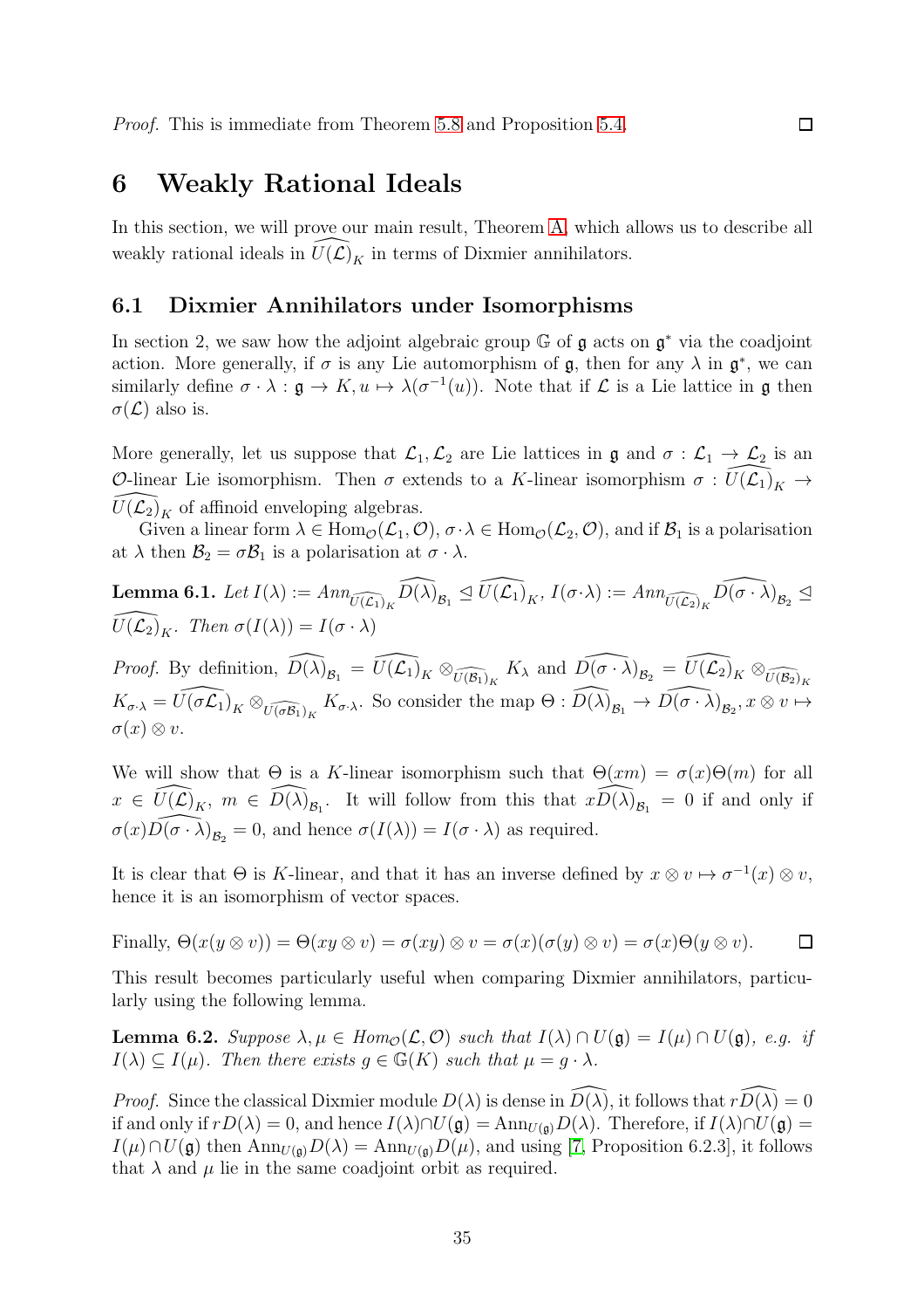*Proof.* This is immediate from Theorem 5.8 and Proposition 5.4. □

# 6 Weakly Rational Ideals

In this section, we will prove our main result, Theorem A, which allows us to describe all weakly rational ideals in $\widehat{U(\mathcal{L})}_K$ in terms of Dixmier annihilators.

## 6.1 Dixmier Annihilators under Isomorphisms

In section 2, we saw how the adjoint algebraic group $\mathbb{G}$ of $\mathfrak{g}$ acts on $\mathfrak{g}^*$ via the coadjoint action. More generally, if $\sigma$ is any Lie automorphism of $\mathfrak{g}$, then for any $\lambda$ in $\mathfrak{g}^*$, we can similarly define $\sigma \cdot \lambda : \mathfrak{g} \to K, u \mapsto \lambda(\sigma^{-1}(u))$. Note that if $\mathcal{L}$ is a Lie lattice in $\mathfrak{g}$ then $\sigma(\mathcal{L})$ also is.

More generally, let us suppose that $\mathcal{L}_1, \mathcal{L}_2$ are Lie lattices in $\mathfrak{g}$ and $\sigma : \mathcal{L}_1 \to \mathcal{L}_2$ is an $\mathcal{O}$-linear Lie isomorphism. Then $\sigma$ extends to a $K$-linear isomorphism $\sigma : \widehat{U(\mathcal{L}_1)}_K \to \widehat{U(\mathcal{L}_2)}_K$ of affinoid enveloping algebras.

Given a linear form $\lambda \in \text{Hom}_{\mathcal{O}}(\mathcal{L}_1, \mathcal{O})$, $\sigma \cdot \lambda \in \text{Hom}_{\mathcal{O}}(\mathcal{L}_2, \mathcal{O})$, and if $\mathcal{B}_1$ is a polarisation at $\lambda$ then $\mathcal{B}_2 = \sigma\mathcal{B}_1$ is a polarisation at $\sigma \cdot \lambda$.

**Lemma 6.1.** *Let $I(\lambda) := Ann_{\widehat{U(\mathcal{L}_1)}_K} \widehat{D(\lambda)}_{\mathcal{B}_1} \trianglelefteq \widehat{U(\mathcal{L}_1)}_K$, $I(\sigma \cdot \lambda) := Ann_{\widehat{U(\mathcal{L}_2)}_K} \widehat{D(\sigma \cdot \lambda)}_{\mathcal{B}_2} \trianglelefteq \widehat{U(\mathcal{L}_2)}_K$. Then $\sigma(I(\lambda)) = I(\sigma \cdot \lambda)$*

*Proof.* By definition, $\widehat{D(\lambda)}_{\mathcal{B}_1} = \widehat{U(\mathcal{L}_1)}_K \otimes_{\widehat{U(\mathcal{B}_1)}_K} K_\lambda$ and $\widehat{D(\sigma \cdot \lambda)}_{\mathcal{B}_2} = \widehat{U(\mathcal{L}_2)}_K \otimes_{\widehat{U(\mathcal{B}_2)}_K} K_{\sigma\cdot\lambda} = \widehat{U(\sigma\mathcal{L}_1)}_K \otimes_{\widehat{U(\sigma\mathcal{B}_1)}_K} K_{\sigma\cdot\lambda}$. So consider the map $\Theta : \widehat{D(\lambda)}_{\mathcal{B}_1} \to \widehat{D(\sigma \cdot \lambda)}_{\mathcal{B}_2}, x \otimes v \mapsto \sigma(x) \otimes v$.

We will show that $\Theta$ is a $K$-linear isomorphism such that $\Theta(xm) = \sigma(x)\Theta(m)$ for all $x \in \widehat{U(\mathcal{L})}_K$, $m \in \widehat{D(\lambda)}_{\mathcal{B}_1}$. It will follow from this that $x\widehat{D(\lambda)}_{\mathcal{B}_1} = 0$ if and only if $\sigma(x)\widehat{D(\sigma \cdot \lambda)}_{\mathcal{B}_2} = 0$, and hence $\sigma(I(\lambda)) = I(\sigma \cdot \lambda)$ as required.

It is clear that $\Theta$ is $K$-linear, and that it has an inverse defined by $x \otimes v \mapsto \sigma^{-1}(x) \otimes v$, hence it is an isomorphism of vector spaces.

Finally, $\Theta(x(y \otimes v)) = \Theta(xy \otimes v) = \sigma(xy) \otimes v = \sigma(x)(\sigma(y) \otimes v) = \sigma(x)\Theta(y \otimes v)$. □

This result becomes particularly useful when comparing Dixmier annihilators, particularly using the following lemma.

**Lemma 6.2.** *Suppose $\lambda, \mu \in Hom_{\mathcal{O}}(\mathcal{L}, \mathcal{O})$ such that $I(\lambda) \cap U(\mathfrak{g}) = I(\mu) \cap U(\mathfrak{g})$, e.g. if $I(\lambda) \subseteq I(\mu)$. Then there exists $g \in \mathbb{G}(K)$ such that $\mu = g \cdot \lambda$.*

*Proof.* Since the classical Dixmier module $D(\lambda)$ is dense in $\widehat{D(\lambda)}$, it follows that $r\widehat{D(\lambda)} = 0$ if and only if $rD(\lambda) = 0$, and hence $I(\lambda) \cap U(\mathfrak{g}) = \text{Ann}_{U(\mathfrak{g})} D(\lambda)$. Therefore, if $I(\lambda) \cap U(\mathfrak{g}) = I(\mu) \cap U(\mathfrak{g})$ then $\text{Ann}_{U(\mathfrak{g})} D(\lambda) = \text{Ann}_{U(\mathfrak{g})} D(\mu)$, and using [7, Proposition 6.2.3], it follows that $\lambda$ and $\mu$ lie in the same coadjoint orbit as required.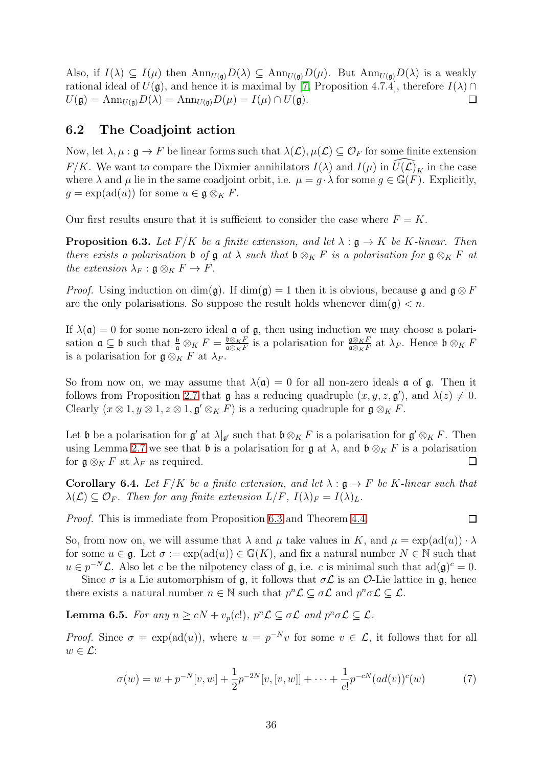Also, if $I(\lambda) \subseteq I(\mu)$ then $\text{Ann}_{U(\mathfrak{g})} D(\lambda) \subseteq \text{Ann}_{U(\mathfrak{g})} D(\mu)$. But $\text{Ann}_{U(\mathfrak{g})} D(\lambda)$ is a weakly rational ideal of $U(\mathfrak{g})$, and hence it is maximal by [7, Proposition 4.7.4], therefore $I(\lambda) \cap U(\mathfrak{g}) = \text{Ann}_{U(\mathfrak{g})} D(\lambda) = \text{Ann}_{U(\mathfrak{g})} D(\mu) = I(\mu) \cap U(\mathfrak{g})$. $\square$

## 6.2 The Coadjoint action

Now, let $\lambda, \mu : \mathfrak{g} \to F$ be linear forms such that $\lambda(\mathcal{L}), \mu(\mathcal{L}) \subseteq \mathcal{O}_F$ for some finite extension $F/K$. We want to compare the Dixmier annihilators $I(\lambda)$ and $I(\mu)$ in $\widehat{U(\mathcal{L})}_K$ in the case where $\lambda$ and $\mu$ lie in the same coadjoint orbit, i.e. $\mu = g \cdot \lambda$ for some $g \in \mathbb{G}(F)$. Explicitly, $g = \exp(\text{ad}(u))$ for some $u \in \mathfrak{g} \otimes_K F$.

Our first results ensure that it is sufficient to consider the case where $F = K$.

**Proposition 6.3.** *Let $F/K$ be a finite extension, and let $\lambda : \mathfrak{g} \to K$ be $K$-linear. Then there exists a polarisation $\mathfrak{b}$ of $\mathfrak{g}$ at $\lambda$ such that $\mathfrak{b} \otimes_K F$ is a polarisation for $\mathfrak{g} \otimes_K F$ at the extension $\lambda_F : \mathfrak{g} \otimes_K F \to F$.*

*Proof.* Using induction on $\dim(\mathfrak{g})$. If $\dim(\mathfrak{g}) = 1$ then it is obvious, because $\mathfrak{g}$ and $\mathfrak{g} \otimes F$ are the only polarisations. So suppose the result holds whenever $\dim(\mathfrak{g}) < n$.

If $\lambda(\mathfrak{a}) = 0$ for some non-zero ideal $\mathfrak{a}$ of $\mathfrak{g}$, then using induction we may choose a polarisation $\mathfrak{a} \subseteq \mathfrak{b}$ such that $\frac{\mathfrak{b}}{\mathfrak{a}} \otimes_K F = \frac{\mathfrak{b} \otimes_K F}{\mathfrak{a} \otimes_K F}$ is a polarisation for $\frac{\mathfrak{g} \otimes_K F}{\mathfrak{a} \otimes_K F}$ at $\lambda_F$. Hence $\mathfrak{b} \otimes_K F$ is a polarisation for $\mathfrak{g} \otimes_K F$ at $\lambda_F$.

So from now on, we may assume that $\lambda(\mathfrak{a}) = 0$ for all non-zero ideals $\mathfrak{a}$ of $\mathfrak{g}$. Then it follows from Proposition 2.7 that $\mathfrak{g}$ has a reducing quadruple $(x, y, z, \mathfrak{g}')$, and $\lambda(z) \neq 0$. Clearly $(x \otimes 1, y \otimes 1, z \otimes 1, \mathfrak{g}' \otimes_K F)$ is a reducing quadruple for $\mathfrak{g} \otimes_K F$.

Let $\mathfrak{b}$ be a polarisation for $\mathfrak{g}'$ at $\lambda|_{\mathfrak{g}'}$ such that $\mathfrak{b} \otimes_K F$ is a polarisation for $\mathfrak{g}' \otimes_K F$. Then using Lemma 2.7 we see that $\mathfrak{b}$ is a polarisation for $\mathfrak{g}$ at $\lambda$, and $\mathfrak{b} \otimes_K F$ is a polarisation for $\mathfrak{g} \otimes_K F$ at $\lambda_F$ as required. $\square$

**Corollary 6.4.** *Let $F/K$ be a finite extension, and let $\lambda : \mathfrak{g} \to F$ be $K$-linear such that $\lambda(\mathcal{L}) \subseteq \mathcal{O}_F$. Then for any finite extension $L/F$, $I(\lambda)_F = I(\lambda)_L$.*

*Proof.* This is immediate from Proposition 6.3 and Theorem 4.4. $\square$

So, from now on, we will assume that $\lambda$ and $\mu$ take values in $K$, and $\mu = \exp(\text{ad}(u)) \cdot \lambda$ for some $u \in \mathfrak{g}$. Let $\sigma := \exp(\text{ad}(u)) \in \mathbb{G}(K)$, and fix a natural number $N \in \mathbb{N}$ such that $u \in p^{-N}\mathcal{L}$. Also let $c$ be the nilpotency class of $\mathfrak{g}$, i.e. $c$ is minimal such that $\text{ad}(\mathfrak{g})^c = 0$.

Since $\sigma$ is a Lie automorphism of $\mathfrak{g}$, it follows that $\sigma\mathcal{L}$ is an $\mathcal{O}$-Lie lattice in $\mathfrak{g}$, hence there exists a natural number $n \in \mathbb{N}$ such that $p^n\mathcal{L} \subseteq \sigma\mathcal{L}$ and $p^n\sigma\mathcal{L} \subseteq \mathcal{L}$.

**Lemma 6.5.** *For any $n \geq cN + v_p(c!)$, $p^n\mathcal{L} \subseteq \sigma\mathcal{L}$ and $p^n\sigma\mathcal{L} \subseteq \mathcal{L}$.*

*Proof.* Since $\sigma = \exp(\text{ad}(u))$, where $u = p^{-N}v$ for some $v \in \mathcal{L}$, it follows that for all $w \in \mathcal{L}$:

$$\sigma(w) = w + p^{-N}[v, w] + \frac{1}{2}p^{-2N}[v, [v, w]] + \cdots + \frac{1}{c!}p^{-cN}(ad(v))^c(w) \tag{7}$$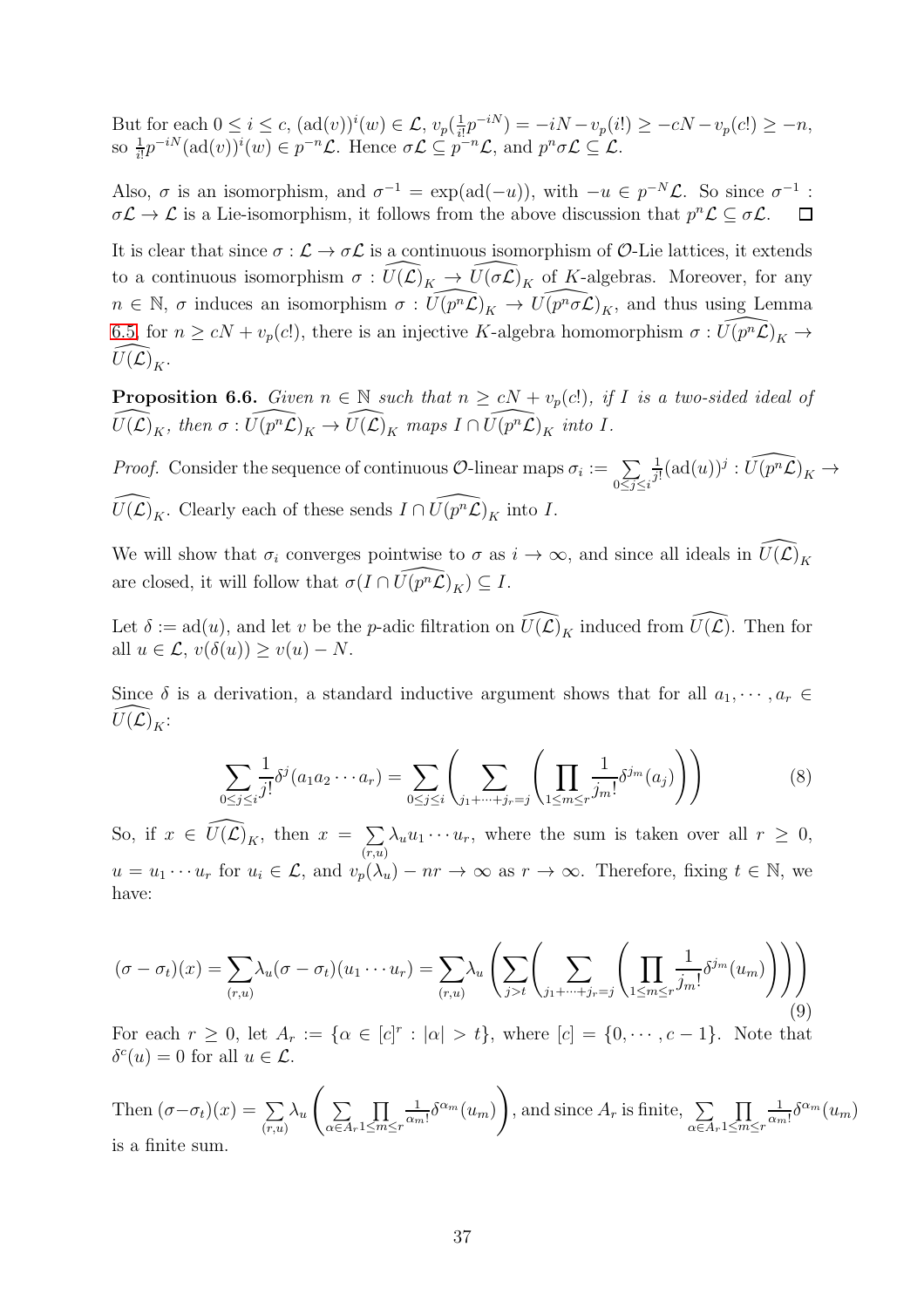But for each $0 \leq i \leq c$, $(\text{ad}(v))^i(w) \in \mathcal{L}$, $v_p(\frac{1}{i!}p^{-iN}) = -iN - v_p(i!) \geq -cN - v_p(c!) \geq -n$, so $\frac{1}{i!}p^{-iN}(\text{ad}(v))^i(w) \in p^{-n}\mathcal{L}$. Hence $\sigma\mathcal{L} \subseteq p^{-n}\mathcal{L}$, and $p^n\sigma\mathcal{L} \subseteq \mathcal{L}$.

Also, $\sigma$ is an isomorphism, and $\sigma^{-1} = \exp(\text{ad}(-u))$, with $-u \in p^{-N}\mathcal{L}$. So since $\sigma^{-1} : \sigma\mathcal{L} \to \mathcal{L}$ is a Lie-isomorphism, it follows from the above discussion that $p^n\mathcal{L} \subseteq \sigma\mathcal{L}$. $\square$

It is clear that since $\sigma : \mathcal{L} \to \sigma\mathcal{L}$ is a continuous isomorphism of $\mathcal{O}$-Lie lattices, it extends to a continuous isomorphism $\sigma : \widehat{U(\mathcal{L})}_K \to \widehat{U(\sigma\mathcal{L})}_K$ of $K$-algebras. Moreover, for any $n \in \mathbb{N}$, $\sigma$ induces an isomorphism $\sigma : \widehat{U(p^n\mathcal{L})}_K \to \widehat{U(p^n\sigma\mathcal{L})}_K$, and thus using Lemma 6.5, for $n \geq cN + v_p(c!)$, there is an injective $K$-algebra homomorphism $\sigma : \widehat{U(p^n\mathcal{L})}_K \to \widehat{U(\mathcal{L})}_K$.

**Proposition 6.6.** *Given $n \in \mathbb{N}$ such that $n \geq cN + v_p(c!)$, if $I$ is a two-sided ideal of $\widehat{U(\mathcal{L})}_K$, then $\sigma : \widehat{U(p^n\mathcal{L})}_K \to \widehat{U(\mathcal{L})}_K$ maps $I \cap \widehat{U(p^n\mathcal{L})}_K$ into $I$.*

*Proof.* Consider the sequence of continuous $\mathcal{O}$-linear maps $\sigma_i := \sum_{0 \leq j \leq i} \frac{1}{j!}(\text{ad}(u))^j : \widehat{U(p^n\mathcal{L})}_K \to \widehat{U(\mathcal{L})}_K$. Clearly each of these sends $I \cap \widehat{U(p^n\mathcal{L})}_K$ into $I$.

We will show that $\sigma_i$ converges pointwise to $\sigma$ as $i \to \infty$, and since all ideals in $\widehat{U(\mathcal{L})}_K$ are closed, it will follow that $\sigma(I \cap \widehat{U(p^n\mathcal{L})}_K) \subseteq I$.

Let $\delta := \text{ad}(u)$, and let $v$ be the $p$-adic filtration on $\widehat{U(\mathcal{L})}_K$ induced from $\widehat{U(\mathcal{L})}$. Then for all $u \in \mathcal{L}$, $v(\delta(u)) \geq v(u) - N$.

Since $\delta$ is a derivation, a standard inductive argument shows that for all $a_1, \cdots, a_r \in \widehat{U(\mathcal{L})}_K$:

$$\sum_{0 \leq j \leq i} \frac{1}{j!}\delta^j(a_1 a_2 \cdots a_r) = \sum_{0 \leq j \leq i} \left( \sum_{j_1 + \cdots + j_r = j} \left( \prod_{1 \leq m \leq r} \frac{1}{j_m!}\delta^{j_m}(a_j) \right) \right) \tag{8}$$

So, if $x \in \widehat{U(\mathcal{L})}_K$, then $x = \sum_{(r,u)} \lambda_u u_1 \cdots u_r$, where the sum is taken over all $r \geq 0$, $u = u_1 \cdots u_r$ for $u_i \in \mathcal{L}$, and $v_p(\lambda_u) - nr \to \infty$ as $r \to \infty$. Therefore, fixing $t \in \mathbb{N}$, we have:

$$(\sigma - \sigma_t)(x) = \sum_{(r,u)} \lambda_u (\sigma - \sigma_t)(u_1 \cdots u_r) = \sum_{(r,u)} \lambda_u \left( \sum_{j > t} \left( \sum_{j_1 + \cdots + j_r = j} \left( \prod_{1 \leq m \leq r} \frac{1}{j_m!}\delta^{j_m}(u_m) \right) \right) \right) \tag{9}$$

For each $r \geq 0$, let $A_r := \{\alpha \in [c]^r : |\alpha| > t\}$, where $[c] = \{0, \cdots, c-1\}$. Note that $\delta^c(u) = 0$ for all $u \in \mathcal{L}$.

Then $(\sigma - \sigma_t)(x) = \sum_{(r,u)} \lambda_u \left( \sum_{\alpha \in A_r} \prod_{1 \leq m \leq r} \frac{1}{\alpha_m!}\delta^{\alpha_m}(u_m) \right)$, and since $A_r$ is finite, $\sum_{\alpha \in A_r} \prod_{1 \leq m \leq r} \frac{1}{\alpha_m!}\delta^{\alpha_m}(u_m)$ is a finite sum.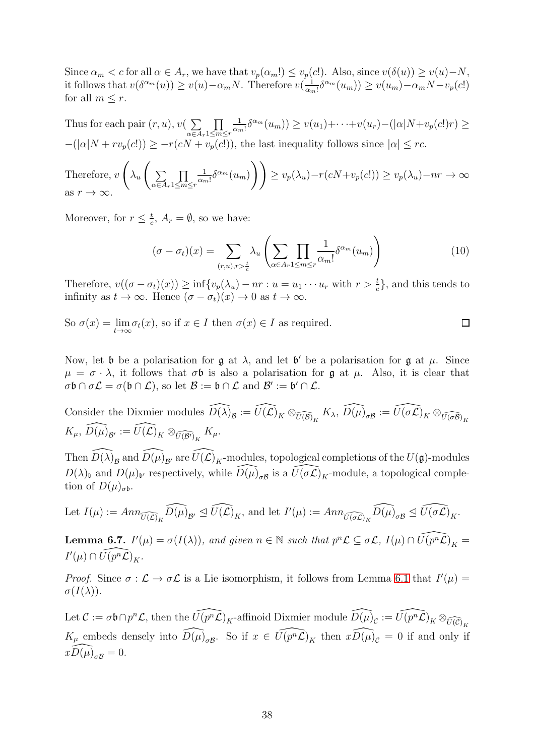Since $\alpha_m < c$ for all $\alpha \in A_r$, we have that $v_p(\alpha_m!) \leq v_p(c!)$. Also, since $v(\delta(u)) \geq v(u) - N$, it follows that $v(\delta^{\alpha_m}(u)) \geq v(u) - \alpha_m N$. Therefore $v(\frac{1}{\alpha_m!}\delta^{\alpha_m}(u_m)) \geq v(u_m) - \alpha_m N - v_p(c!)$ for all $m \leq r$.

Thus for each pair $(r,u)$, $v(\sum_{\alpha \in A_r} \prod_{1 \leq m \leq r} \frac{1}{\alpha_m!}\delta^{\alpha_m}(u_m)) \geq v(u_1) + \cdots + v(u_r) - (|\alpha|N + v_p(c!)r) \geq -(|\alpha|N + rv_p(c!)) \geq -r(cN + v_p(c!))$, the last inequality follows since $|\alpha| \leq rc$.

Therefore, $v\left(\lambda_u\left(\sum_{\alpha \in A_r} \prod_{1 \leq m \leq r} \frac{1}{\alpha_m!}\delta^{\alpha_m}(u_m)\right)\right) \geq v_p(\lambda_u) - r(cN + v_p(c!)) \geq v_p(\lambda_u) - nr \to \infty$ as $r \to \infty$.

Moreover, for $r \leq \frac{t}{c}$, $A_r = \emptyset$, so we have:

$$(\sigma - \sigma_t)(x) = \sum_{(r,u), r > \frac{t}{c}} \lambda_u \left(\sum_{\alpha \in A_r} \prod_{1 \leq m \leq r} \frac{1}{\alpha_m!}\delta^{\alpha_m}(u_m)\right) \tag{10}$$

Therefore, $v((\sigma - \sigma_t)(x)) \geq \inf\{v_p(\lambda_u) - nr : u = u_1 \cdots u_r \text{ with } r > \frac{t}{c}\}$, and this tends to infinity as $t \to \infty$. Hence $(\sigma - \sigma_t)(x) \to 0$ as $t \to \infty$.

So $\sigma(x) = \lim_{t \to \infty} \sigma_t(x)$, so if $x \in I$ then $\sigma(x) \in I$ as required. $\square$

Now, let $\mathfrak{b}$ be a polarisation for $\mathfrak{g}$ at $\lambda$, and let $\mathfrak{b}'$ be a polarisation for $\mathfrak{g}$ at $\mu$. Since $\mu = \sigma \cdot \lambda$, it follows that $\sigma\mathfrak{b}$ is also a polarisation for $\mathfrak{g}$ at $\mu$. Also, it is clear that $\sigma\mathfrak{b} \cap \sigma\mathcal{L} = \sigma(\mathfrak{b} \cap \mathcal{L})$, so let $\mathcal{B} := \mathfrak{b} \cap \mathcal{L}$ and $\mathcal{B}' := \mathfrak{b}' \cap \mathcal{L}$.

Consider the Dixmier modules $\widehat{D(\lambda)}_{\mathcal{B}} := \widehat{U(\mathcal{L})}_K \otimes_{\widehat{U(\mathcal{B})}_K} K_\lambda$, $\widehat{D(\mu)}_{\sigma\mathcal{B}} := \widehat{U(\sigma\mathcal{L})}_K \otimes_{\widehat{U(\sigma\mathcal{B})}_K} K_\mu$, $\widehat{D(\mu)}_{\mathcal{B}'} := \widehat{U(\mathcal{L})}_K \otimes_{\widehat{U(\mathcal{B}')}_K} K_\mu$.

Then $\widehat{D(\lambda)}_{\mathcal{B}}$ and $\widehat{D(\mu)}_{\mathcal{B}'}$ are $\widehat{U(\mathcal{L})}_K$-modules, topological completions of the $U(\mathfrak{g})$-modules $D(\lambda)_{\mathfrak{b}}$ and $D(\mu)_{\mathfrak{b}'}$ respectively, while $\widehat{D(\mu)}_{\sigma\mathcal{B}}$ is a $\widehat{U(\sigma\mathcal{L})}_K$-module, a topological completion of $D(\mu)_{\sigma\mathfrak{b}}$.

Let $I(\mu) := Ann_{\widehat{U(\mathcal{L})}_K} \widehat{D(\mu)}_{\mathcal{B}'} \trianglelefteq \widehat{U(\mathcal{L})}_K$, and let $I'(\mu) := Ann_{\widehat{U(\sigma\mathcal{L})}_K} \widehat{D(\mu)}_{\sigma\mathcal{B}} \trianglelefteq \widehat{U(\sigma\mathcal{L})}_K$.

**Lemma 6.7.** *$I'(\mu) = \sigma(I(\lambda))$, and given $n \in \mathbb{N}$ such that $p^n\mathcal{L} \subseteq \sigma\mathcal{L}$, $I(\mu) \cap \widehat{U(p^n\mathcal{L})}_K = I'(\mu) \cap \widehat{U(p^n\mathcal{L})}_K$.*

*Proof.* Since $\sigma : \mathcal{L} \to \sigma\mathcal{L}$ is a Lie isomorphism, it follows from Lemma 6.1 that $I'(\mu) = \sigma(I(\lambda))$.

Let $\mathcal{C} := \sigma\mathfrak{b} \cap p^n\mathcal{L}$, then the $\widehat{U(p^n\mathcal{L})}_K$-affinoid Dixmier module $\widehat{D(\mu)}_{\mathcal{C}} := \widehat{U(p^n\mathcal{L})}_K \otimes_{\widehat{U(\mathcal{C})}_K} K_\mu$ embeds densely into $\widehat{D(\mu)}_{\sigma\mathcal{B}}$. So if $x \in \widehat{U(p^n\mathcal{L})}_K$ then $x\widehat{D(\mu)}_{\mathcal{C}} = 0$ if and only if $x\widehat{D(\mu)}_{\sigma\mathcal{B}} = 0$.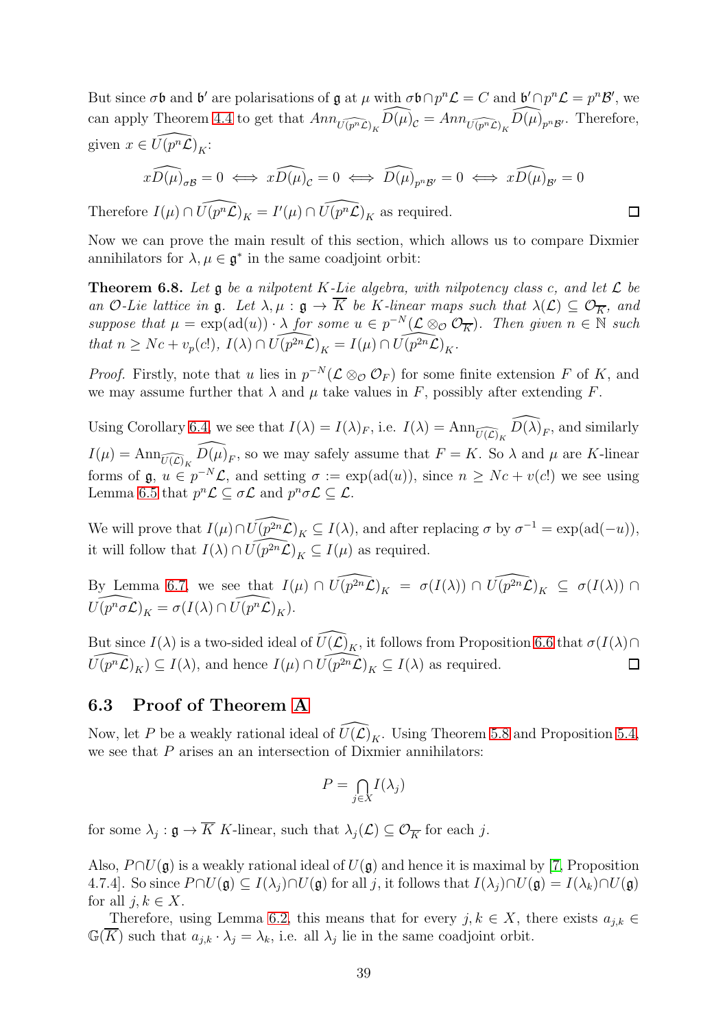But since $\sigma\mathfrak{b}$ and $\mathfrak{b}'$ are polarisations of $\mathfrak{g}$ at $\mu$ with $\sigma\mathfrak{b}\cap p^n\mathcal{L} = C$ and $\mathfrak{b}'\cap p^n\mathcal{L} = p^n\mathcal{B}'$, we can apply Theorem 4.4 to get that $Ann_{\widehat{U(p^n\mathcal{L})}_K}\widehat{D(\mu)}_{\mathcal{C}} = Ann_{\widehat{U(p^n\mathcal{L})}_K}\widehat{D(\mu)}_{p^n\mathcal{B}'}$. Therefore, given $x \in \widehat{U(p^n\mathcal{L})}_K$:

$$x\widehat{D(\mu)}_{\sigma\mathcal{B}} = 0 \iff x\widehat{D(\mu)}_{\mathcal{C}} = 0 \iff \widehat{D(\mu)}_{p^n\mathcal{B}'} = 0 \iff x\widehat{D(\mu)}_{\mathcal{B}'} = 0$$

Therefore $I(\mu)\cap\widehat{U(p^n\mathcal{L})}_K = I'(\mu)\cap\widehat{U(p^n\mathcal{L})}_K$ as required. $\square$

Now we can prove the main result of this section, which allows us to compare Dixmier annihilators for $\lambda,\mu\in\mathfrak{g}^*$ in the same coadjoint orbit:

**Theorem 6.8.** *Let $\mathfrak{g}$ be a nilpotent $K$-Lie algebra, with nilpotency class $c$, and let $\mathcal{L}$ be an $\mathcal{O}$-Lie lattice in $\mathfrak{g}$. Let $\lambda,\mu:\mathfrak{g}\to\overline{K}$ be $K$-linear maps such that $\lambda(\mathcal{L})\subseteq\mathcal{O}_{\overline{K}}$, and suppose that $\mu = \exp(\mathrm{ad}(u))\cdot\lambda$ for some $u\in p^{-N}(\mathcal{L}\otimes_{\mathcal{O}}\mathcal{O}_{\overline{K}})$. Then given $n\in\mathbb{N}$ such that $n\geq Nc + v_p(c!)$, $I(\lambda)\cap\widehat{U(p^{2n}\mathcal{L})}_K = I(\mu)\cap\widehat{U(p^{2n}\mathcal{L})}_K$.*

*Proof.* Firstly, note that $u$ lies in $p^{-N}(\mathcal{L}\otimes_{\mathcal{O}}\mathcal{O}_F)$ for some finite extension $F$ of $K$, and we may assume further that $\lambda$ and $\mu$ take values in $F$, possibly after extending $F$.

Using Corollary 6.4, we see that $I(\lambda) = I(\lambda)_F$, i.e. $I(\lambda) = \mathrm{Ann}_{\widehat{U(\mathcal{L})}_K}\widehat{D(\lambda)}_F$, and similarly $I(\mu) = \mathrm{Ann}_{\widehat{U(\mathcal{L})}_K}\widehat{D(\mu)}_F$, so we may safely assume that $F = K$. So $\lambda$ and $\mu$ are $K$-linear forms of $\mathfrak{g}$, $u\in p^{-N}\mathcal{L}$, and setting $\sigma := \exp(\mathrm{ad}(u))$, since $n\geq Nc + v(c!)$ we see using Lemma 6.5 that $p^n\mathcal{L}\subseteq\sigma\mathcal{L}$ and $p^n\sigma\mathcal{L}\subseteq\mathcal{L}$.

We will prove that $I(\mu)\cap\widehat{U(p^{2n}\mathcal{L})}_K\subseteq I(\lambda)$, and after replacing $\sigma$ by $\sigma^{-1} = \exp(\mathrm{ad}(-u))$, it will follow that $I(\lambda)\cap\widehat{U(p^{2n}\mathcal{L})}_K\subseteq I(\mu)$ as required.

By Lemma 6.7, we see that $I(\mu)\cap\widehat{U(p^{2n}\mathcal{L})}_K = \sigma(I(\lambda))\cap\widehat{U(p^{2n}\mathcal{L})}_K\subseteq\sigma(I(\lambda))\cap\widehat{U(p^n\sigma\mathcal{L})}_K = \sigma(I(\lambda)\cap\widehat{U(p^n\mathcal{L})}_K)$.

But since $I(\lambda)$ is a two-sided ideal of $\widehat{U(\mathcal{L})}_K$, it follows from Proposition 6.6 that $\sigma(I(\lambda)\cap\widehat{U(p^n\mathcal{L})}_K)\subseteq I(\lambda)$, and hence $I(\mu)\cap\widehat{U(p^{2n}\mathcal{L})}_K\subseteq I(\lambda)$ as required. $\square$

### 6.3 Proof of Theorem A

Now, let $P$ be a weakly rational ideal of $\widehat{U(\mathcal{L})}_K$. Using Theorem 5.8 and Proposition 5.4, we see that $P$ arises an an intersection of Dixmier annihilators:

$$P = \bigcap_{j\in X} I(\lambda_j)$$

for some $\lambda_j:\mathfrak{g}\to\overline{K}$ $K$-linear, such that $\lambda_j(\mathcal{L})\subseteq\mathcal{O}_{\overline{K}}$ for each $j$.

Also, $P\cap U(\mathfrak{g})$ is a weakly rational ideal of $U(\mathfrak{g})$ and hence it is maximal by [7, Proposition 4.7.4]. So since $P\cap U(\mathfrak{g})\subseteq I(\lambda_j)\cap U(\mathfrak{g})$ for all $j$, it follows that $I(\lambda_j)\cap U(\mathfrak{g}) = I(\lambda_k)\cap U(\mathfrak{g})$ for all $j,k\in X$.

Therefore, using Lemma 6.2, this means that for every $j,k\in X$, there exists $a_{j,k}\in\mathbb{G}(\overline{K})$ such that $a_{j,k}\cdot\lambda_j = \lambda_k$, i.e. all $\lambda_j$ lie in the same coadjoint orbit.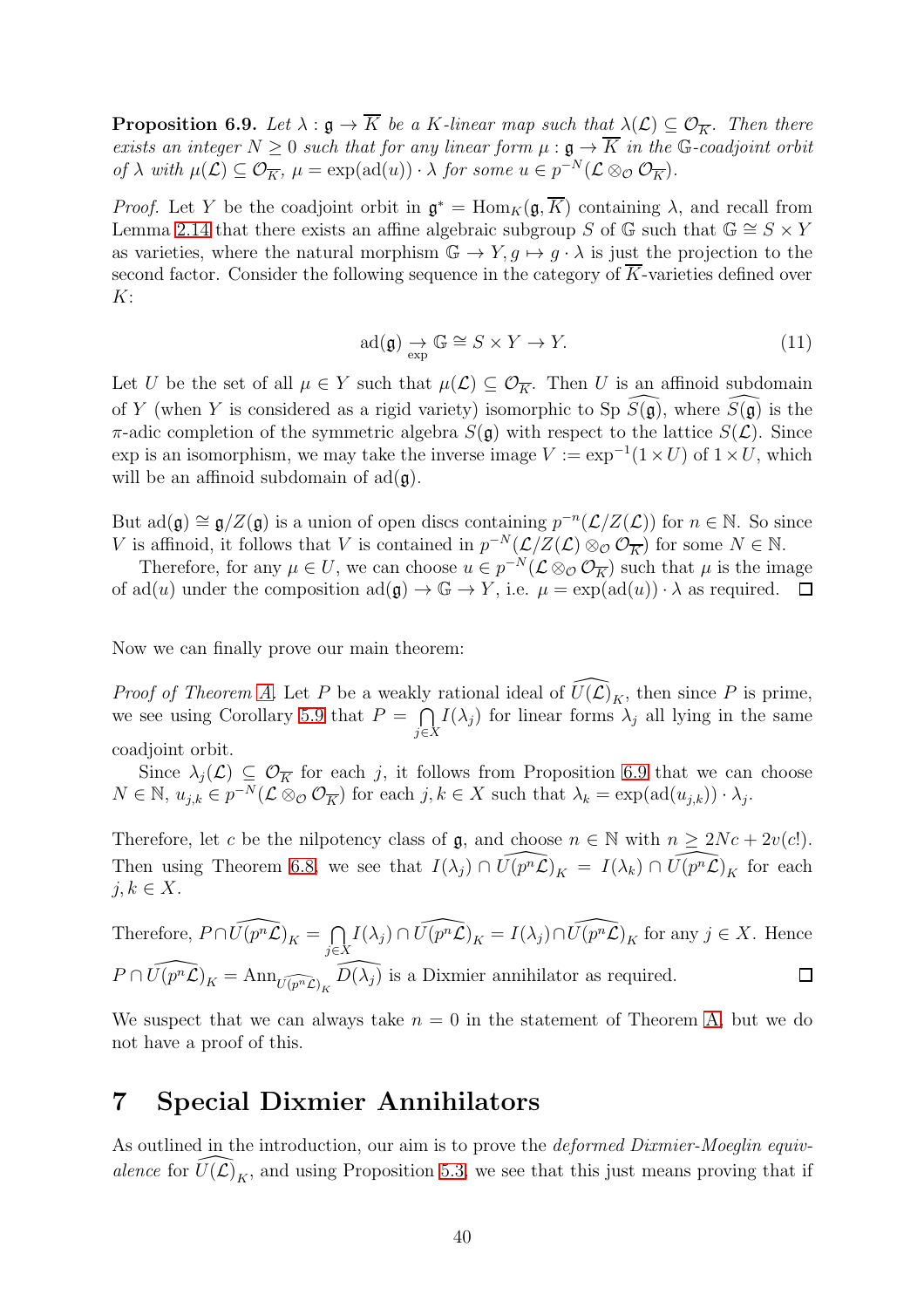**Proposition 6.9.** *Let $\lambda : \mathfrak{g} \to \overline{K}$ be a $K$-linear map such that $\lambda(\mathcal{L}) \subseteq \mathcal{O}_{\overline{K}}$. Then there exists an integer $N \geq 0$ such that for any linear form $\mu : \mathfrak{g} \to \overline{K}$ in the $\mathbb{G}$-coadjoint orbit of $\lambda$ with $\mu(\mathcal{L}) \subseteq \mathcal{O}_{\overline{K}}$, $\mu = \exp(\mathrm{ad}(u)) \cdot \lambda$ for some $u \in p^{-N}(\mathcal{L} \otimes_{\mathcal{O}} \mathcal{O}_{\overline{K}})$.*

*Proof.* Let $Y$ be the coadjoint orbit in $\mathfrak{g}^* = \mathrm{Hom}_K(\mathfrak{g}, \overline{K})$ containing $\lambda$, and recall from Lemma 2.14 that there exists an affine algebraic subgroup $S$ of $\mathbb{G}$ such that $\mathbb{G} \cong S \times Y$ as varieties, where the natural morphism $\mathbb{G} \to Y, g \mapsto g \cdot \lambda$ is just the projection to the second factor. Consider the following sequence in the category of $\overline{K}$-varieties defined over $K$:

$$\mathrm{ad}(\mathfrak{g}) \underset{\exp}{\to} \mathbb{G} \cong S \times Y \to Y. \tag{11}$$

Let $U$ be the set of all $\mu \in Y$ such that $\mu(\mathcal{L}) \subseteq \mathcal{O}_{\overline{K}}$. Then $U$ is an affinoid subdomain of $Y$ (when $Y$ is considered as a rigid variety) isomorphic to $\mathrm{Sp}\, \widehat{S(\mathfrak{g})}$, where $\widehat{S(\mathfrak{g})}$ is the $\pi$-adic completion of the symmetric algebra $S(\mathfrak{g})$ with respect to the lattice $S(\mathcal{L})$. Since exp is an isomorphism, we may take the inverse image $V := \exp^{-1}(1 \times U)$ of $1 \times U$, which will be an affinoid subdomain of $\mathrm{ad}(\mathfrak{g})$.

But $\mathrm{ad}(\mathfrak{g}) \cong \mathfrak{g}/Z(\mathfrak{g})$ is a union of open discs containing $p^{-n}(\mathcal{L}/Z(\mathcal{L}))$ for $n \in \mathbb{N}$. So since $V$ is affinoid, it follows that $V$ is contained in $p^{-N}(\mathcal{L}/Z(\mathcal{L}) \otimes_{\mathcal{O}} \mathcal{O}_{\overline{K}})$ for some $N \in \mathbb{N}$.

Therefore, for any $\mu \in U$, we can choose $u \in p^{-N}(\mathcal{L} \otimes_{\mathcal{O}} \mathcal{O}_{\overline{K}})$ such that $\mu$ is the image of $\mathrm{ad}(u)$ under the composition $\mathrm{ad}(\mathfrak{g}) \to \mathbb{G} \to Y$, i.e. $\mu = \exp(\mathrm{ad}(u)) \cdot \lambda$ as required. $\square$

Now we can finally prove our main theorem:

*Proof of Theorem A.* Let $P$ be a weakly rational ideal of $\widehat{U(\mathcal{L})}_K$, then since $P$ is prime, we see using Corollary 5.9 that $P = \bigcap_{j \in X} I(\lambda_j)$ for linear forms $\lambda_j$ all lying in the same coadjoint orbit.

Since $\lambda_j(\mathcal{L}) \subseteq \mathcal{O}_{\overline{K}}$ for each $j$, it follows from Proposition 6.9 that we can choose $N \in \mathbb{N}$, $u_{j,k} \in p^{-N}(\mathcal{L} \otimes_{\mathcal{O}} \mathcal{O}_{\overline{K}})$ for each $j, k \in X$ such that $\lambda_k = \exp(\mathrm{ad}(u_{j,k})) \cdot \lambda_j$.

Therefore, let $c$ be the nilpotency class of $\mathfrak{g}$, and choose $n \in \mathbb{N}$ with $n \geq 2Nc + 2v(c!)$. Then using Theorem 6.8, we see that $I(\lambda_j) \cap \widehat{U(p^n\mathcal{L})}_K = I(\lambda_k) \cap \widehat{U(p^n\mathcal{L})}_K$ for each $j, k \in X$.

Therefore, $P \cap \widehat{U(p^n\mathcal{L})}_K = \bigcap_{j \in X} I(\lambda_j) \cap \widehat{U(p^n\mathcal{L})}_K = I(\lambda_j) \cap \widehat{U(p^n\mathcal{L})}_K$ for any $j \in X$. Hence $P \cap \widehat{U(p^n\mathcal{L})}_K = \mathrm{Ann}_{\widehat{U(p^n\mathcal{L})}_K} \widehat{D(\lambda_j)}$ is a Dixmier annihilator as required. $\square$

We suspect that we can always take $n = 0$ in the statement of Theorem A, but we do not have a proof of this.

## 7 Special Dixmier Annihilators

As outlined in the introduction, our aim is to prove the *deformed Dixmier-Moeglin equivalence* for $\widehat{U(\mathcal{L})}_K$, and using Proposition 5.3, we see that this just means proving that if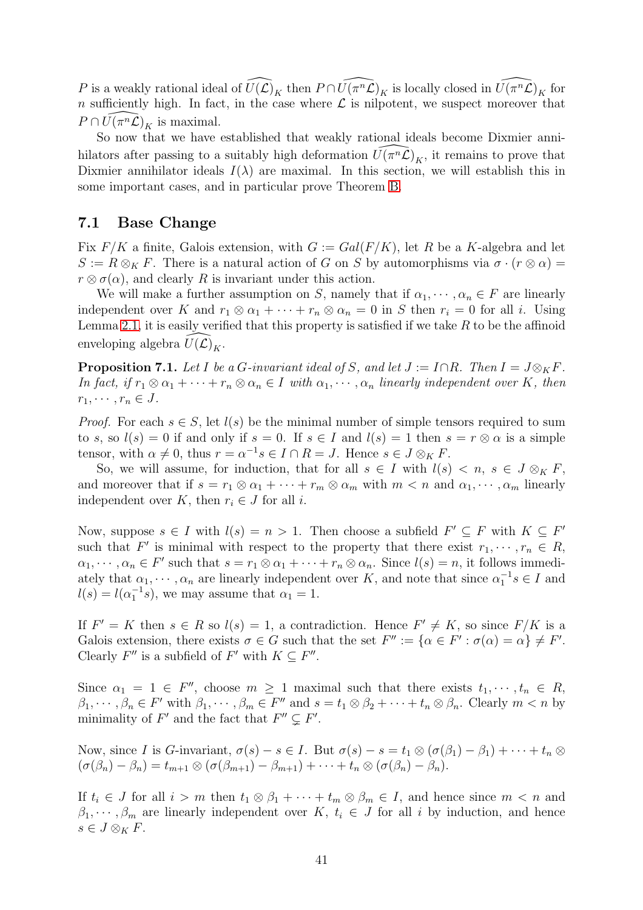$P$ is a weakly rational ideal of $\widehat{U(\mathcal{L})}_K$ then $P \cap \widehat{U(\pi^n\mathcal{L})}_K$ is locally closed in $\widehat{U(\pi^n\mathcal{L})}_K$ for $n$ sufficiently high. In fact, in the case where $\mathcal{L}$ is nilpotent, we suspect moreover that $P \cap \widehat{U(\pi^n\mathcal{L})}_K$ is maximal.

So now that we have established that weakly rational ideals become Dixmier annihilators after passing to a suitably high deformation $\widehat{U(\pi^n\mathcal{L})}_K$, it remains to prove that Dixmier annihilator ideals $I(\lambda)$ are maximal. In this section, we will establish this in some important cases, and in particular prove Theorem B.

## 7.1 Base Change

Fix $F/K$ a finite, Galois extension, with $G := Gal(F/K)$, let $R$ be a $K$-algebra and let $S := R \otimes_K F$. There is a natural action of $G$ on $S$ by automorphisms via $\sigma \cdot (r \otimes \alpha) = r \otimes \sigma(\alpha)$, and clearly $R$ is invariant under this action.

We will make a further assumption on $S$, namely that if $\alpha_1, \cdots, \alpha_n \in F$ are linearly independent over $K$ and $r_1 \otimes \alpha_1 + \cdots + r_n \otimes \alpha_n = 0$ in $S$ then $r_i = 0$ for all $i$. Using Lemma 2.1, it is easily verified that this property is satisfied if we take $R$ to be the affinoid enveloping algebra $\widehat{U(\mathcal{L})}_K$.

**Proposition 7.1.** *Let $I$ be a $G$-invariant ideal of $S$, and let $J := I \cap R$. Then $I = J \otimes_K F$. In fact, if $r_1 \otimes \alpha_1 + \cdots + r_n \otimes \alpha_n \in I$ with $\alpha_1, \cdots, \alpha_n$ linearly independent over $K$, then $r_1, \cdots, r_n \in J$.*

*Proof.* For each $s \in S$, let $l(s)$ be the minimal number of simple tensors required to sum to $s$, so $l(s) = 0$ if and only if $s = 0$. If $s \in I$ and $l(s) = 1$ then $s = r \otimes \alpha$ is a simple tensor, with $\alpha \neq 0$, thus $r = \alpha^{-1}s \in I \cap R = J$. Hence $s \in J \otimes_K F$.

So, we will assume, for induction, that for all $s \in I$ with $l(s) < n$, $s \in J \otimes_K F$, and moreover that if $s = r_1 \otimes \alpha_1 + \cdots + r_m \otimes \alpha_m$ with $m < n$ and $\alpha_1, \cdots, \alpha_m$ linearly independent over $K$, then $r_i \in J$ for all $i$.

Now, suppose $s \in I$ with $l(s) = n > 1$. Then choose a subfield $F' \subseteq F$ with $K \subseteq F'$ such that $F'$ is minimal with respect to the property that there exist $r_1, \cdots, r_n \in R$, $\alpha_1, \cdots, \alpha_n \in F'$ such that $s = r_1 \otimes \alpha_1 + \cdots + r_n \otimes \alpha_n$. Since $l(s) = n$, it follows immediately that $\alpha_1, \cdots, \alpha_n$ are linearly independent over $K$, and note that since $\alpha_1^{-1}s \in I$ and $l(s) = l(\alpha_1^{-1}s)$, we may assume that $\alpha_1 = 1$.

If $F' = K$ then $s \in R$ so $l(s) = 1$, a contradiction. Hence $F' \neq K$, so since $F/K$ is a Galois extension, there exists $\sigma \in G$ such that the set $F'' := \{\alpha \in F' : \sigma(\alpha) = \alpha\} \neq F'$. Clearly $F''$ is a subfield of $F'$ with $K \subseteq F''$.

Since $\alpha_1 = 1 \in F''$, choose $m \geq 1$ maximal such that there exists $t_1, \cdots, t_n \in R$, $\beta_1, \cdots, \beta_n \in F'$ with $\beta_1, \cdots, \beta_m \in F''$ and $s = t_1 \otimes \beta_2 + \cdots + t_n \otimes \beta_n$. Clearly $m < n$ by minimality of $F'$ and the fact that $F'' \subsetneq F'$.

Now, since $I$ is $G$-invariant, $\sigma(s) - s \in I$. But $\sigma(s) - s = t_1 \otimes (\sigma(\beta_1) - \beta_1) + \cdots + t_n \otimes (\sigma(\beta_n) - \beta_n) = t_{m+1} \otimes (\sigma(\beta_{m+1}) - \beta_{m+1}) + \cdots + t_n \otimes (\sigma(\beta_n) - \beta_n)$.

If $t_i \in J$ for all $i > m$ then $t_1 \otimes \beta_1 + \cdots + t_m \otimes \beta_m \in I$, and hence since $m < n$ and $\beta_1, \cdots, \beta_m$ are linearly independent over $K$, $t_i \in J$ for all $i$ by induction, and hence $s \in J \otimes_K F$.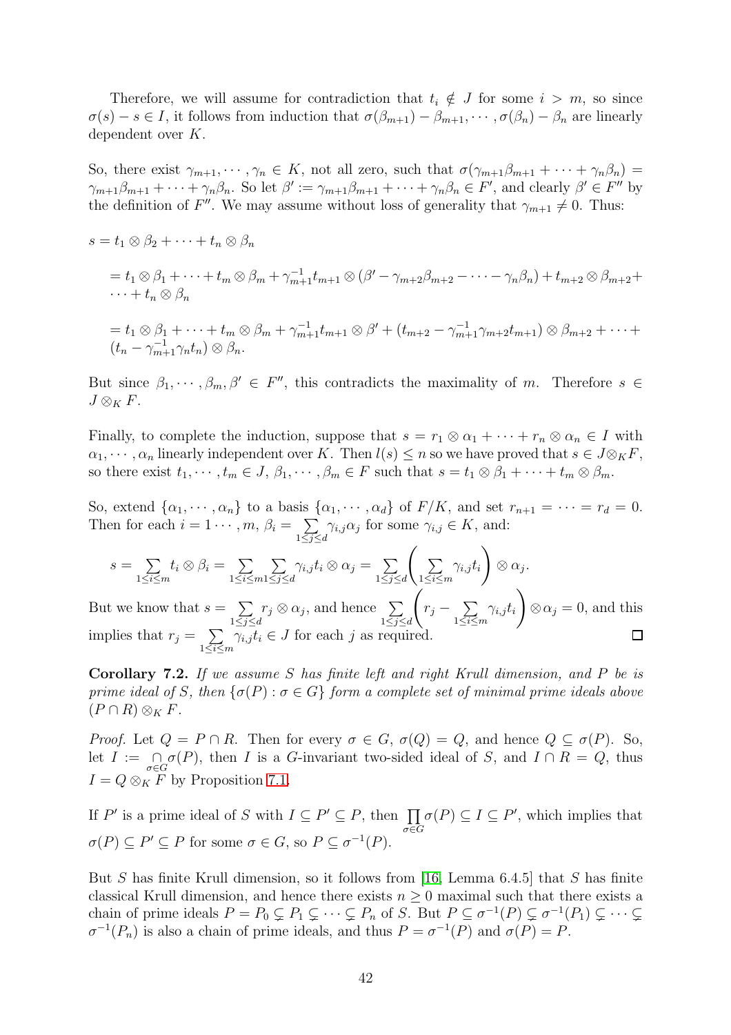Therefore, we will assume for contradiction that $t_i \notin J$ for some $i > m$, so since $\sigma(s) - s \in I$, it follows from induction that $\sigma(\beta_{m+1}) - \beta_{m+1}, \cdots, \sigma(\beta_n) - \beta_n$ are linearly dependent over $K$.

So, there exist $\gamma_{m+1}, \cdots, \gamma_n \in K$, not all zero, such that $\sigma(\gamma_{m+1}\beta_{m+1} + \cdots + \gamma_n\beta_n) = \gamma_{m+1}\beta_{m+1} + \cdots + \gamma_n\beta_n$. So let $\beta' := \gamma_{m+1}\beta_{m+1} + \cdots + \gamma_n\beta_n \in F'$, and clearly $\beta' \in F''$ by the definition of $F''$. We may assume without loss of generality that $\gamma_{m+1} \neq 0$. Thus:

$s = t_1 \otimes \beta_2 + \cdots + t_n \otimes \beta_n$

$= t_1 \otimes \beta_1 + \cdots + t_m \otimes \beta_m + \gamma_{m+1}^{-1} t_{m+1} \otimes (\beta' - \gamma_{m+2}\beta_{m+2} - \cdots - \gamma_n\beta_n) + t_{m+2} \otimes \beta_{m+2} + \cdots + t_n \otimes \beta_n$

$= t_1 \otimes \beta_1 + \cdots + t_m \otimes \beta_m + \gamma_{m+1}^{-1} t_{m+1} \otimes \beta' + (t_{m+2} - \gamma_{m+1}^{-1}\gamma_{m+2}t_{m+1}) \otimes \beta_{m+2} + \cdots + (t_n - \gamma_{m+1}^{-1}\gamma_n t_n) \otimes \beta_n$.

But since $\beta_1, \cdots, \beta_m, \beta' \in F''$, this contradicts the maximality of $m$. Therefore $s \in J \otimes_K F$.

Finally, to complete the induction, suppose that $s = r_1 \otimes \alpha_1 + \cdots + r_n \otimes \alpha_n \in I$ with $\alpha_1, \cdots, \alpha_n$ linearly independent over $K$. Then $l(s) \leq n$ so we have proved that $s \in J \otimes_K F$, so there exist $t_1, \cdots, t_m \in J$, $\beta_1, \cdots, \beta_m \in F$ such that $s = t_1 \otimes \beta_1 + \cdots + t_m \otimes \beta_m$.

So, extend $\{\alpha_1, \cdots, \alpha_n\}$ to a basis $\{\alpha_1, \cdots, \alpha_d\}$ of $F/K$, and set $r_{n+1} = \cdots = r_d = 0$. Then for each $i = 1 \cdots, m$, $\beta_i = \sum\limits_{1 \leq j \leq d} \gamma_{i,j}\alpha_j$ for some $\gamma_{i,j} \in K$, and:

$$s = \sum_{1 \leq i \leq m} t_i \otimes \beta_i = \sum_{1 \leq i \leq m} \sum_{1 \leq j \leq d} \gamma_{i,j} t_i \otimes \alpha_j = \sum_{1 \leq j \leq d} \left( \sum_{1 \leq i \leq m} \gamma_{i,j} t_i \right) \otimes \alpha_j.$$

But we know that $s = \sum\limits_{1 \leq j \leq d} r_j \otimes \alpha_j$, and hence $\sum\limits_{1 \leq j \leq d} \left( r_j - \sum\limits_{1 \leq i \leq m} \gamma_{i,j} t_i \right) \otimes \alpha_j = 0$, and this implies that $r_j = \sum\limits_{1 \leq i \leq m} \gamma_{i,j} t_i \in J$ for each $j$ as required. $\square$

**Corollary 7.2.** *If we assume $S$ has finite left and right Krull dimension, and $P$ be is prime ideal of $S$, then $\{\sigma(P) : \sigma \in G\}$ form a complete set of minimal prime ideals above $(P \cap R) \otimes_K F$.*

*Proof.* Let $Q = P \cap R$. Then for every $\sigma \in G$, $\sigma(Q) = Q$, and hence $Q \subseteq \sigma(P)$. So, let $I := \bigcap\limits_{\sigma \in G} \sigma(P)$, then $I$ is a $G$-invariant two-sided ideal of $S$, and $I \cap R = Q$, thus $I = Q \otimes_K F$ by Proposition 7.1.

If $P'$ is a prime ideal of $S$ with $I \subseteq P' \subseteq P$, then $\prod\limits_{\sigma \in G} \sigma(P) \subseteq I \subseteq P'$, which implies that $\sigma(P) \subseteq P' \subseteq P$ for some $\sigma \in G$, so $P \subseteq \sigma^{-1}(P)$.

But $S$ has finite Krull dimension, so it follows from [16, Lemma 6.4.5] that $S$ has finite classical Krull dimension, and hence there exists $n \geq 0$ maximal such that there exists a chain of prime ideals $P = P_0 \subsetneq P_1 \subsetneq \cdots \subsetneq P_n$ of $S$. But $P \subseteq \sigma^{-1}(P) \subsetneq \sigma^{-1}(P_1) \subsetneq \cdots \subsetneq \sigma^{-1}(P_n)$ is also a chain of prime ideals, and thus $P = \sigma^{-1}(P)$ and $\sigma(P) = P$.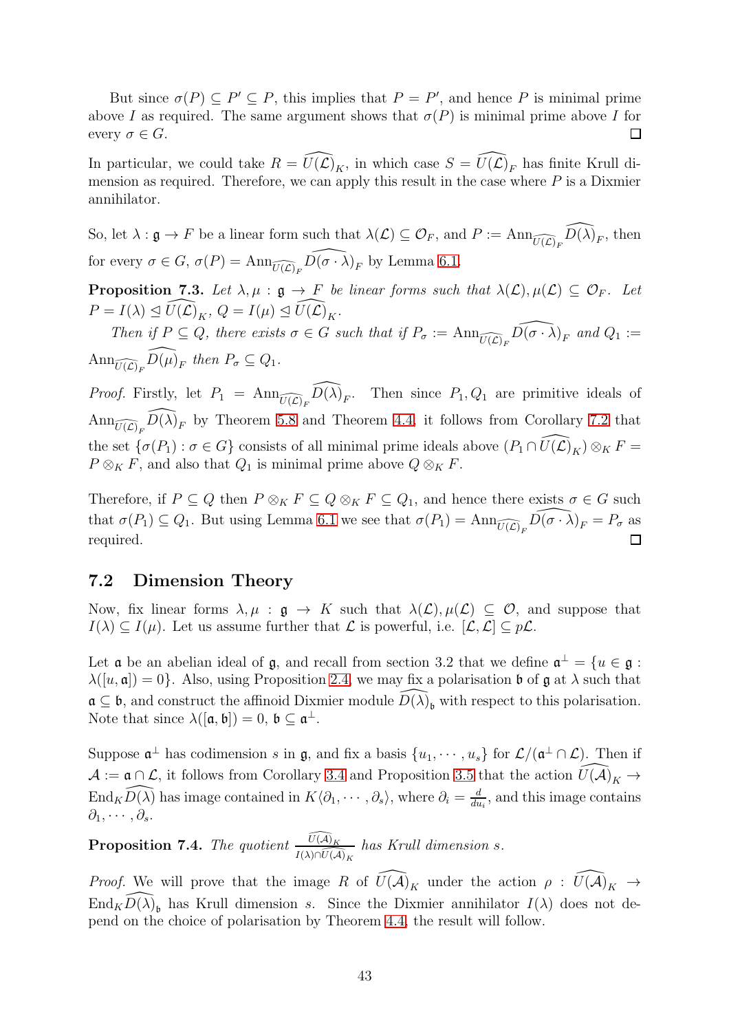But since $\sigma(P) \subseteq P' \subseteq P$, this implies that $P = P'$, and hence $P$ is minimal prime above $I$ as required. The same argument shows that $\sigma(P)$ is minimal prime above $I$ for every $\sigma \in G$. $\square$

In particular, we could take $R = \widehat{U(\mathcal{L})}_K$, in which case $S = \widehat{U(\mathcal{L})}_F$ has finite Krull dimension as required. Therefore, we can apply this result in the case where $P$ is a Dixmier annihilator.

So, let $\lambda : \mathfrak{g} \to F$ be a linear form such that $\lambda(\mathcal{L}) \subseteq \mathcal{O}_F$, and $P := \text{Ann}_{\widehat{U(\mathcal{L})}_F} \widehat{D(\lambda)}_F$, then for every $\sigma \in G$, $\sigma(P) = \text{Ann}_{\widehat{U(\mathcal{L})}_F} \widehat{D(\sigma \cdot \lambda)}_F$ by Lemma 6.1.

**Proposition 7.3.** *Let $\lambda, \mu : \mathfrak{g} \to F$ be linear forms such that $\lambda(\mathcal{L}), \mu(\mathcal{L}) \subseteq \mathcal{O}_F$. Let $P = I(\lambda) \trianglelefteq \widehat{U(\mathcal{L})}_K$, $Q = I(\mu) \trianglelefteq \widehat{U(\mathcal{L})}_K$.*

*Then if $P \subseteq Q$, there exists $\sigma \in G$ such that if $P_\sigma := \text{Ann}_{\widehat{U(\mathcal{L})}_F} \widehat{D(\sigma \cdot \lambda)}_F$ and $Q_1 := \text{Ann}_{\widehat{U(\mathcal{L})}_F} \widehat{D(\mu)}_F$ then $P_\sigma \subseteq Q_1$.*

*Proof.* Firstly, let $P_1 = \text{Ann}_{\widehat{U(\mathcal{L})}_F} \widehat{D(\lambda)}_F$. Then since $P_1, Q_1$ are primitive ideals of $\text{Ann}_{\widehat{U(\mathcal{L})}_F} \widehat{D(\lambda)}_F$ by Theorem 5.8 and Theorem 4.4, it follows from Corollary 7.2 that the set $\{\sigma(P_1) : \sigma \in G\}$ consists of all minimal prime ideals above $(P_1 \cap \widehat{U(\mathcal{L})}_K) \otimes_K F = P \otimes_K F$, and also that $Q_1$ is minimal prime above $Q \otimes_K F$.

Therefore, if $P \subseteq Q$ then $P \otimes_K F \subseteq Q \otimes_K F \subseteq Q_1$, and hence there exists $\sigma \in G$ such that $\sigma(P_1) \subseteq Q_1$. But using Lemma 6.1 we see that $\sigma(P_1) = \text{Ann}_{\widehat{U(\mathcal{L})}_F} \widehat{D(\sigma \cdot \lambda)}_F = P_\sigma$ as required. $\square$

## 7.2 Dimension Theory

Now, fix linear forms $\lambda, \mu : \mathfrak{g} \to K$ such that $\lambda(\mathcal{L}), \mu(\mathcal{L}) \subseteq \mathcal{O}$, and suppose that $I(\lambda) \subseteq I(\mu)$. Let us assume further that $\mathcal{L}$ is powerful, i.e. $[\mathcal{L}, \mathcal{L}] \subseteq p\mathcal{L}$.

Let $\mathfrak{a}$ be an abelian ideal of $\mathfrak{g}$, and recall from section 3.2 that we define $\mathfrak{a}^\perp = \{u \in \mathfrak{g} : \lambda([u, \mathfrak{a}]) = 0\}$. Also, using Proposition 2.4, we may fix a polarisation $\mathfrak{b}$ of $\mathfrak{g}$ at $\lambda$ such that $\mathfrak{a} \subseteq \mathfrak{b}$, and construct the affinoid Dixmier module $\widehat{D(\lambda)}_\mathfrak{b}$ with respect to this polarisation. Note that since $\lambda([\mathfrak{a}, \mathfrak{b}]) = 0$, $\mathfrak{b} \subseteq \mathfrak{a}^\perp$.

Suppose $\mathfrak{a}^\perp$ has codimension $s$ in $\mathfrak{g}$, and fix a basis $\{u_1, \cdots, u_s\}$ for $\mathcal{L}/(\mathfrak{a}^\perp \cap \mathcal{L})$. Then if $\mathcal{A} := \mathfrak{a} \cap \mathcal{L}$, it follows from Corollary 3.4 and Proposition 3.5 that the action $\widehat{U(\mathcal{A})}_K \to \text{End}_K \widehat{D(\lambda)}$ has image contained in $K\langle \partial_1, \cdots, \partial_s \rangle$, where $\partial_i = \frac{d}{du_i}$, and this image contains $\partial_1, \cdots, \partial_s$.

**Proposition 7.4.** *The quotient $\frac{\widehat{U(\mathcal{A})}_K}{I(\lambda) \cap \widehat{U(\mathcal{A})}_K}$ has Krull dimension $s$.*

*Proof.* We will prove that the image $R$ of $\widehat{U(\mathcal{A})}_K$ under the action $\rho : \widehat{U(\mathcal{A})}_K \to \text{End}_K \widehat{D(\lambda)}_\mathfrak{b}$ has Krull dimension $s$. Since the Dixmier annihilator $I(\lambda)$ does not depend on the choice of polarisation by Theorem 4.4, the result will follow.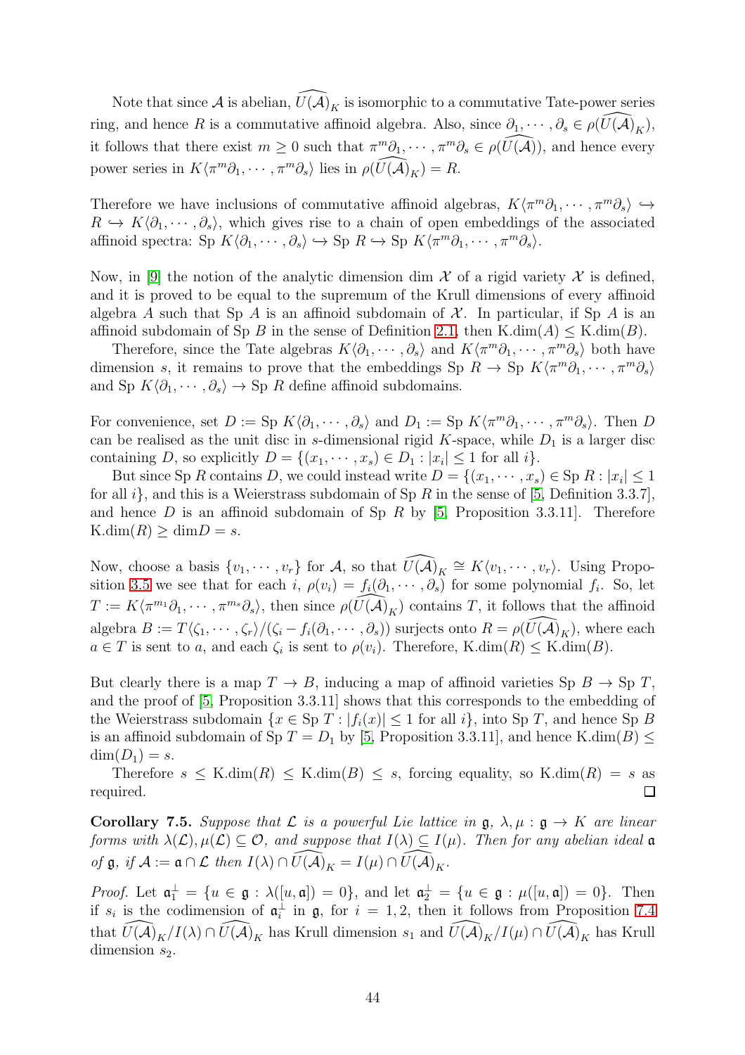Note that since $\mathcal{A}$ is abelian, $\widehat{U(\mathcal{A})}_K$ is isomorphic to a commutative Tate-power series ring, and hence $R$ is a commutative affinoid algebra. Also, since $\partial_1, \cdots, \partial_s \in \rho(\widehat{U(\mathcal{A})}_K)$, it follows that there exist $m \geq 0$ such that $\pi^m\partial_1, \cdots, \pi^m\partial_s \in \rho(\widehat{U(\mathcal{A})})$, and hence every power series in $K\langle \pi^m\partial_1, \cdots, \pi^m\partial_s\rangle$ lies in $\rho(\widehat{U(\mathcal{A})}_K) = R$.

Therefore we have inclusions of commutative affinoid algebras, $K\langle \pi^m\partial_1, \cdots, \pi^m\partial_s\rangle \hookrightarrow R \hookrightarrow K\langle \partial_1, \cdots, \partial_s\rangle$, which gives rise to a chain of open embeddings of the associated affinoid spectra: $\text{Sp } K\langle \partial_1, \cdots, \partial_s\rangle \hookrightarrow \text{Sp } R \hookrightarrow \text{Sp } K\langle \pi^m\partial_1, \cdots, \pi^m\partial_s\rangle$.

Now, in [9] the notion of the analytic dimension $\dim \mathcal{X}$ of a rigid variety $\mathcal{X}$ is defined, and it is proved to be equal to the supremum of the Krull dimensions of every affinoid algebra $A$ such that $\text{Sp } A$ is an affinoid subdomain of $\mathcal{X}$. In particular, if $\text{Sp } A$ is an affinoid subdomain of $\text{Sp } B$ in the sense of Definition 2.1, then $\text{K.dim}(A) \leq \text{K.dim}(B)$.

Therefore, since the Tate algebras $K\langle \partial_1, \cdots, \partial_s\rangle$ and $K\langle \pi^m\partial_1, \cdots, \pi^m\partial_s\rangle$ both have dimension $s$, it remains to prove that the embeddings $\text{Sp } R \to \text{Sp } K\langle \pi^m\partial_1, \cdots, \pi^m\partial_s\rangle$ and $\text{Sp } K\langle \partial_1, \cdots, \partial_s\rangle \to \text{Sp } R$ define affinoid subdomains.

For convenience, set $D := \text{Sp } K\langle \partial_1, \cdots, \partial_s\rangle$ and $D_1 := \text{Sp } K\langle \pi^m\partial_1, \cdots, \pi^m\partial_s\rangle$. Then $D$ can be realised as the unit disc in $s$-dimensional rigid $K$-space, while $D_1$ is a larger disc containing $D$, so explicitly $D = \{(x_1, \cdots, x_s) \in D_1 : |x_i| \leq 1 \text{ for all } i\}$.

But since $\text{Sp } R$ contains $D$, we could instead write $D = \{(x_1, \cdots, x_s) \in \text{Sp } R : |x_i| \leq 1$ for all $i\}$, and this is a Weierstrass subdomain of $\text{Sp } R$ in the sense of [5, Definition 3.3.7], and hence $D$ is an affinoid subdomain of $\text{Sp } R$ by [5, Proposition 3.3.11]. Therefore $\text{K.dim}(R) \geq \dim D = s$.

Now, choose a basis $\{v_1, \cdots, v_r\}$ for $\mathcal{A}$, so that $\widehat{U(\mathcal{A})}_K \cong K\langle v_1, \cdots, v_r\rangle$. Using Proposition 3.5 we see that for each $i$, $\rho(v_i) = f_i(\partial_1, \cdots, \partial_s)$ for some polynomial $f_i$. So, let $T := K\langle \pi^{m_1}\partial_1, \cdots, \pi^{m_s}\partial_s\rangle$, then since $\rho(\widehat{U(\mathcal{A})}_K)$ contains $T$, it follows that the affinoid algebra $B := T\langle \zeta_1, \cdots, \zeta_r\rangle/(\zeta_i - f_i(\partial_1, \cdots, \partial_s))$ surjects onto $R = \rho(\widehat{U(\mathcal{A})}_K)$, where each $a \in T$ is sent to $a$, and each $\zeta_i$ is sent to $\rho(v_i)$. Therefore, $\text{K.dim}(R) \leq \text{K.dim}(B)$.

But clearly there is a map $T \to B$, inducing a map of affinoid varieties $\text{Sp } B \to \text{Sp } T$, and the proof of [5, Proposition 3.3.11] shows that this corresponds to the embedding of the Weierstrass subdomain $\{x \in \text{Sp } T : |f_i(x)| \leq 1 \text{ for all } i\}$, into $\text{Sp } T$, and hence $\text{Sp } B$ is an affinoid subdomain of $\text{Sp } T = D_1$ by [5, Proposition 3.3.11], and hence $\text{K.dim}(B) \leq \dim(D_1) = s$.

Therefore $s \leq \text{K.dim}(R) \leq \text{K.dim}(B) \leq s$, forcing equality, so $\text{K.dim}(R) = s$ as required. $\square$

**Corollary 7.5.** *Suppose that $\mathcal{L}$ is a powerful Lie lattice in $\mathfrak{g}$, $\lambda, \mu : \mathfrak{g} \to K$ are linear forms with $\lambda(\mathcal{L}), \mu(\mathcal{L}) \subseteq \mathcal{O}$, and suppose that $I(\lambda) \subseteq I(\mu)$. Then for any abelian ideal $\mathfrak{a}$ of $\mathfrak{g}$, if $\mathcal{A} := \mathfrak{a} \cap \mathcal{L}$ then $I(\lambda) \cap \widehat{U(\mathcal{A})}_K = I(\mu) \cap \widehat{U(\mathcal{A})}_K$.*

*Proof.* Let $\mathfrak{a}_1^\perp = \{u \in \mathfrak{g} : \lambda([u, \mathfrak{a}]) = 0\}$, and let $\mathfrak{a}_2^\perp = \{u \in \mathfrak{g} : \mu([u, \mathfrak{a}]) = 0\}$. Then if $s_i$ is the codimension of $\mathfrak{a}_i^\perp$ in $\mathfrak{g}$, for $i = 1, 2$, then it follows from Proposition 7.4 that $\widehat{U(\mathcal{A})}_K/I(\lambda) \cap \widehat{U(\mathcal{A})}_K$ has Krull dimension $s_1$ and $\widehat{U(\mathcal{A})}_K/I(\mu) \cap \widehat{U(\mathcal{A})}_K$ has Krull dimension $s_2$.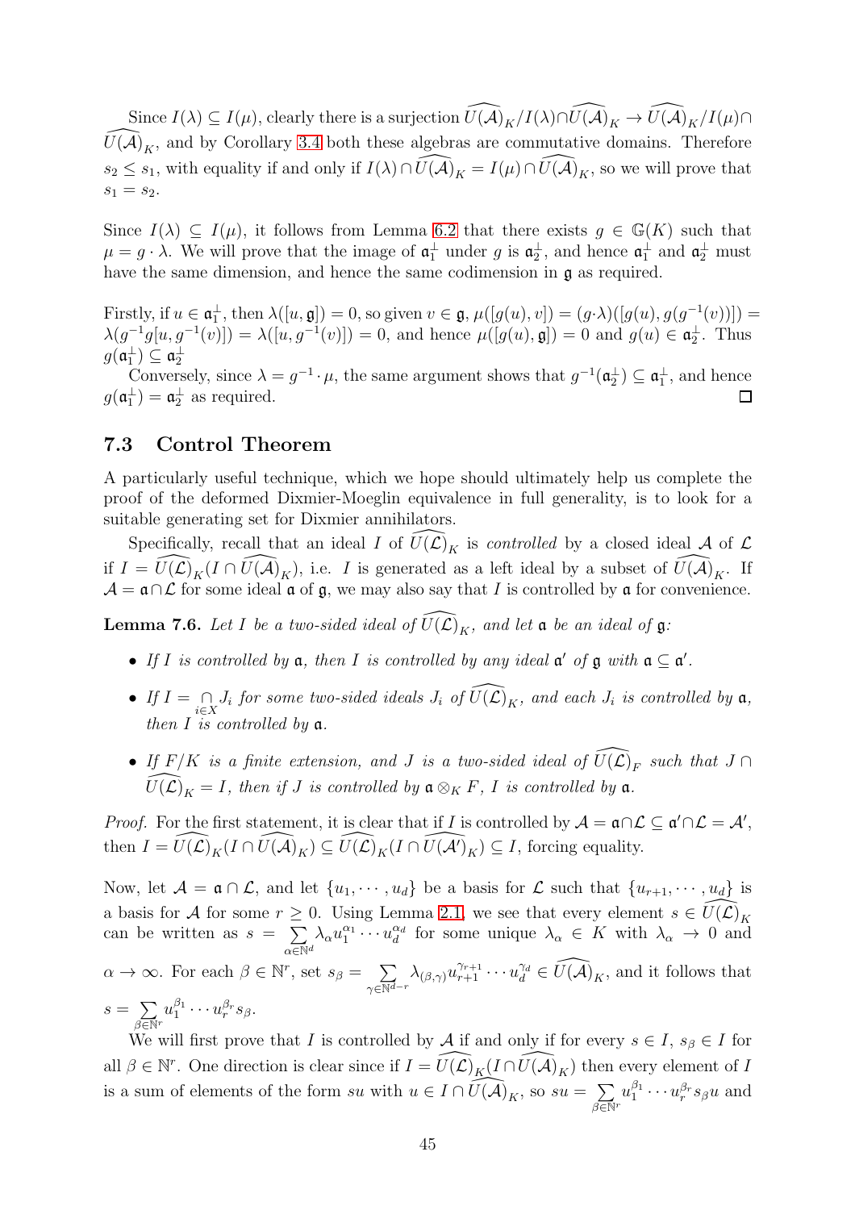Since $I(\lambda) \subseteq I(\mu)$, clearly there is a surjection $\widehat{U(\mathcal{A})}_K/I(\lambda)\cap\widehat{U(\mathcal{A})}_K \to \widehat{U(\mathcal{A})}_K/I(\mu)\cap \widehat{U(\mathcal{A})}_K$, and by Corollary 3.4 both these algebras are commutative domains. Therefore $s_2 \leq s_1$, with equality if and only if $I(\lambda)\cap\widehat{U(\mathcal{A})}_K = I(\mu)\cap\widehat{U(\mathcal{A})}_K$, so we will prove that $s_1 = s_2$.

Since $I(\lambda) \subseteq I(\mu)$, it follows from Lemma 6.2 that there exists $g \in \mathbb{G}(K)$ such that $\mu = g\cdot\lambda$. We will prove that the image of $\mathfrak{a}_1^\perp$ under $g$ is $\mathfrak{a}_2^\perp$, and hence $\mathfrak{a}_1^\perp$ and $\mathfrak{a}_2^\perp$ must have the same dimension, and hence the same codimension in $\mathfrak{g}$ as required.

Firstly, if $u \in \mathfrak{a}_1^\perp$, then $\lambda([u,\mathfrak{g}]) = 0$, so given $v \in \mathfrak{g}$, $\mu([g(u),v]) = (g\cdot\lambda)([g(u),g(g^{-1}(v))]) = \lambda(g^{-1}g[u,g^{-1}(v)]) = \lambda([u,g^{-1}(v)]) = 0$, and hence $\mu([g(u),\mathfrak{g}]) = 0$ and $g(u) \in \mathfrak{a}_2^\perp$. Thus $g(\mathfrak{a}_1^\perp) \subseteq \mathfrak{a}_2^\perp$

Conversely, since $\lambda = g^{-1}\cdot\mu$, the same argument shows that $g^{-1}(\mathfrak{a}_2^\perp) \subseteq \mathfrak{a}_1^\perp$, and hence $g(\mathfrak{a}_1^\perp) = \mathfrak{a}_2^\perp$ as required. $\square$

## 7.3 Control Theorem

A particularly useful technique, which we hope should ultimately help us complete the proof of the deformed Dixmier-Moeglin equivalence in full generality, is to look for a suitable generating set for Dixmier annihilators.

Specifically, recall that an ideal $I$ of $\widehat{U(\mathcal{L})}_K$ is *controlled* by a closed ideal $\mathcal{A}$ of $\mathcal{L}$ if $I = \widehat{U(\mathcal{L})}_K(I\cap\widehat{U(\mathcal{A})}_K)$, i.e. $I$ is generated as a left ideal by a subset of $\widehat{U(\mathcal{A})}_K$. If $\mathcal{A} = \mathfrak{a}\cap\mathcal{L}$ for some ideal $\mathfrak{a}$ of $\mathfrak{g}$, we may also say that $I$ is controlled by $\mathfrak{a}$ for convenience.

**Lemma 7.6.** *Let $I$ be a two-sided ideal of $\widehat{U(\mathcal{L})}_K$, and let $\mathfrak{a}$ be an ideal of $\mathfrak{g}$:*

- *If $I$ is controlled by $\mathfrak{a}$, then $I$ is controlled by any ideal $\mathfrak{a}'$ of $\mathfrak{g}$ with $\mathfrak{a}\subseteq\mathfrak{a}'$.*
- *If $I = \bigcap_{i\in X} J_i$ for some two-sided ideals $J_i$ of $\widehat{U(\mathcal{L})}_K$, and each $J_i$ is controlled by $\mathfrak{a}$, then $I$ is controlled by $\mathfrak{a}$.*
- *If $F/K$ is a finite extension, and $J$ is a two-sided ideal of $\widehat{U(\mathcal{L})}_F$ such that $J\cap\widehat{U(\mathcal{L})}_K = I$, then if $J$ is controlled by $\mathfrak{a}\otimes_K F$, $I$ is controlled by $\mathfrak{a}$.*

*Proof.* For the first statement, it is clear that if $I$ is controlled by $\mathcal{A} = \mathfrak{a}\cap\mathcal{L} \subseteq \mathfrak{a}'\cap\mathcal{L} = \mathcal{A}'$, then $I = \widehat{U(\mathcal{L})}_K(I\cap\widehat{U(\mathcal{A})}_K) \subseteq \widehat{U(\mathcal{L})}_K(I\cap\widehat{U(\mathcal{A}')}_K) \subseteq I$, forcing equality.

Now, let $\mathcal{A} = \mathfrak{a}\cap\mathcal{L}$, and let $\{u_1,\cdots,u_d\}$ be a basis for $\mathcal{L}$ such that $\{u_{r+1},\cdots,u_d\}$ is a basis for $\mathcal{A}$ for some $r \geq 0$. Using Lemma 2.1, we see that every element $s \in \widehat{U(\mathcal{L})}_K$ can be written as $s = \sum_{\alpha\in\mathbb{N}^d}\lambda_\alpha u_1^{\alpha_1}\cdots u_d^{\alpha_d}$ for some unique $\lambda_\alpha \in K$ with $\lambda_\alpha \to 0$ and $\alpha\to\infty$. For each $\beta\in\mathbb{N}^r$, set $s_\beta = \sum_{\gamma\in\mathbb{N}^{d-r}}\lambda_{(\beta,\gamma)}u_{r+1}^{\gamma_{r+1}}\cdots u_d^{\gamma_d} \in \widehat{U(\mathcal{A})}_K$, and it follows that $s = \sum_{\beta\in\mathbb{N}^r}u_1^{\beta_1}\cdots u_r^{\beta_r}s_\beta$.

We will first prove that $I$ is controlled by $\mathcal{A}$ if and only if for every $s\in I$, $s_\beta \in I$ for all $\beta\in\mathbb{N}^r$. One direction is clear since if $I = \widehat{U(\mathcal{L})}_K(I\cap\widehat{U(\mathcal{A})}_K)$ then every element of $I$ is a sum of elements of the form $su$ with $u \in I\cap\widehat{U(\mathcal{A})}_K$, so $su = \sum_{\beta\in\mathbb{N}^r}u_1^{\beta_1}\cdots u_r^{\beta_r}s_\beta u$ and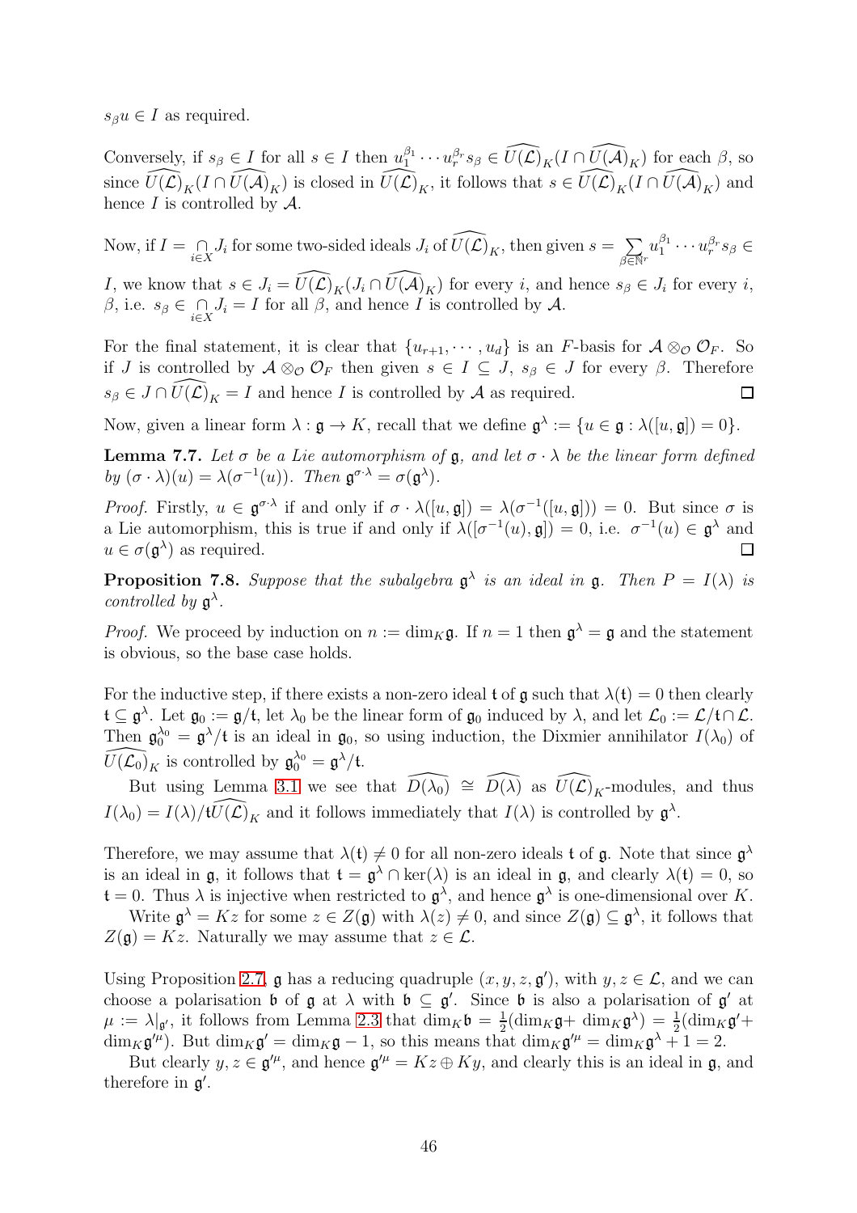$s_\beta u \in I$ as required.

Conversely, if $s_\beta \in I$ for all $s \in I$ then $u_1^{\beta_1}\cdots u_r^{\beta_r}s_\beta \in \widehat{U(\mathcal{L})}_K(I\cap \widehat{U(\mathcal{A})}_K)$ for each $\beta$, so since $\widehat{U(\mathcal{L})}_K(I\cap \widehat{U(\mathcal{A})}_K)$ is closed in $\widehat{U(\mathcal{L})}_K$, it follows that $s \in \widehat{U(\mathcal{L})}_K(I\cap \widehat{U(\mathcal{A})}_K)$ and hence $I$ is controlled by $\mathcal{A}$.

Now, if $I = \underset{i\in X}{\cap} J_i$ for some two-sided ideals $J_i$ of $\widehat{U(\mathcal{L})}_K$, then given $s = \sum_{\beta\in\mathbb{N}^r} u_1^{\beta_1}\cdots u_r^{\beta_r}s_\beta \in I$, we know that $s \in J_i = \widehat{U(\mathcal{L})}_K(J_i\cap \widehat{U(\mathcal{A})}_K)$ for every $i$, and hence $s_\beta \in J_i$ for every $i$, $\beta$, i.e. $s_\beta \in \underset{i\in X}{\cap} J_i = I$ for all $\beta$, and hence $I$ is controlled by $\mathcal{A}$.

For the final statement, it is clear that $\{u_{r+1},\cdots,u_d\}$ is an $F$-basis for $\mathcal{A}\otimes_{\mathcal{O}}\mathcal{O}_F$. So if $J$ is controlled by $\mathcal{A}\otimes_{\mathcal{O}}\mathcal{O}_F$ then given $s \in I \subseteq J$, $s_\beta \in J$ for every $\beta$. Therefore $s_\beta \in J\cap \widehat{U(\mathcal{L})}_K = I$ and hence $I$ is controlled by $\mathcal{A}$ as required. $\square$

Now, given a linear form $\lambda : \mathfrak{g} \to K$, recall that we define $\mathfrak{g}^\lambda := \{u \in \mathfrak{g} : \lambda([u,\mathfrak{g}]) = 0\}$.

**Lemma 7.7.** *Let $\sigma$ be a Lie automorphism of $\mathfrak{g}$, and let $\sigma\cdot\lambda$ be the linear form defined by $(\sigma\cdot\lambda)(u) = \lambda(\sigma^{-1}(u))$. Then $\mathfrak{g}^{\sigma\cdot\lambda} = \sigma(\mathfrak{g}^\lambda)$.*

*Proof.* Firstly, $u \in \mathfrak{g}^{\sigma\cdot\lambda}$ if and only if $\sigma\cdot\lambda([u,\mathfrak{g}]) = \lambda(\sigma^{-1}([u,\mathfrak{g}])) = 0$. But since $\sigma$ is a Lie automorphism, this is true if and only if $\lambda([\sigma^{-1}(u),\mathfrak{g}]) = 0$, i.e. $\sigma^{-1}(u) \in \mathfrak{g}^\lambda$ and $u \in \sigma(\mathfrak{g}^\lambda)$ as required. $\square$

**Proposition 7.8.** *Suppose that the subalgebra $\mathfrak{g}^\lambda$ is an ideal in $\mathfrak{g}$. Then $P = I(\lambda)$ is controlled by $\mathfrak{g}^\lambda$.*

*Proof.* We proceed by induction on $n := \dim_K\mathfrak{g}$. If $n = 1$ then $\mathfrak{g}^\lambda = \mathfrak{g}$ and the statement is obvious, so the base case holds.

For the inductive step, if there exists a non-zero ideal $\mathfrak{t}$ of $\mathfrak{g}$ such that $\lambda(\mathfrak{t}) = 0$ then clearly $\mathfrak{t} \subseteq \mathfrak{g}^\lambda$. Let $\mathfrak{g}_0 := \mathfrak{g}/\mathfrak{t}$, let $\lambda_0$ be the linear form of $\mathfrak{g}_0$ induced by $\lambda$, and let $\mathcal{L}_0 := \mathcal{L}/\mathfrak{t}\cap\mathcal{L}$. Then $\mathfrak{g}_0^{\lambda_0} = \mathfrak{g}^\lambda/\mathfrak{t}$ is an ideal in $\mathfrak{g}_0$, so using induction, the Dixmier annihilator $I(\lambda_0)$ of $\widehat{U(\mathcal{L}_0)}_K$ is controlled by $\mathfrak{g}_0^{\lambda_0} = \mathfrak{g}^\lambda/\mathfrak{t}$.

But using Lemma 3.1 we see that $\widehat{D(\lambda_0)} \cong \widehat{D(\lambda)}$ as $\widehat{U(\mathcal{L})}_K$-modules, and thus $I(\lambda_0) = I(\lambda)/\mathfrak{t}\widehat{U(\mathcal{L})}_K$ and it follows immediately that $I(\lambda)$ is controlled by $\mathfrak{g}^\lambda$.

Therefore, we may assume that $\lambda(\mathfrak{t}) \neq 0$ for all non-zero ideals $\mathfrak{t}$ of $\mathfrak{g}$. Note that since $\mathfrak{g}^\lambda$ is an ideal in $\mathfrak{g}$, it follows that $\mathfrak{t} = \mathfrak{g}^\lambda \cap \ker(\lambda)$ is an ideal in $\mathfrak{g}$, and clearly $\lambda(\mathfrak{t}) = 0$, so $\mathfrak{t} = 0$. Thus $\lambda$ is injective when restricted to $\mathfrak{g}^\lambda$, and hence $\mathfrak{g}^\lambda$ is one-dimensional over $K$.

Write $\mathfrak{g}^\lambda = Kz$ for some $z \in Z(\mathfrak{g})$ with $\lambda(z) \neq 0$, and since $Z(\mathfrak{g}) \subseteq \mathfrak{g}^\lambda$, it follows that $Z(\mathfrak{g}) = Kz$. Naturally we may assume that $z \in \mathcal{L}$.

Using Proposition 2.7, $\mathfrak{g}$ has a reducing quadruple $(x,y,z,\mathfrak{g}')$, with $y,z \in \mathcal{L}$, and we can choose a polarisation $\mathfrak{b}$ of $\mathfrak{g}$ at $\lambda$ with $\mathfrak{b} \subseteq \mathfrak{g}'$. Since $\mathfrak{b}$ is also a polarisation of $\mathfrak{g}'$ at $\mu := \lambda|_{\mathfrak{g}'}$, it follows from Lemma 2.3 that $\dim_K\mathfrak{b} = \frac{1}{2}(\dim_K\mathfrak{g} + \dim_K\mathfrak{g}^\lambda) = \frac{1}{2}(\dim_K\mathfrak{g}' + \dim_K\mathfrak{g}'^\mu)$. But $\dim_K\mathfrak{g}' = \dim_K\mathfrak{g} - 1$, so this means that $\dim_K\mathfrak{g}'^\mu = \dim_K\mathfrak{g}^\lambda + 1 = 2$.

But clearly $y,z \in \mathfrak{g}'^\mu$, and hence $\mathfrak{g}'^\mu = Kz \oplus Ky$, and clearly this is an ideal in $\mathfrak{g}$, and therefore in $\mathfrak{g}'$.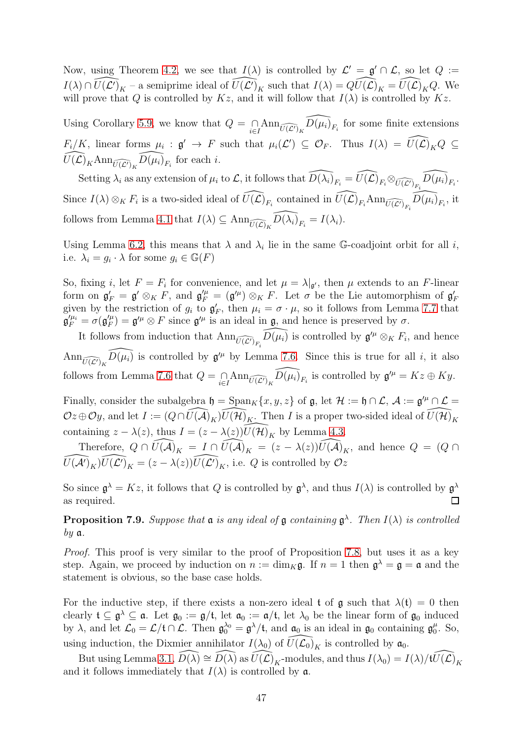Now, using Theorem 4.2, we see that $I(\lambda)$ is controlled by $\mathcal{L}' = \mathfrak{g}' \cap \mathcal{L}$, so let $Q := I(\lambda) \cap \widehat{U(\mathcal{L}')}_K$ – a semiprime ideal of $\widehat{U(\mathcal{L}')}_K$ such that $I(\lambda) = Q\widehat{U(\mathcal{L})}_K = \widehat{U(\mathcal{L})}_K Q$. We will prove that $Q$ is controlled by $Kz$, and it will follow that $I(\lambda)$ is controlled by $Kz$.

Using Corollary 5.9, we know that $Q = \bigcap_{i\in I} \text{Ann}_{\widehat{U(\mathcal{L}')}_K} \widehat{D(\mu_i)}_{F_i}$ for some finite extensions $F_i/K$, linear forms $\mu_i : \mathfrak{g}' \to F$ such that $\mu_i(\mathcal{L}') \subseteq \mathcal{O}_F$. Thus $I(\lambda) = \widehat{U(\mathcal{L})}_K Q \subseteq \widehat{U(\mathcal{L})}_K \text{Ann}_{\widehat{U(\mathcal{L}')}_K} \widehat{D(\mu_i)}_{F_i}$ for each $i$.

Setting $\lambda_i$ as any extension of $\mu_i$ to $\mathcal{L}$, it follows that $\widehat{D(\lambda_i)}_{F_i} = \widehat{U(\mathcal{L})}_{F_i} \otimes_{\widehat{U(\mathcal{L}')}_{F_i}} \widehat{D(\mu_i)}_{F_i}$. Since $I(\lambda) \otimes_K F_i$ is a two-sided ideal of $\widehat{U(\mathcal{L})}_{F_i}$ contained in $\widehat{U(\mathcal{L})}_{F_i} \text{Ann}_{\widehat{U(\mathcal{L}')}_{F_i}} \widehat{D(\mu_i)}_{F_i}$, it follows from Lemma 4.1 that $I(\lambda) \subseteq \text{Ann}_{\widehat{U(\mathcal{L})}_K} \widehat{D(\lambda_i)}_{F_i} = I(\lambda_i)$.

Using Lemma 6.2, this means that $\lambda$ and $\lambda_i$ lie in the same $\mathbb{G}$-coadjoint orbit for all $i$, i.e. $\lambda_i = g_i \cdot \lambda$ for some $g_i \in \mathbb{G}(F)$

So, fixing $i$, let $F = F_i$ for convenience, and let $\mu = \lambda|_{\mathfrak{g}'}$, then $\mu$ extends to an $F$-linear form on $\mathfrak{g}'_F = \mathfrak{g}' \otimes_K F$, and $\mathfrak{g}'^{\mu}_F = (\mathfrak{g}'^{\mu}) \otimes_K F$. Let $\sigma$ be the Lie automorphism of $\mathfrak{g}'_F$ given by the restriction of $g_i$ to $\mathfrak{g}'_F$, then $\mu_i = \sigma \cdot \mu$, so it follows from Lemma 7.7 that $\mathfrak{g}'^{\mu_i}_F = \sigma(\mathfrak{g}'^{\mu}_F) = \mathfrak{g}'^{\mu} \otimes F$ since $\mathfrak{g}'^{\mu}$ is an ideal in $\mathfrak{g}$, and hence is preserved by $\sigma$.

It follows from induction that $\text{Ann}_{\widehat{U(\mathcal{L}')}_{F_i}} \widehat{D(\mu_i)}$ is controlled by $\mathfrak{g}'^{\mu} \otimes_K F_i$, and hence $\text{Ann}_{\widehat{U(\mathcal{L}')}_K} \widehat{D(\mu_i)}$ is controlled by $\mathfrak{g}'^{\mu}$ by Lemma 7.6. Since this is true for all $i$, it also follows from Lemma 7.6 that $Q = \bigcap_{i\in I} \text{Ann}_{\widehat{U(\mathcal{L}')}_K} \widehat{D(\mu_i)}_{F_i}$ is controlled by $\mathfrak{g}'^{\mu} = Kz \oplus Ky$.

Finally, consider the subalgebra $\mathfrak{h} = \text{Span}_K\{x, y, z\}$ of $\mathfrak{g}$, let $\mathcal{H} := \mathfrak{h} \cap \mathcal{L}$, $\mathcal{A} := \mathfrak{g}'^{\mu} \cap \mathcal{L} = \mathcal{O}z \oplus \mathcal{O}y$, and let $I := (Q \cap \widehat{U(\mathcal{A})}_K)\widehat{U(\mathcal{H})}_K$. Then $I$ is a proper two-sided ideal of $\widehat{U(\mathcal{H})}_K$ containing $z - \lambda(z)$, thus $I = (z - \lambda(z))\widehat{U(\mathcal{H})}_K$ by Lemma 4.3.

Therefore, $Q \cap \widehat{U(\mathcal{A})}_K = I \cap \widehat{U(\mathcal{A})}_K = (z - \lambda(z))\widehat{U(\mathcal{A})}_K$, and hence $Q = (Q \cap \widehat{U(\mathcal{A}')}_K)\widehat{U(\mathcal{L}')}_K = (z - \lambda(z))\widehat{U(\mathcal{L}')}_K$, i.e. $Q$ is controlled by $\mathcal{O}z$

So since $\mathfrak{g}^{\lambda} = Kz$, it follows that $Q$ is controlled by $\mathfrak{g}^{\lambda}$, and thus $I(\lambda)$ is controlled by $\mathfrak{g}^{\lambda}$ as required. ◻

**Proposition 7.9.** *Suppose that $\mathfrak{a}$ is any ideal of $\mathfrak{g}$ containing $\mathfrak{g}^{\lambda}$. Then $I(\lambda)$ is controlled by $\mathfrak{a}$.*

*Proof.* This proof is very similar to the proof of Proposition 7.8, but uses it as a key step. Again, we proceed by induction on $n := \dim_K \mathfrak{g}$. If $n = 1$ then $\mathfrak{g}^{\lambda} = \mathfrak{g} = \mathfrak{a}$ and the statement is obvious, so the base case holds.

For the inductive step, if there exists a non-zero ideal $\mathfrak{t}$ of $\mathfrak{g}$ such that $\lambda(\mathfrak{t}) = 0$ then clearly $\mathfrak{t} \subseteq \mathfrak{g}^{\lambda} \subseteq \mathfrak{a}$. Let $\mathfrak{g}_0 := \mathfrak{g}/\mathfrak{t}$, let $\mathfrak{a}_0 := \mathfrak{a}/\mathfrak{t}$, let $\lambda_0$ be the linear form of $\mathfrak{g}_0$ induced by $\lambda$, and let $\mathcal{L}_0 = \mathcal{L}/\mathfrak{t} \cap \mathcal{L}$. Then $\mathfrak{g}_0^{\lambda_0} = \mathfrak{g}^{\lambda}/\mathfrak{t}$, and $\mathfrak{a}_0$ is an ideal in $\mathfrak{g}_0$ containing $\mathfrak{g}_0^{\mu}$. So, using induction, the Dixmier annihilator $I(\lambda_0)$ of $\widehat{U(\mathcal{L}_0)}_K$ is controlled by $\mathfrak{a}_0$.

But using Lemma 3.1, $\widehat{D(\lambda)} \cong \widehat{D(\lambda)}$ as $\widehat{U(\mathcal{L})}_K$-modules, and thus $I(\lambda_0) = I(\lambda)/\mathfrak{t}\widehat{U(\mathcal{L})}_K$ and it follows immediately that $I(\lambda)$ is controlled by $\mathfrak{a}$.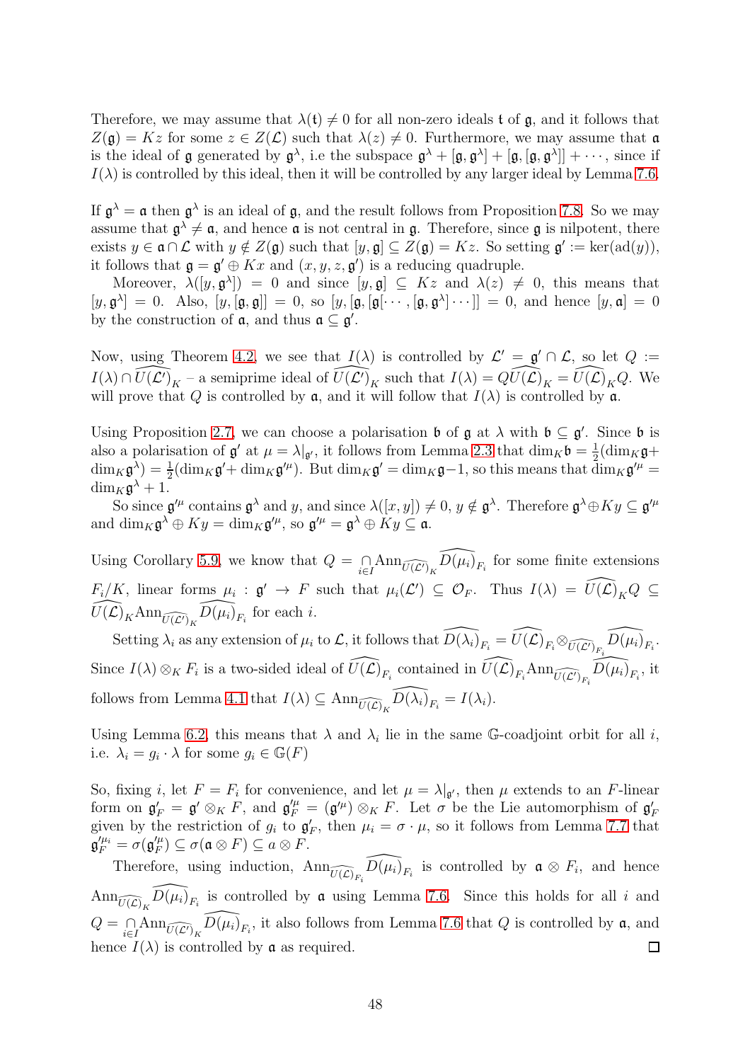Therefore, we may assume that $\lambda(\mathfrak{t}) \neq 0$ for all non-zero ideals $\mathfrak{t}$ of $\mathfrak{g}$, and it follows that $Z(\mathfrak{g}) = Kz$ for some $z \in Z(\mathcal{L})$ such that $\lambda(z) \neq 0$. Furthermore, we may assume that $\mathfrak{a}$ is the ideal of $\mathfrak{g}$ generated by $\mathfrak{g}^\lambda$, i.e the subspace $\mathfrak{g}^\lambda + [\mathfrak{g}, \mathfrak{g}^\lambda] + [\mathfrak{g}, [\mathfrak{g}, \mathfrak{g}^\lambda]] + \cdots$, since if $I(\lambda)$ is controlled by this ideal, then it will be controlled by any larger ideal by Lemma 7.6.

If $\mathfrak{g}^\lambda = \mathfrak{a}$ then $\mathfrak{g}^\lambda$ is an ideal of $\mathfrak{g}$, and the result follows from Proposition 7.8. So we may assume that $\mathfrak{g}^\lambda \neq \mathfrak{a}$, and hence $\mathfrak{a}$ is not central in $\mathfrak{g}$. Therefore, since $\mathfrak{g}$ is nilpotent, there exists $y \in \mathfrak{a} \cap \mathcal{L}$ with $y \notin Z(\mathfrak{g})$ such that $[y, \mathfrak{g}] \subseteq Z(\mathfrak{g}) = Kz$. So setting $\mathfrak{g}' := \ker(\mathrm{ad}(y))$, it follows that $\mathfrak{g} = \mathfrak{g}' \oplus Kx$ and $(x, y, z, \mathfrak{g}')$ is a reducing quadruple.

Moreover, $\lambda([y, \mathfrak{g}^\lambda]) = 0$ and since $[y, \mathfrak{g}] \subseteq Kz$ and $\lambda(z) \neq 0$, this means that $[y, \mathfrak{g}^\lambda] = 0$. Also, $[y, [\mathfrak{g}, \mathfrak{g}]] = 0$, so $[y, [\mathfrak{g}, [\mathfrak{g}[\cdots, [\mathfrak{g}, \mathfrak{g}^\lambda]\cdots]] = 0$, and hence $[y, \mathfrak{a}] = 0$ by the construction of $\mathfrak{a}$, and thus $\mathfrak{a} \subseteq \mathfrak{g}'$.

Now, using Theorem 4.2, we see that $I(\lambda)$ is controlled by $\mathcal{L}' = \mathfrak{g}' \cap \mathcal{L}$, so let $Q := I(\lambda) \cap \widehat{U(\mathcal{L}')}_K$ – a semiprime ideal of $\widehat{U(\mathcal{L}')}_K$ such that $I(\lambda) = Q\widehat{U(\mathcal{L})}_K = \widehat{U(\mathcal{L})}_K Q$. We will prove that $Q$ is controlled by $\mathfrak{a}$, and it will follow that $I(\lambda)$ is controlled by $\mathfrak{a}$.

Using Proposition 2.7, we can choose a polarisation $\mathfrak{b}$ of $\mathfrak{g}$ at $\lambda$ with $\mathfrak{b} \subseteq \mathfrak{g}'$. Since $\mathfrak{b}$ is also a polarisation of $\mathfrak{g}'$ at $\mu = \lambda|_{\mathfrak{g}'}$, it follows from Lemma 2.3 that $\dim_K \mathfrak{b} = \frac{1}{2}(\dim_K \mathfrak{g} + \dim_K \mathfrak{g}^\lambda) = \frac{1}{2}(\dim_K \mathfrak{g}' + \dim_K \mathfrak{g}'^\mu)$. But $\dim_K \mathfrak{g}' = \dim_K \mathfrak{g} - 1$, so this means that $\dim_K \mathfrak{g}'^\mu = \dim_K \mathfrak{g}^\lambda + 1$.

So since $\mathfrak{g}'^\mu$ contains $\mathfrak{g}^\lambda$ and $y$, and since $\lambda([x, y]) \neq 0$, $y \notin \mathfrak{g}^\lambda$. Therefore $\mathfrak{g}^\lambda \oplus Ky \subseteq \mathfrak{g}'^\mu$ and $\dim_K \mathfrak{g}^\lambda \oplus Ky = \dim_K \mathfrak{g}'^\mu$, so $\mathfrak{g}'^\mu = \mathfrak{g}^\lambda \oplus Ky \subseteq \mathfrak{a}$.

Using Corollary 5.9, we know that $Q = \bigcap_{i \in I} \mathrm{Ann}_{\widehat{U(\mathcal{L}')}_K} \widehat{D(\mu_i)}_{F_i}$ for some finite extensions $F_i/K$, linear forms $\mu_i : \mathfrak{g}' \to F$ such that $\mu_i(\mathcal{L}') \subseteq \mathcal{O}_F$. Thus $I(\lambda) = \widehat{U(\mathcal{L})}_K Q \subseteq \widehat{U(\mathcal{L})}_K \mathrm{Ann}_{\widehat{U(\mathcal{L}')}_K} \widehat{D(\mu_i)}_{F_i}$ for each $i$.

Setting $\lambda_i$ as any extension of $\mu_i$ to $\mathcal{L}$, it follows that $\widehat{D(\lambda_i)}_{F_i} = \widehat{U(\mathcal{L})}_{F_i} \otimes_{\widehat{U(\mathcal{L}')}_{F_i}} \widehat{D(\mu_i)}_{F_i}$. Since $I(\lambda) \otimes_K F_i$ is a two-sided ideal of $\widehat{U(\mathcal{L})}_{F_i}$ contained in $\widehat{U(\mathcal{L})}_{F_i} \mathrm{Ann}_{\widehat{U(\mathcal{L}')}_{F_i}} \widehat{D(\mu_i)}_{F_i}$, it follows from Lemma 4.1 that $I(\lambda) \subseteq \mathrm{Ann}_{\widehat{U(\mathcal{L})}_K} \widehat{D(\lambda_i)}_{F_i} = I(\lambda_i)$.

Using Lemma 6.2, this means that $\lambda$ and $\lambda_i$ lie in the same $\mathbb{G}$-coadjoint orbit for all $i$, i.e. $\lambda_i = g_i \cdot \lambda$ for some $g_i \in \mathbb{G}(F)$

So, fixing $i$, let $F = F_i$ for convenience, and let $\mu = \lambda|_{\mathfrak{g}'}$, then $\mu$ extends to an $F$-linear form on $\mathfrak{g}'_F = \mathfrak{g}' \otimes_K F$, and $\mathfrak{g}'^\mu_F = (\mathfrak{g}'^\mu) \otimes_K F$. Let $\sigma$ be the Lie automorphism of $\mathfrak{g}'_F$ given by the restriction of $g_i$ to $\mathfrak{g}'_F$, then $\mu_i = \sigma \cdot \mu$, so it follows from Lemma 7.7 that $\mathfrak{g}'^{\mu_i}_F = \sigma(\mathfrak{g}'^\mu_F) \subseteq \sigma(\mathfrak{a} \otimes F) \subseteq a \otimes F$.

Therefore, using induction, $\mathrm{Ann}_{\widehat{U(\mathcal{L})}_{F_i}} \widehat{D(\mu_i)}_{F_i}$ is controlled by $\mathfrak{a} \otimes F_i$, and hence $\mathrm{Ann}_{\widehat{U(\mathcal{L})}_K} \widehat{D(\mu_i)}_{F_i}$ is controlled by $\mathfrak{a}$ using Lemma 7.6. Since this holds for all $i$ and $Q = \bigcap_{i \in I} \mathrm{Ann}_{\widehat{U(\mathcal{L}')}_K} \widehat{D(\mu_i)}_{F_i}$, it also follows from Lemma 7.6 that $Q$ is controlled by $\mathfrak{a}$, and hence $I(\lambda)$ is controlled by $\mathfrak{a}$ as required. $\square$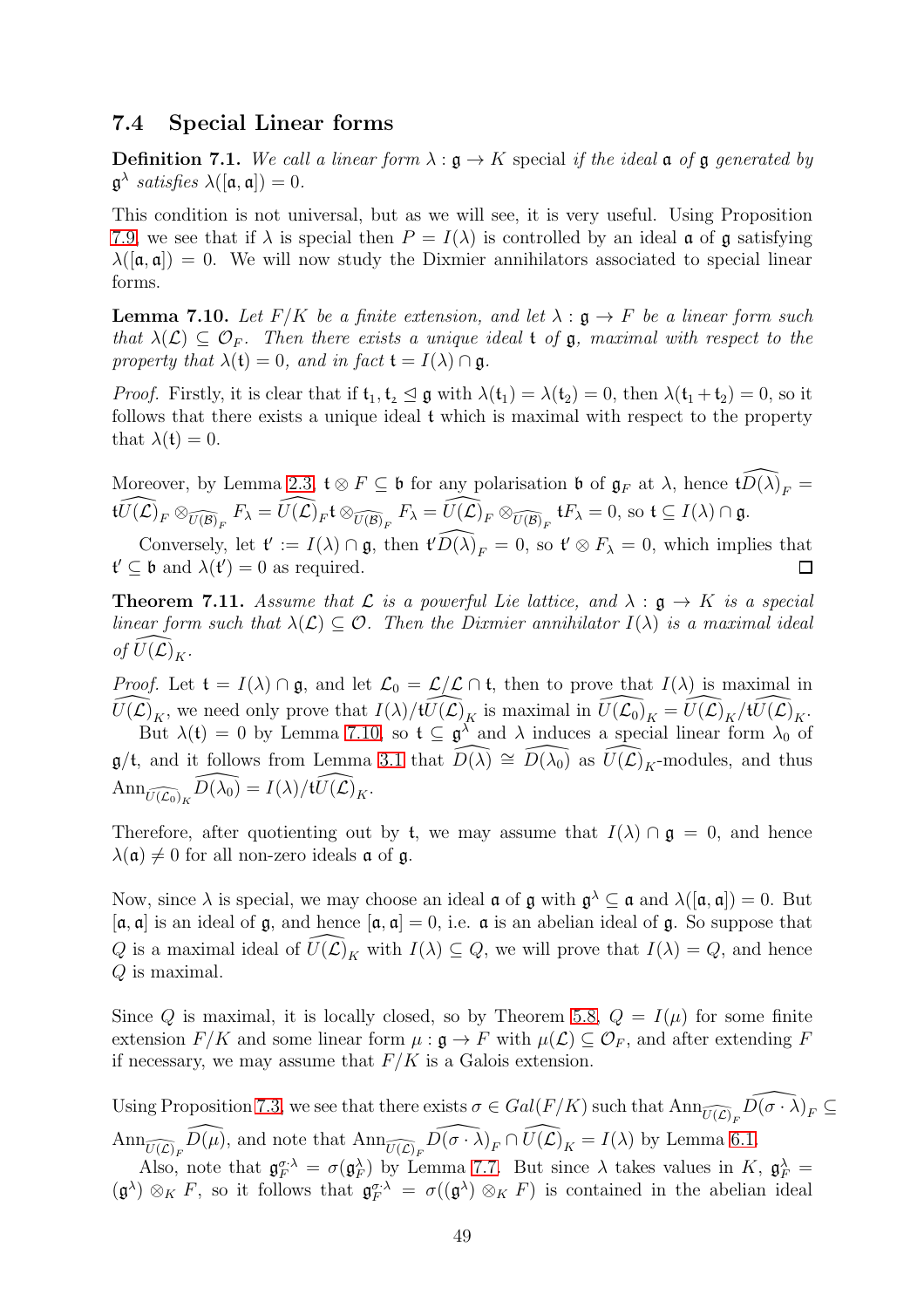### 7.4 Special Linear forms

**Definition 7.1.** *We call a linear form $\lambda : \mathfrak{g} \to K$* special *if the ideal $\mathfrak{a}$ of $\mathfrak{g}$ generated by $\mathfrak{g}^\lambda$ satisfies $\lambda([\mathfrak{a},\mathfrak{a}]) = 0$.*

This condition is not universal, but as we will see, it is very useful. Using Proposition 7.9, we see that if $\lambda$ is special then $P = I(\lambda)$ is controlled by an ideal $\mathfrak{a}$ of $\mathfrak{g}$ satisfying $\lambda([\mathfrak{a},\mathfrak{a}]) = 0$. We will now study the Dixmier annihilators associated to special linear forms.

**Lemma 7.10.** *Let $F/K$ be a finite extension, and let $\lambda : \mathfrak{g} \to F$ be a linear form such that $\lambda(\mathcal{L}) \subseteq \mathcal{O}_F$. Then there exists a unique ideal $\mathfrak{t}$ of $\mathfrak{g}$, maximal with respect to the property that $\lambda(\mathfrak{t}) = 0$, and in fact $\mathfrak{t} = I(\lambda) \cap \mathfrak{g}$.*

*Proof.* Firstly, it is clear that if $\mathfrak{t}_1, \mathfrak{t}_2 \trianglelefteq \mathfrak{g}$ with $\lambda(\mathfrak{t}_1) = \lambda(\mathfrak{t}_2) = 0$, then $\lambda(\mathfrak{t}_1 + \mathfrak{t}_2) = 0$, so it follows that there exists a unique ideal $\mathfrak{t}$ which is maximal with respect to the property that $\lambda(\mathfrak{t}) = 0$.

Moreover, by Lemma 2.3, $\mathfrak{t} \otimes F \subseteq \mathfrak{b}$ for any polarisation $\mathfrak{b}$ of $\mathfrak{g}_F$ at $\lambda$, hence $\mathfrak{t}\widehat{D(\lambda)}_F = \mathfrak{t}\widehat{U(\mathcal{L})}_F \otimes_{\widehat{U(\mathcal{B})}_F} F_\lambda = \widehat{U(\mathcal{L})}_F \mathfrak{t} \otimes_{\widehat{U(\mathcal{B})}_F} F_\lambda = \widehat{U(\mathcal{L})}_F \otimes_{\widehat{U(\mathcal{B})}_F} \mathfrak{t}F_\lambda = 0$, so $\mathfrak{t} \subseteq I(\lambda) \cap \mathfrak{g}$.

Conversely, let $\mathfrak{t}' := I(\lambda) \cap \mathfrak{g}$, then $\mathfrak{t}'\widehat{D(\lambda)}_F = 0$, so $\mathfrak{t}' \otimes F_\lambda = 0$, which implies that $\mathfrak{t}' \subseteq \mathfrak{b}$ and $\lambda(\mathfrak{t}') = 0$ as required. $\square$

**Theorem 7.11.** *Assume that $\mathcal{L}$ is a powerful Lie lattice, and $\lambda : \mathfrak{g} \to K$ is a special linear form such that $\lambda(\mathcal{L}) \subseteq \mathcal{O}$. Then the Dixmier annihilator $I(\lambda)$ is a maximal ideal of $\widehat{U(\mathcal{L})}_K$.*

*Proof.* Let $\mathfrak{t} = I(\lambda) \cap \mathfrak{g}$, and let $\mathcal{L}_0 = \mathcal{L}/\mathcal{L} \cap \mathfrak{t}$, then to prove that $I(\lambda)$ is maximal in $\widehat{U(\mathcal{L})}_K$, we need only prove that $I(\lambda)/\mathfrak{t}\widehat{U(\mathcal{L})}_K$ is maximal in $\widehat{U(\mathcal{L}_0)}_K = \widehat{U(\mathcal{L})}_K/\mathfrak{t}\widehat{U(\mathcal{L})}_K$.

But $\lambda(\mathfrak{t}) = 0$ by Lemma 7.10, so $\mathfrak{t} \subseteq \mathfrak{g}^\lambda$ and $\lambda$ induces a special linear form $\lambda_0$ of $\mathfrak{g}/\mathfrak{t}$, and it follows from Lemma 3.1 that $\widehat{D(\lambda)} \cong \widehat{D(\lambda_0)}$ as $\widehat{U(\mathcal{L})}_K$-modules, and thus $\text{Ann}_{\widehat{U(\mathcal{L}_0)}_K} \widehat{D(\lambda_0)} = I(\lambda)/\mathfrak{t}\widehat{U(\mathcal{L})}_K$.

Therefore, after quotienting out by $\mathfrak{t}$, we may assume that $I(\lambda) \cap \mathfrak{g} = 0$, and hence $\lambda(\mathfrak{a}) \neq 0$ for all non-zero ideals $\mathfrak{a}$ of $\mathfrak{g}$.

Now, since $\lambda$ is special, we may choose an ideal $\mathfrak{a}$ of $\mathfrak{g}$ with $\mathfrak{g}^\lambda \subseteq \mathfrak{a}$ and $\lambda([\mathfrak{a},\mathfrak{a}]) = 0$. But $[\mathfrak{a},\mathfrak{a}]$ is an ideal of $\mathfrak{g}$, and hence $[\mathfrak{a},\mathfrak{a}] = 0$, i.e. $\mathfrak{a}$ is an abelian ideal of $\mathfrak{g}$. So suppose that $Q$ is a maximal ideal of $\widehat{U(\mathcal{L})}_K$ with $I(\lambda) \subseteq Q$, we will prove that $I(\lambda) = Q$, and hence $Q$ is maximal.

Since $Q$ is maximal, it is locally closed, so by Theorem 5.8, $Q = I(\mu)$ for some finite extension $F/K$ and some linear form $\mu : \mathfrak{g} \to F$ with $\mu(\mathcal{L}) \subseteq \mathcal{O}_F$, and after extending $F$ if necessary, we may assume that $F/K$ is a Galois extension.

Using Proposition 7.3, we see that there exists $\sigma \in Gal(F/K)$ such that $\text{Ann}_{\widehat{U(\mathcal{L})}_F} \widehat{D(\sigma \cdot \lambda)}_F \subseteq \text{Ann}_{\widehat{U(\mathcal{L})}_F} \widehat{D(\mu)}$, and note that $\text{Ann}_{\widehat{U(\mathcal{L})}_F} \widehat{D(\sigma \cdot \lambda)}_F \cap \widehat{U(\mathcal{L})}_K = I(\lambda)$ by Lemma 6.1.

Also, note that $\mathfrak{g}_F^{\sigma\cdot\lambda} = \sigma(\mathfrak{g}_F^\lambda)$ by Lemma 7.7. But since $\lambda$ takes values in $K$, $\mathfrak{g}_F^\lambda = (\mathfrak{g}^\lambda) \otimes_K F$, so it follows that $\mathfrak{g}_F^{\sigma\cdot\lambda} = \sigma((\mathfrak{g}^\lambda) \otimes_K F)$ is contained in the abelian ideal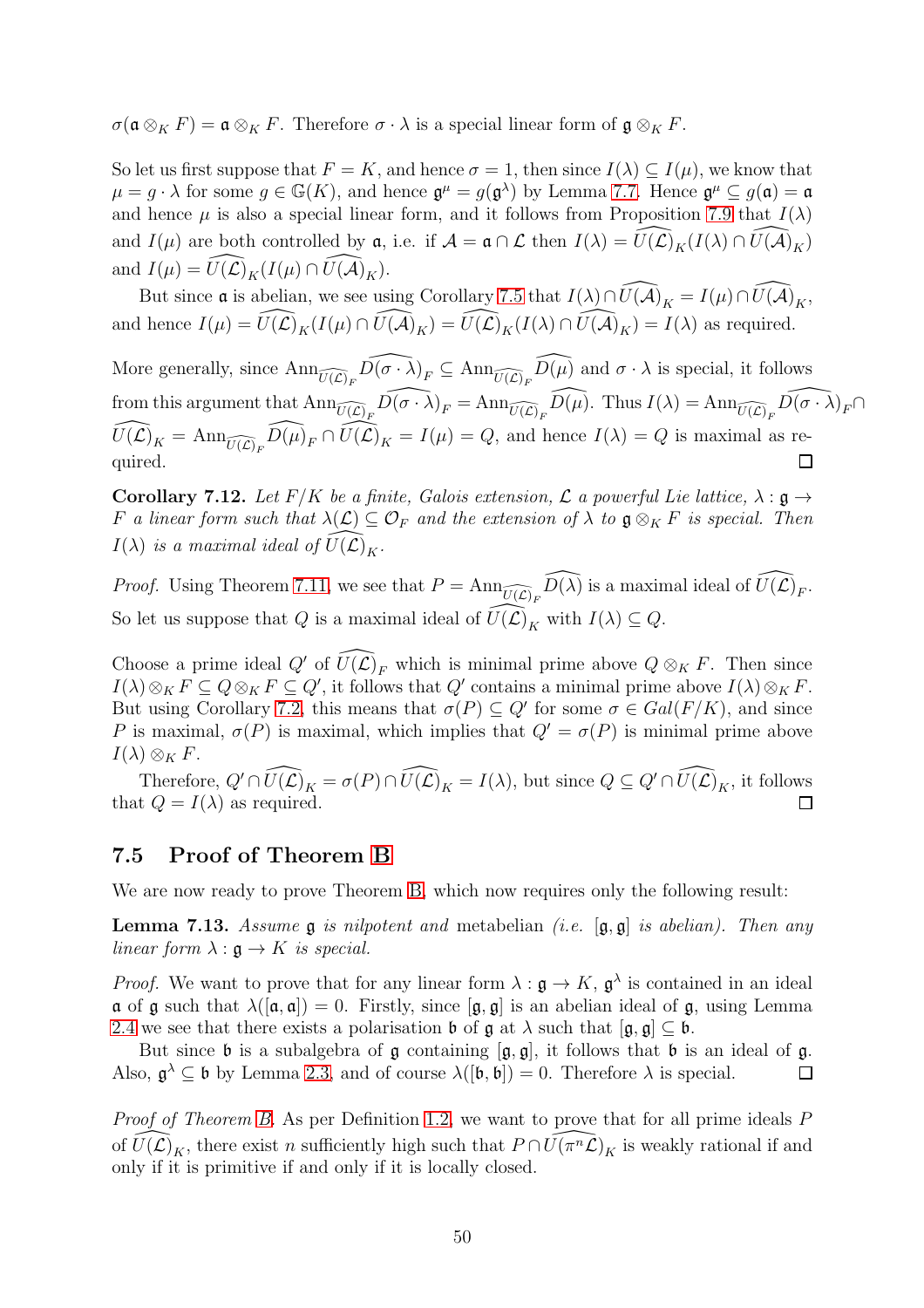$\sigma(\mathfrak{a} \otimes_K F) = \mathfrak{a} \otimes_K F$. Therefore $\sigma \cdot \lambda$ is a special linear form of $\mathfrak{g} \otimes_K F$.

So let us first suppose that $F = K$, and hence $\sigma = 1$, then since $I(\lambda) \subseteq I(\mu)$, we know that $\mu = g \cdot \lambda$ for some $g \in \mathbb{G}(K)$, and hence $\mathfrak{g}^\mu = g(\mathfrak{g}^\lambda)$ by Lemma 7.7. Hence $\mathfrak{g}^\mu \subseteq g(\mathfrak{a}) = \mathfrak{a}$ and hence $\mu$ is also a special linear form, and it follows from Proposition 7.9 that $I(\lambda)$ and $I(\mu)$ are both controlled by $\mathfrak{a}$, i.e. if $\mathcal{A} = \mathfrak{a} \cap \mathcal{L}$ then $I(\lambda) = \widehat{U(\mathcal{L})}_K (I(\lambda) \cap \widehat{U(\mathcal{A})}_K)$ and $I(\mu) = \widehat{U(\mathcal{L})}_K (I(\mu) \cap \widehat{U(\mathcal{A})}_K)$.

But since $\mathfrak{a}$ is abelian, we see using Corollary 7.5 that $I(\lambda) \cap \widehat{U(\mathcal{A})}_K = I(\mu) \cap \widehat{U(\mathcal{A})}_K$, and hence $I(\mu) = \widehat{U(\mathcal{L})}_K (I(\mu) \cap \widehat{U(\mathcal{A})}_K) = \widehat{U(\mathcal{L})}_K (I(\lambda) \cap \widehat{U(\mathcal{A})}_K) = I(\lambda)$ as required.

More generally, since $\text{Ann}_{\widehat{U(\mathcal{L})}_F} \widehat{D(\sigma \cdot \lambda)}_F \subseteq \text{Ann}_{\widehat{U(\mathcal{L})}_F} \widehat{D(\mu)}$ and $\sigma \cdot \lambda$ is special, it follows from this argument that $\text{Ann}_{\widehat{U(\mathcal{L})}_F} \widehat{D(\sigma \cdot \lambda)}_F = \text{Ann}_{\widehat{U(\mathcal{L})}_F} \widehat{D(\mu)}$. Thus $I(\lambda) = \text{Ann}_{\widehat{U(\mathcal{L})}_F} \widehat{D(\sigma \cdot \lambda)}_F \cap \widehat{U(\mathcal{L})}_K = \text{Ann}_{\widehat{U(\mathcal{L})}_F} \widehat{D(\mu)}_F \cap \widehat{U(\mathcal{L})}_K = I(\mu) = Q$, and hence $I(\lambda) = Q$ is maximal as required. $\square$

**Corollary 7.12.** *Let $F/K$ be a finite, Galois extension, $\mathcal{L}$ a powerful Lie lattice, $\lambda : \mathfrak{g} \to F$ a linear form such that $\lambda(\mathcal{L}) \subseteq \mathcal{O}_F$ and the extension of $\lambda$ to $\mathfrak{g} \otimes_K F$ is special. Then $I(\lambda)$ is a maximal ideal of $\widehat{U(\mathcal{L})}_K$.*

*Proof.* Using Theorem 7.11, we see that $P = \text{Ann}_{\widehat{U(\mathcal{L})}_F} \widehat{D(\lambda)}$ is a maximal ideal of $\widehat{U(\mathcal{L})}_F$. So let us suppose that $Q$ is a maximal ideal of $\widehat{U(\mathcal{L})}_K$ with $I(\lambda) \subseteq Q$.

Choose a prime ideal $Q'$ of $\widehat{U(\mathcal{L})}_F$ which is minimal prime above $Q \otimes_K F$. Then since $I(\lambda) \otimes_K F \subseteq Q \otimes_K F \subseteq Q'$, it follows that $Q'$ contains a minimal prime above $I(\lambda) \otimes_K F$. But using Corollary 7.2, this means that $\sigma(P) \subseteq Q'$ for some $\sigma \in Gal(F/K)$, and since $P$ is maximal, $\sigma(P)$ is maximal, which implies that $Q' = \sigma(P)$ is minimal prime above $I(\lambda) \otimes_K F$.

Therefore, $Q' \cap \widehat{U(\mathcal{L})}_K = \sigma(P) \cap \widehat{U(\mathcal{L})}_K = I(\lambda)$, but since $Q \subseteq Q' \cap \widehat{U(\mathcal{L})}_K$, it follows that $Q = I(\lambda)$ as required. $\square$

### 7.5 Proof of Theorem B

We are now ready to prove Theorem B, which now requires only the following result:

**Lemma 7.13.** *Assume $\mathfrak{g}$ is nilpotent and* metabelian *(i.e. $[\mathfrak{g}, \mathfrak{g}]$ is abelian). Then any linear form $\lambda : \mathfrak{g} \to K$ is special.*

*Proof.* We want to prove that for any linear form $\lambda : \mathfrak{g} \to K$, $\mathfrak{g}^\lambda$ is contained in an ideal $\mathfrak{a}$ of $\mathfrak{g}$ such that $\lambda([\mathfrak{a}, \mathfrak{a}]) = 0$. Firstly, since $[\mathfrak{g}, \mathfrak{g}]$ is an abelian ideal of $\mathfrak{g}$, using Lemma 2.4 we see that there exists a polarisation $\mathfrak{b}$ of $\mathfrak{g}$ at $\lambda$ such that $[\mathfrak{g}, \mathfrak{g}] \subseteq \mathfrak{b}$.

But since $\mathfrak{b}$ is a subalgebra of $\mathfrak{g}$ containing $[\mathfrak{g}, \mathfrak{g}]$, it follows that $\mathfrak{b}$ is an ideal of $\mathfrak{g}$. Also, $\mathfrak{g}^\lambda \subseteq \mathfrak{b}$ by Lemma 2.3, and of course $\lambda([\mathfrak{b}, \mathfrak{b}]) = 0$. Therefore $\lambda$ is special. $\square$

*Proof of Theorem B.* As per Definition 1.2, we want to prove that for all prime ideals $P$ of $\widehat{U(\mathcal{L})}_K$, there exist $n$ sufficiently high such that $P \cap \widehat{U(\pi^n \mathcal{L})}_K$ is weakly rational if and only if it is primitive if and only if it is locally closed.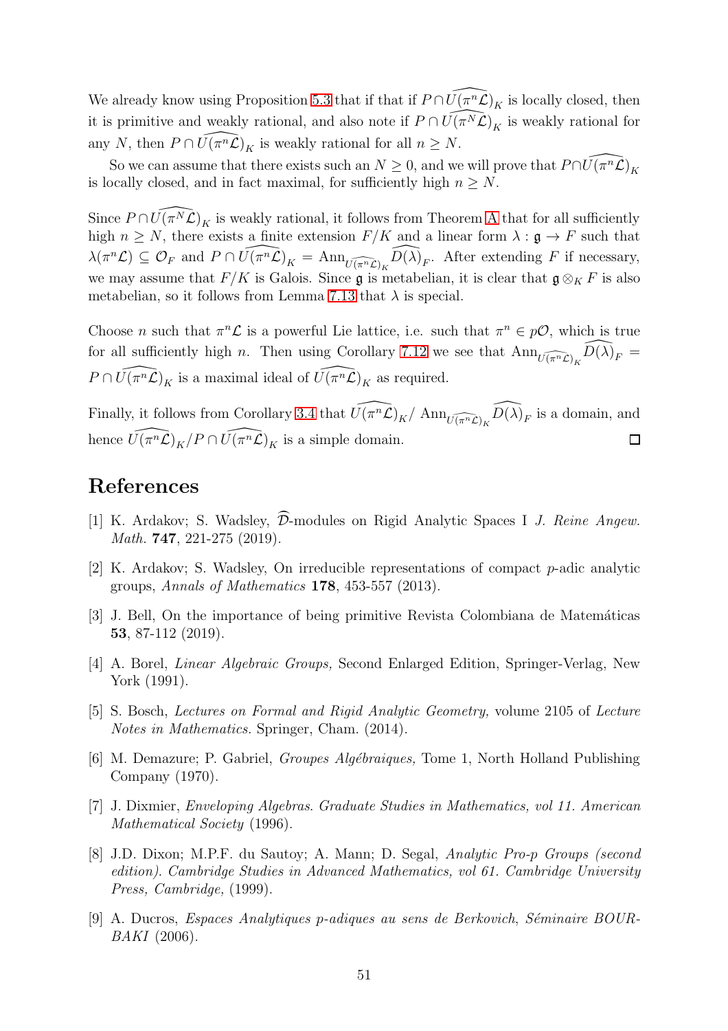We already know using Proposition 5.3 that if that if $P \cap \widehat{U(\pi^n\mathcal{L})}_K$ is locally closed, then it is primitive and weakly rational, and also note if $P \cap \widehat{U(\pi^N\mathcal{L})}_K$ is weakly rational for any $N$, then $P \cap \widehat{U(\pi^n\mathcal{L})}_K$ is weakly rational for all $n \geq N$.

So we can assume that there exists such an $N \geq 0$, and we will prove that $P \cap \widehat{U(\pi^n\mathcal{L})}_K$ is locally closed, and in fact maximal, for sufficiently high $n \geq N$.

Since $P \cap \widehat{U(\pi^N\mathcal{L})}_K$ is weakly rational, it follows from Theorem A that for all sufficiently high $n \geq N$, there exists a finite extension $F/K$ and a linear form $\lambda : \mathfrak{g} \to F$ such that $\lambda(\pi^n\mathcal{L}) \subseteq \mathcal{O}_F$ and $P \cap \widehat{U(\pi^n\mathcal{L})}_K = \text{Ann}_{\widehat{U(\pi^n\mathcal{L})}_K} \widehat{D(\lambda)}_F$. After extending $F$ if necessary, we may assume that $F/K$ is Galois. Since $\mathfrak{g}$ is metabelian, it is clear that $\mathfrak{g} \otimes_K F$ is also metabelian, so it follows from Lemma 7.13 that $\lambda$ is special.

Choose $n$ such that $\pi^n\mathcal{L}$ is a powerful Lie lattice, i.e. such that $\pi^n \in p\mathcal{O}$, which is true for all sufficiently high $n$. Then using Corollary 7.12 we see that $\text{Ann}_{\widehat{U(\pi^n\mathcal{L})}_K} \widehat{D(\lambda)}_F = P \cap \widehat{U(\pi^n\mathcal{L})}_K$ is a maximal ideal of $\widehat{U(\pi^n\mathcal{L})}_K$ as required.

Finally, it follows from Corollary 3.4 that $\widehat{U(\pi^n\mathcal{L})}_K / \text{Ann}_{\widehat{U(\pi^n\mathcal{L})}_K} \widehat{D(\lambda)}_F$ is a domain, and hence $\widehat{U(\pi^n\mathcal{L})}_K / P \cap \widehat{U(\pi^n\mathcal{L})}_K$ is a simple domain. □

# References

[1] K. Ardakov; S. Wadsley, $\widehat{\mathcal{D}}$-modules on Rigid Analytic Spaces I *J. Reine Angew. Math.* **747**, 221-275 (2019).

[2] K. Ardakov; S. Wadsley, On irreducible representations of compact $p$-adic analytic groups, *Annals of Mathematics* **178**, 453-557 (2013).

[3] J. Bell, On the importance of being primitive Revista Colombiana de Matemáticas **53**, 87-112 (2019).

[4] A. Borel, *Linear Algebraic Groups,* Second Enlarged Edition, Springer-Verlag, New York (1991).

[5] S. Bosch, *Lectures on Formal and Rigid Analytic Geometry,* volume 2105 of *Lecture Notes in Mathematics.* Springer, Cham. (2014).

[6] M. Demazure; P. Gabriel, *Groupes Algébraiques,* Tome 1, North Holland Publishing Company (1970).

[7] J. Dixmier, *Enveloping Algebras. Graduate Studies in Mathematics, vol 11. American Mathematical Society* (1996).

[8] J.D. Dixon; M.P.F. du Sautoy; A. Mann; D. Segal, *Analytic Pro-p Groups (second edition). Cambridge Studies in Advanced Mathematics, vol 61. Cambridge University Press, Cambridge,* (1999).

[9] A. Ducros, *Espaces Analytiques p-adiques au sens de Berkovich, Séminaire BOURBAKI* (2006).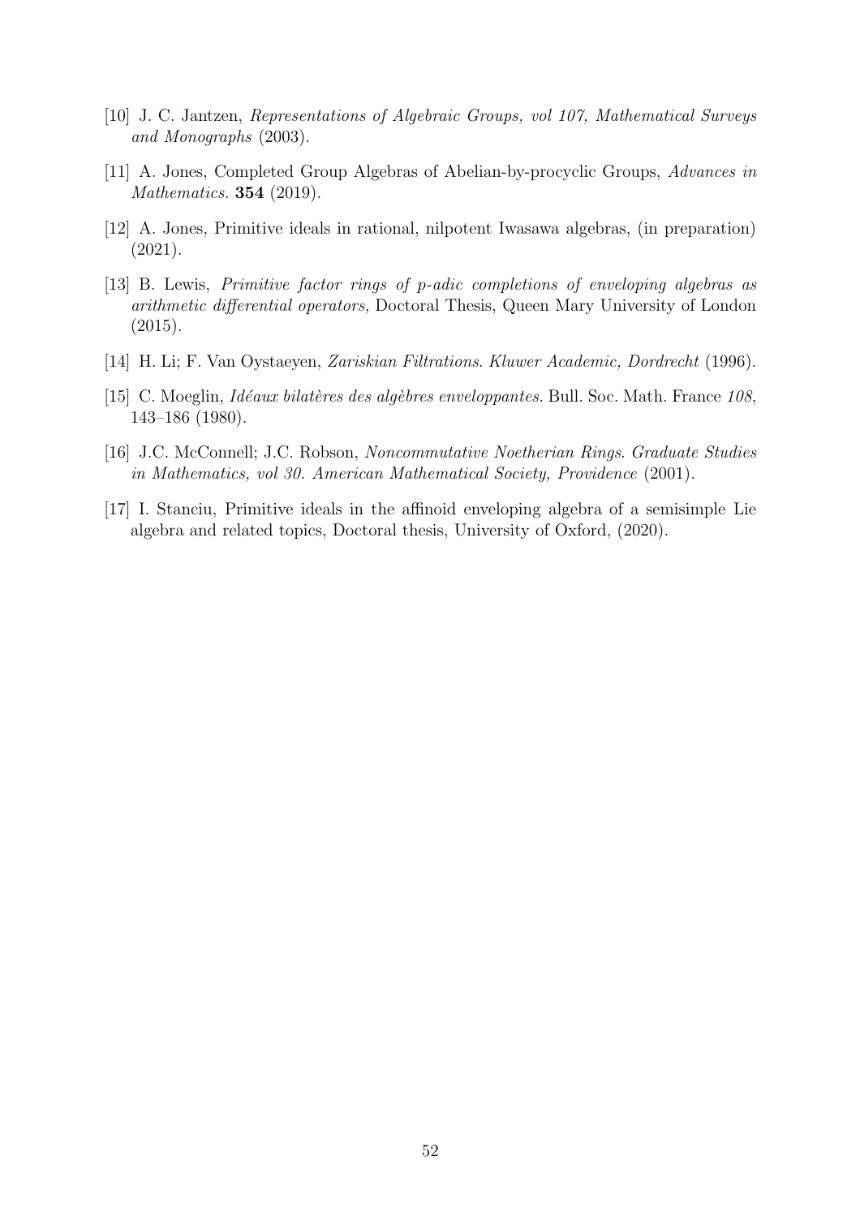[10] J. C. Jantzen, *Representations of Algebraic Groups, vol 107, Mathematical Surveys and Monographs* (2003).

[11] A. Jones, Completed Group Algebras of Abelian-by-procyclic Groups, *Advances in Mathematics.* **354** (2019).

[12] A. Jones, Primitive ideals in rational, nilpotent Iwasawa algebras, (in preparation) (2021).

[13] B. Lewis, *Primitive factor rings of p-adic completions of enveloping algebras as arithmetic differential operators,* Doctoral Thesis, Queen Mary University of London (2015).

[14] H. Li; F. Van Oystaeyen, *Zariskian Filtrations. Kluwer Academic, Dordrecht* (1996).

[15] C. Moeglin, *Idéaux bilatères des algèbres enveloppantes.* Bull. Soc. Math. France *108*, 143–186 (1980).

[16] J.C. McConnell; J.C. Robson, *Noncommutative Noetherian Rings. Graduate Studies in Mathematics, vol 30. American Mathematical Society, Providence* (2001).

[17] I. Stanciu, Primitive ideals in the affinoid enveloping algebra of a semisimple Lie algebra and related topics, Doctoral thesis, University of Oxford, (2020).